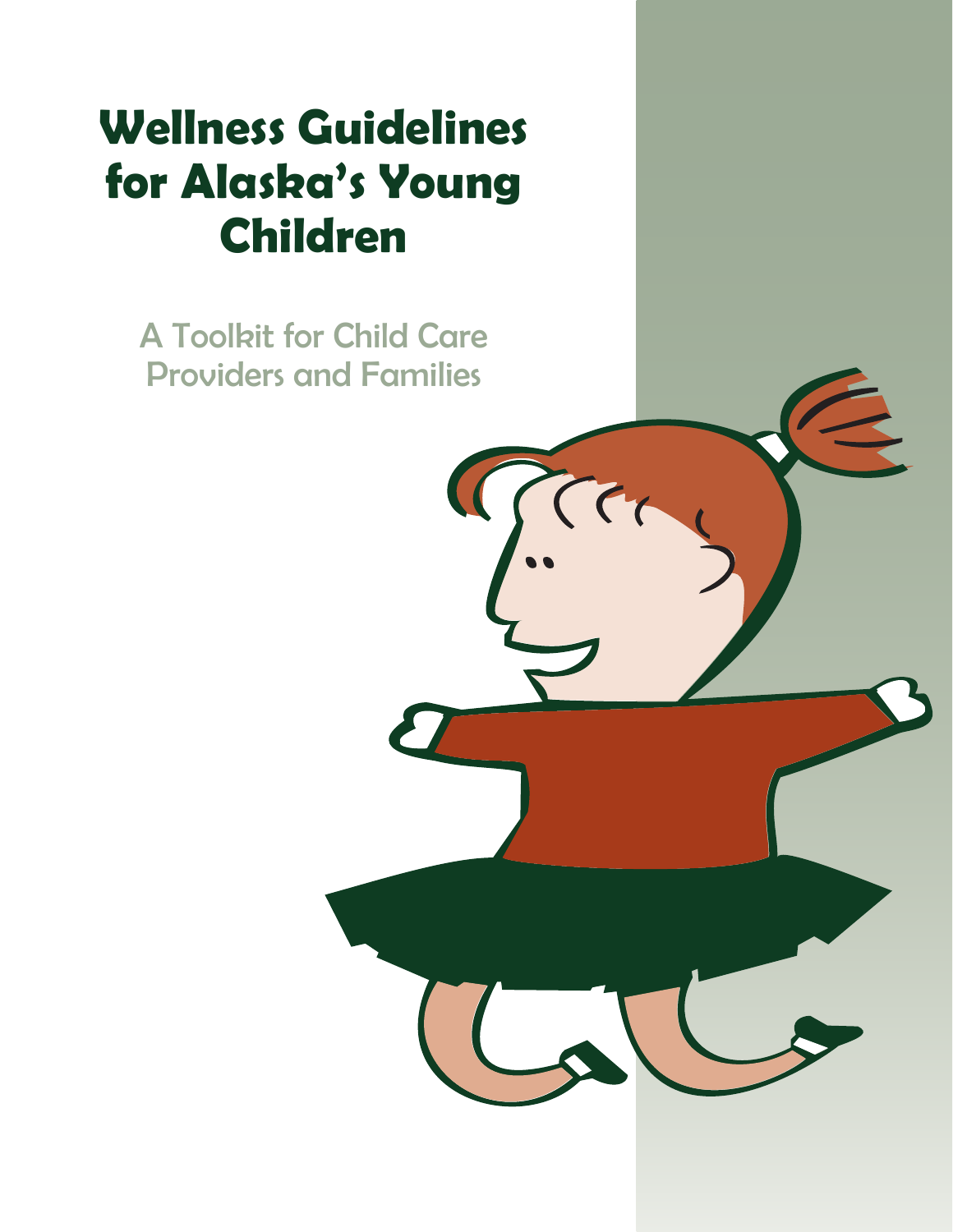# Wellness Guidelines for Alaska's Young Children

## A Toolkit for Child Care Providers and Families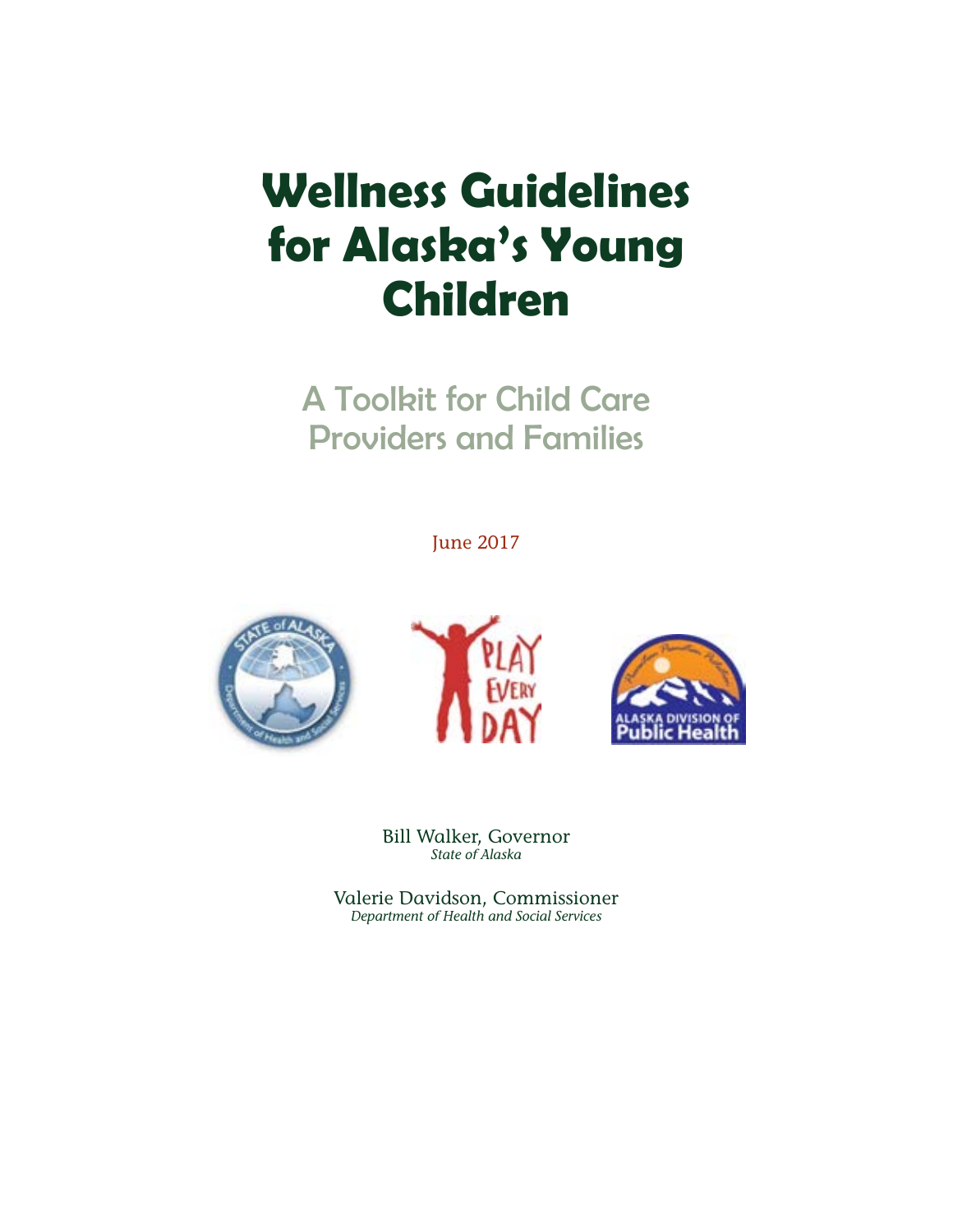# Wellness Guidelines for Alaska's Young Children

## A Toolkit for Child Care Providers and Families

June 2017

Bill Walker, Governor
*State of Alaska*

Valerie Davidson, Commissioner
*Department of Health and Social Services*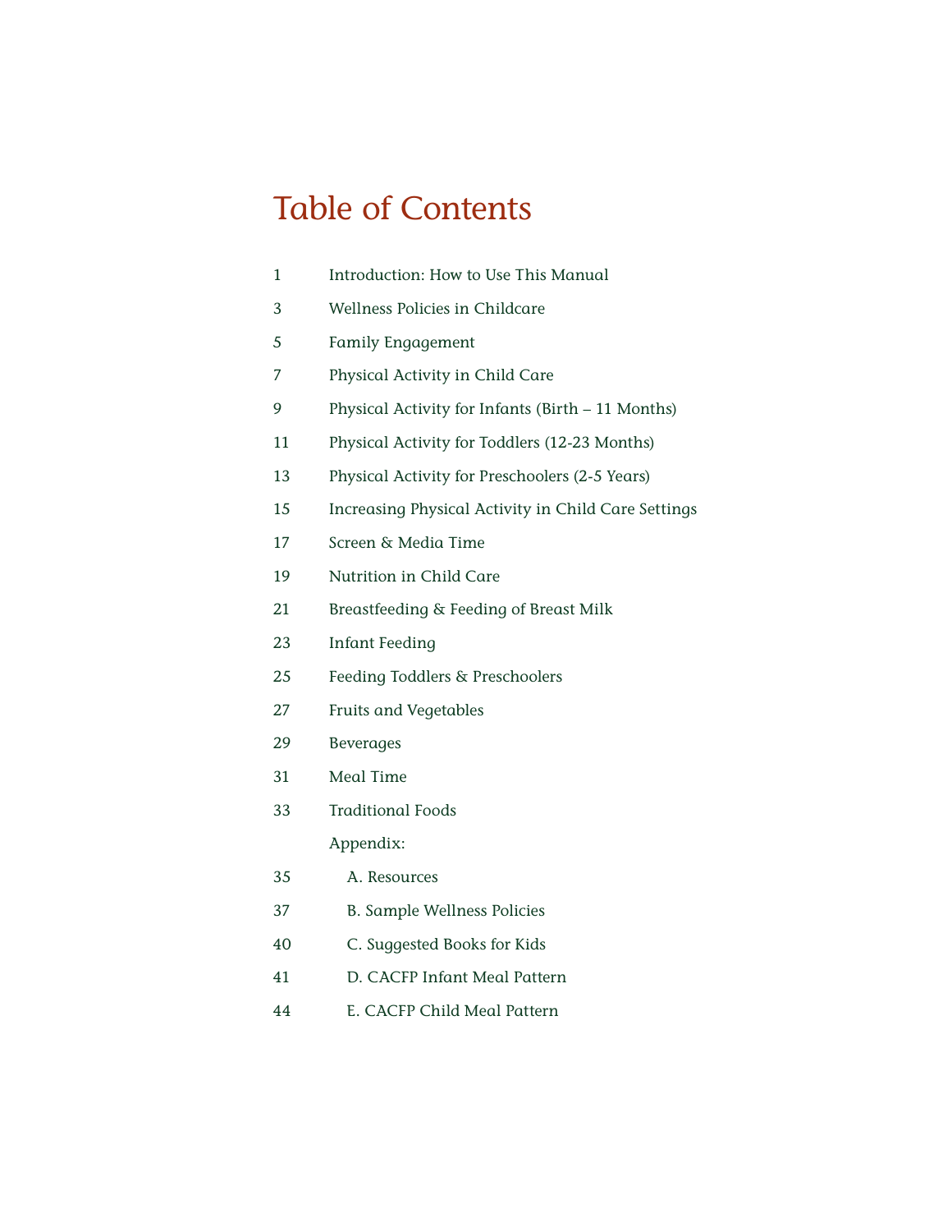# Table of Contents

| | |
|---|---|
| 1 | Introduction: How to Use This Manual |
| 3 | Wellness Policies in Childcare |
| 5 | Family Engagement |
| 7 | Physical Activity in Child Care |
| 9 | Physical Activity for Infants (Birth – 11 Months) |
| 11 | Physical Activity for Toddlers (12-23 Months) |
| 13 | Physical Activity for Preschoolers (2-5 Years) |
| 15 | Increasing Physical Activity in Child Care Settings |
| 17 | Screen & Media Time |
| 19 | Nutrition in Child Care |
| 21 | Breastfeeding & Feeding of Breast Milk |
| 23 | Infant Feeding |
| 25 | Feeding Toddlers & Preschoolers |
| 27 | Fruits and Vegetables |
| 29 | Beverages |
| 31 | Meal Time |
| 33 | Traditional Foods |
| | Appendix: |
| 35 | A. Resources |
| 37 | B. Sample Wellness Policies |
| 40 | C. Suggested Books for Kids |
| 41 | D. CACFP Infant Meal Pattern |
| 44 | E. CACFP Child Meal Pattern |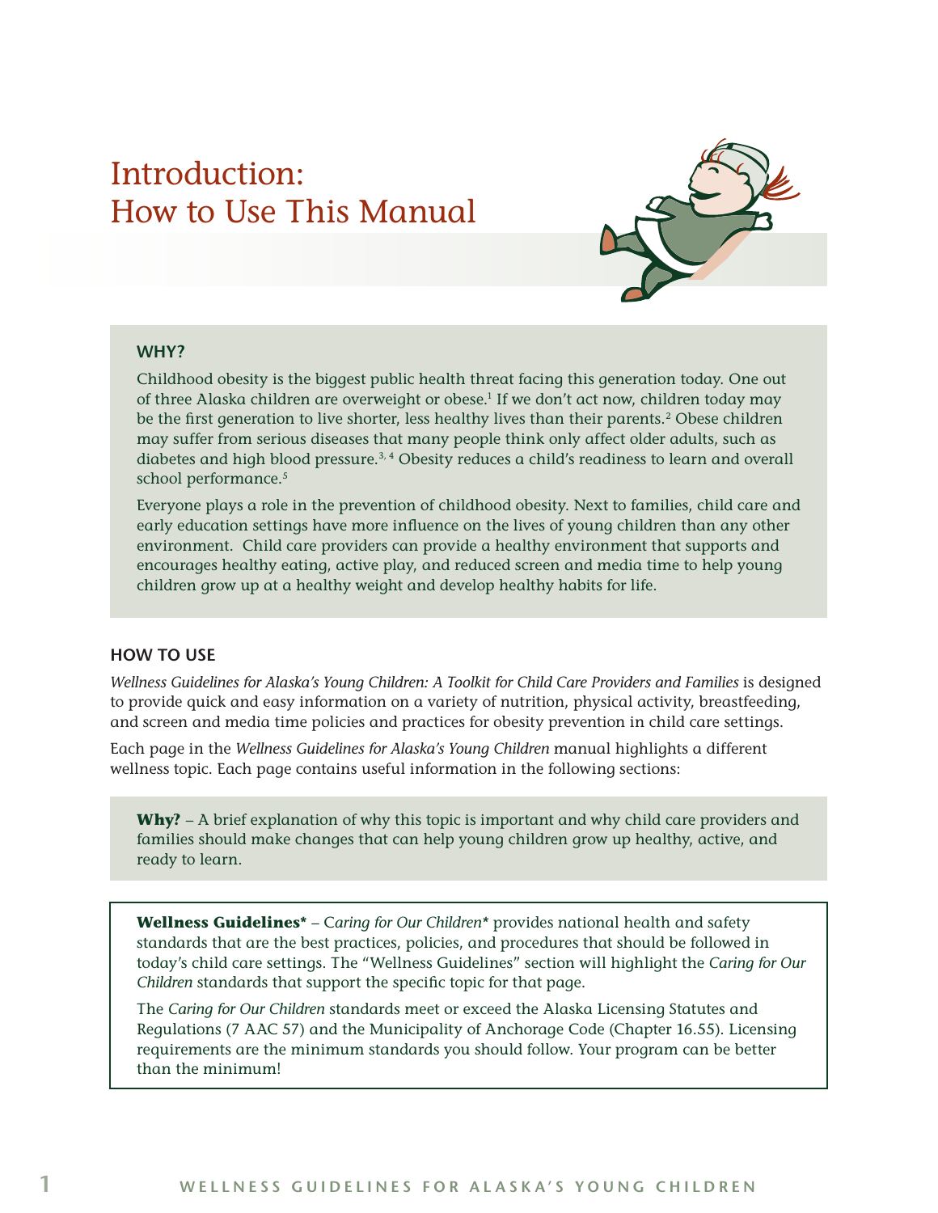# Introduction: How to Use This Manual

### WHY?

Childhood obesity is the biggest public health threat facing this generation today. One out of three Alaska children are overweight or obese.[1] If we don't act now, children today may be the first generation to live shorter, less healthy lives than their parents.[2] Obese children may suffer from serious diseases that many people think only affect older adults, such as diabetes and high blood pressure.[3, 4] Obesity reduces a child's readiness to learn and overall school performance.[5]

Everyone plays a role in the prevention of childhood obesity. Next to families, child care and early education settings have more influence on the lives of young children than any other environment. Child care providers can provide a healthy environment that supports and encourages healthy eating, active play, and reduced screen and media time to help young children grow up at a healthy weight and develop healthy habits for life.

### HOW TO USE

*Wellness Guidelines for Alaska's Young Children: A Toolkit for Child Care Providers and Families* is designed to provide quick and easy information on a variety of nutrition, physical activity, breastfeeding, and screen and media time policies and practices for obesity prevention in child care settings.

Each page in the *Wellness Guidelines for Alaska's Young Children* manual highlights a different wellness topic. Each page contains useful information in the following sections:

**Why?** – A brief explanation of why this topic is important and why child care providers and families should make changes that can help young children grow up healthy, active, and ready to learn.

**Wellness Guidelines*** – *Caring for Our Children** provides national health and safety standards that are the best practices, policies, and procedures that should be followed in today's child care settings. The "Wellness Guidelines" section will highlight the *Caring for Our Children* standards that support the specific topic for that page.

The *Caring for Our Children* standards meet or exceed the Alaska Licensing Statutes and Regulations (7 AAC 57) and the Municipality of Anchorage Code (Chapter 16.55). Licensing requirements are the minimum standards you should follow. Your program can be better than the minimum!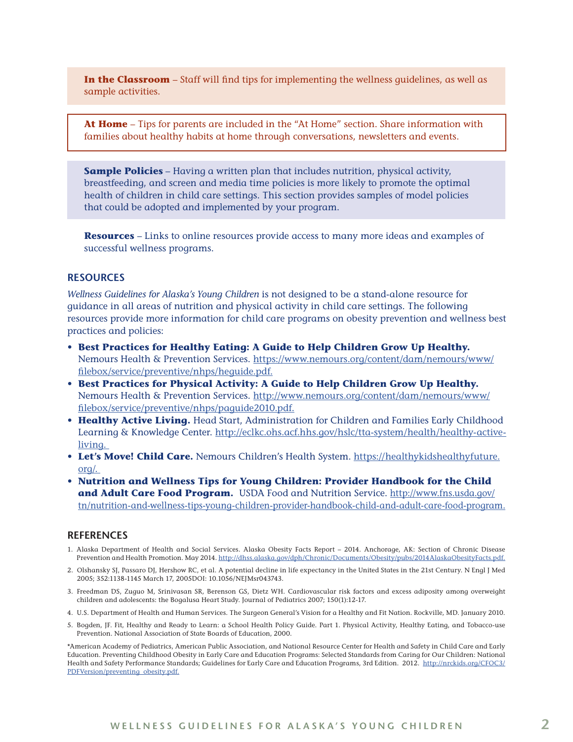**In the Classroom** – Staff will find tips for implementing the wellness guidelines, as well as sample activities.

**At Home** – Tips for parents are included in the "At Home" section. Share information with families about healthy habits at home through conversations, newsletters and events.

**Sample Policies** – Having a written plan that includes nutrition, physical activity, breastfeeding, and screen and media time policies is more likely to promote the optimal health of children in child care settings. This section provides samples of model policies that could be adopted and implemented by your program.

**Resources** – Links to online resources provide access to many more ideas and examples of successful wellness programs.

## RESOURCES

*Wellness Guidelines for Alaska's Young Children* is not designed to be a stand-alone resource for guidance in all areas of nutrition and physical activity in child care settings. The following resources provide more information for child care programs on obesity prevention and wellness best practices and policies:

- **Best Practices for Healthy Eating: A Guide to Help Children Grow Up Healthy.** Nemours Health & Prevention Services. https://www.nemours.org/content/dam/nemours/www/filebox/service/preventive/nhps/heguide.pdf.
- **Best Practices for Physical Activity: A Guide to Help Children Grow Up Healthy.** Nemours Health & Prevention Services. http://www.nemours.org/content/dam/nemours/www/filebox/service/preventive/nhps/paguide2010.pdf.
- **Healthy Active Living.** Head Start, Administration for Children and Families Early Childhood Learning & Knowledge Center. http://eclkc.ohs.acf.hhs.gov/hslc/tta-system/health/healthy-active-living.
- **Let's Move! Child Care.** Nemours Children's Health System. https://healthykidshealthyfuture.org/.
- **Nutrition and Wellness Tips for Young Children: Provider Handbook for the Child and Adult Care Food Program.** USDA Food and Nutrition Service. http://www.fns.usda.gov/tn/nutrition-and-wellness-tips-young-children-provider-handbook-child-and-adult-care-food-program.

## REFERENCES

1. Alaska Department of Health and Social Services. Alaska Obesity Facts Report – 2014. Anchorage, AK: Section of Chronic Disease Prevention and Health Promotion. May 2014. http://dhss.alaska.gov/dph/Chronic/Documents/Obesity/pubs/2014AlaskaObesityFacts.pdf.
2. Olshansky SJ, Passaro DJ, Hershow RC, et al. A potential decline in life expectancy in the United States in the 21st Century. N Engl J Med 2005; 352:1138-1145 March 17, 2005DOI: 10.1056/NEJMsr043743.
3. Freedman DS, Zuguo M, Srinivasan SR, Berenson GS, Dietz WH. Cardiovascular risk factors and excess adiposity among overweight children and adolescents: the Bogalusa Heart Study. Journal of Pediatrics 2007; 150(1):12-17.
4. U.S. Department of Health and Human Services. The Surgeon General's Vision for a Healthy and Fit Nation. Rockville, MD. January 2010.
5. Bogden, JF. Fit, Healthy and Ready to Learn: a School Health Policy Guide. Part 1. Physical Activity, Healthy Eating, and Tobacco-use Prevention. National Association of State Boards of Education, 2000.

*American Academy of Pediatrics, American Public Association, and National Resource Center for Health and Safety in Child Care and Early Education. Preventing Childhood Obesity in Early Care and Education Programs: Selected Standards from Caring for Our Children: National Health and Safety Performance Standards; Guidelines for Early Care and Education Programs, 3rd Edition. 2012. http://nrckids.org/CFOC3/PDFVersion/preventing_obesity.pdf.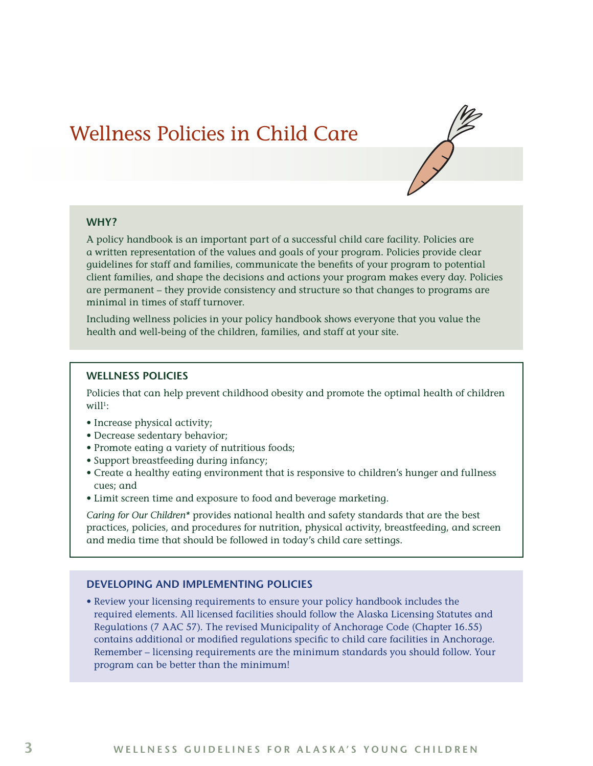# Wellness Policies in Child Care

### WHY?

A policy handbook is an important part of a successful child care facility. Policies are a written representation of the values and goals of your program. Policies provide clear guidelines for staff and families, communicate the benefits of your program to potential client families, and shape the decisions and actions your program makes every day. Policies are permanent – they provide consistency and structure so that changes to programs are minimal in times of staff turnover.

Including wellness policies in your policy handbook shows everyone that you value the health and well-being of the children, families, and staff at your site.

### WELLNESS POLICIES

Policies that can help prevent childhood obesity and promote the optimal health of children will[1]:

- Increase physical activity;
- Decrease sedentary behavior;
- Promote eating a variety of nutritious foods;
- Support breastfeeding during infancy;
- Create a healthy eating environment that is responsive to children's hunger and fullness cues; and
- Limit screen time and exposure to food and beverage marketing.

*Caring for Our Children** provides national health and safety standards that are the best practices, policies, and procedures for nutrition, physical activity, breastfeeding, and screen and media time that should be followed in today's child care settings.

### DEVELOPING AND IMPLEMENTING POLICIES

- Review your licensing requirements to ensure your policy handbook includes the required elements. All licensed facilities should follow the Alaska Licensing Statutes and Regulations (7 AAC 57). The revised Municipality of Anchorage Code (Chapter 16.55) contains additional or modified regulations specific to child care facilities in Anchorage. Remember – licensing requirements are the minimum standards you should follow. Your program can be better than the minimum!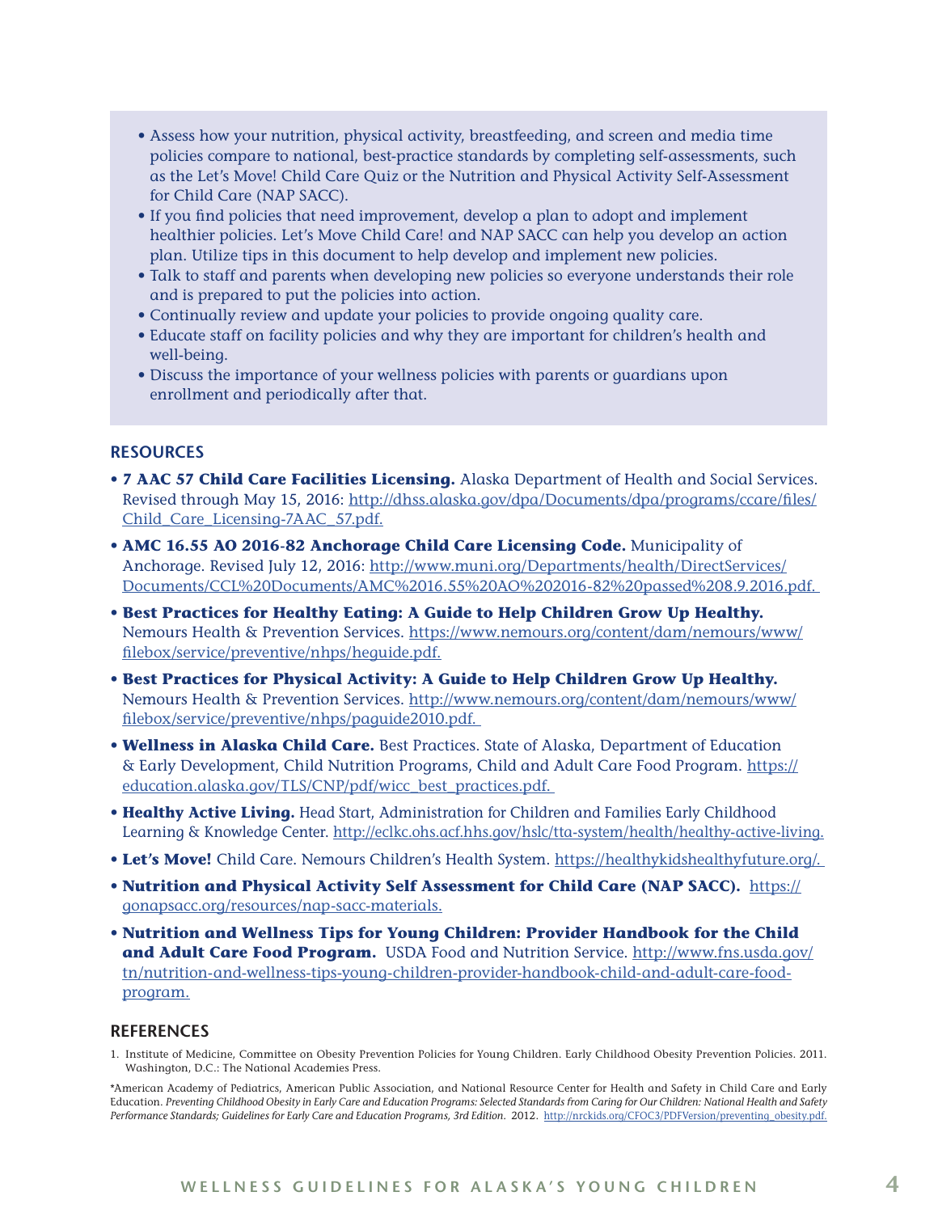- Assess how your nutrition, physical activity, breastfeeding, and screen and media time policies compare to national, best-practice standards by completing self-assessments, such as the Let's Move! Child Care Quiz or the Nutrition and Physical Activity Self-Assessment for Child Care (NAP SACC).
- If you find policies that need improvement, develop a plan to adopt and implement healthier policies. Let's Move Child Care! and NAP SACC can help you develop an action plan. Utilize tips in this document to help develop and implement new policies.
- Talk to staff and parents when developing new policies so everyone understands their role and is prepared to put the policies into action.
- Continually review and update your policies to provide ongoing quality care.
- Educate staff on facility policies and why they are important for children's health and well-being.
- Discuss the importance of your wellness policies with parents or guardians upon enrollment and periodically after that.

## RESOURCES

- **7 AAC 57 Child Care Facilities Licensing.** Alaska Department of Health and Social Services. Revised through May 15, 2016: http://dhss.alaska.gov/dpa/Documents/dpa/programs/ccare/files/Child_Care_Licensing-7AAC_57.pdf.
- **AMC 16.55 AO 2016-82 Anchorage Child Care Licensing Code.** Municipality of Anchorage. Revised July 12, 2016: http://www.muni.org/Departments/health/DirectServices/Documents/CCL%20Documents/AMC%2016.55%20AO%202016-82%20passed%208.9.2016.pdf.
- **Best Practices for Healthy Eating: A Guide to Help Children Grow Up Healthy.** Nemours Health & Prevention Services. https://www.nemours.org/content/dam/nemours/www/filebox/service/preventive/nhps/heguide.pdf.
- **Best Practices for Physical Activity: A Guide to Help Children Grow Up Healthy.** Nemours Health & Prevention Services. http://www.nemours.org/content/dam/nemours/www/filebox/service/preventive/nhps/paguide2010.pdf.
- **Wellness in Alaska Child Care.** Best Practices. State of Alaska, Department of Education & Early Development, Child Nutrition Programs, Child and Adult Care Food Program. https://education.alaska.gov/TLS/CNP/pdf/wicc_best_practices.pdf.
- **Healthy Active Living.** Head Start, Administration for Children and Families Early Childhood Learning & Knowledge Center. http://eclkc.ohs.acf.hhs.gov/hslc/tta-system/health/healthy-active-living.
- **Let's Move!** Child Care. Nemours Children's Health System. https://healthykidshealthyfuture.org/.
- **Nutrition and Physical Activity Self Assessment for Child Care (NAP SACC).** https://gonapsacc.org/resources/nap-sacc-materials.
- **Nutrition and Wellness Tips for Young Children: Provider Handbook for the Child and Adult Care Food Program.** USDA Food and Nutrition Service. http://www.fns.usda.gov/tn/nutrition-and-wellness-tips-young-children-provider-handbook-child-and-adult-care-food-program.

## REFERENCES

1. Institute of Medicine, Committee on Obesity Prevention Policies for Young Children. Early Childhood Obesity Prevention Policies. 2011. Washington, D.C.: The National Academies Press.

*American Academy of Pediatrics, American Public Association, and National Resource Center for Health and Safety in Child Care and Early Education. *Preventing Childhood Obesity in Early Care and Education Programs: Selected Standards from Caring for Our Children: National Health and Safety Performance Standards; Guidelines for Early Care and Education Programs, 3rd Edition*. 2012. http://nrckids.org/CFOC3/PDFVersion/preventing_obesity.pdf.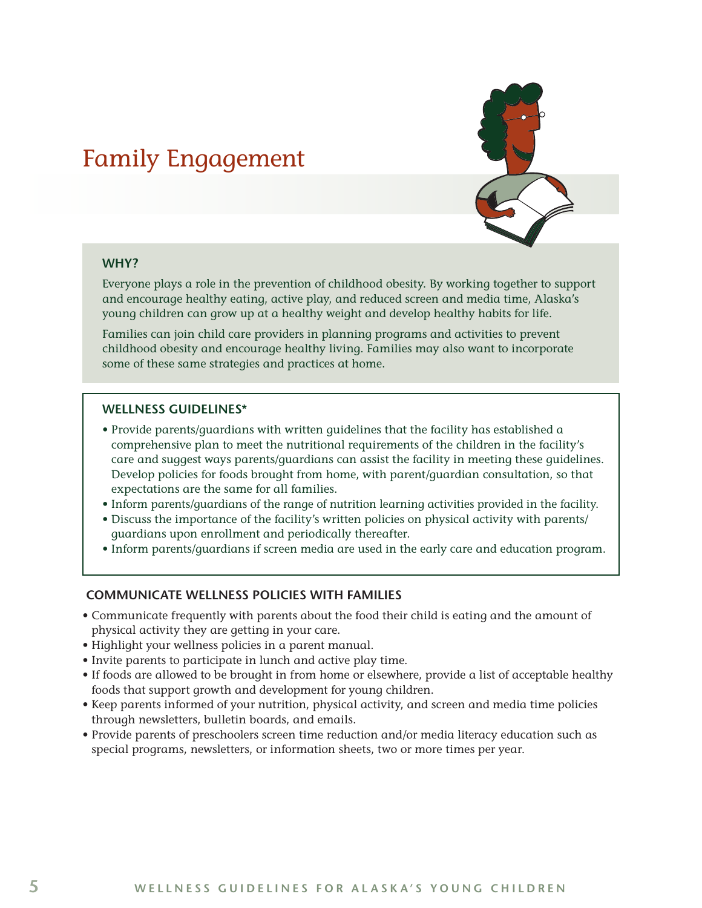# Family Engagement

### WHY?

Everyone plays a role in the prevention of childhood obesity. By working together to support and encourage healthy eating, active play, and reduced screen and media time, Alaska's young children can grow up at a healthy weight and develop healthy habits for life.

Families can join child care providers in planning programs and activities to prevent childhood obesity and encourage healthy living. Families may also want to incorporate some of these same strategies and practices at home.

### WELLNESS GUIDELINES*

- Provide parents/guardians with written guidelines that the facility has established a comprehensive plan to meet the nutritional requirements of the children in the facility's care and suggest ways parents/guardians can assist the facility in meeting these guidelines. Develop policies for foods brought from home, with parent/guardian consultation, so that expectations are the same for all families.
- Inform parents/guardians of the range of nutrition learning activities provided in the facility.
- Discuss the importance of the facility's written policies on physical activity with parents/guardians upon enrollment and periodically thereafter.
- Inform parents/guardians if screen media are used in the early care and education program.

### COMMUNICATE WELLNESS POLICIES WITH FAMILIES

- Communicate frequently with parents about the food their child is eating and the amount of physical activity they are getting in your care.
- Highlight your wellness policies in a parent manual.
- Invite parents to participate in lunch and active play time.
- If foods are allowed to be brought in from home or elsewhere, provide a list of acceptable healthy foods that support growth and development for young children.
- Keep parents informed of your nutrition, physical activity, and screen and media time policies through newsletters, bulletin boards, and emails.
- Provide parents of preschoolers screen time reduction and/or media literacy education such as special programs, newsletters, or information sheets, two or more times per year.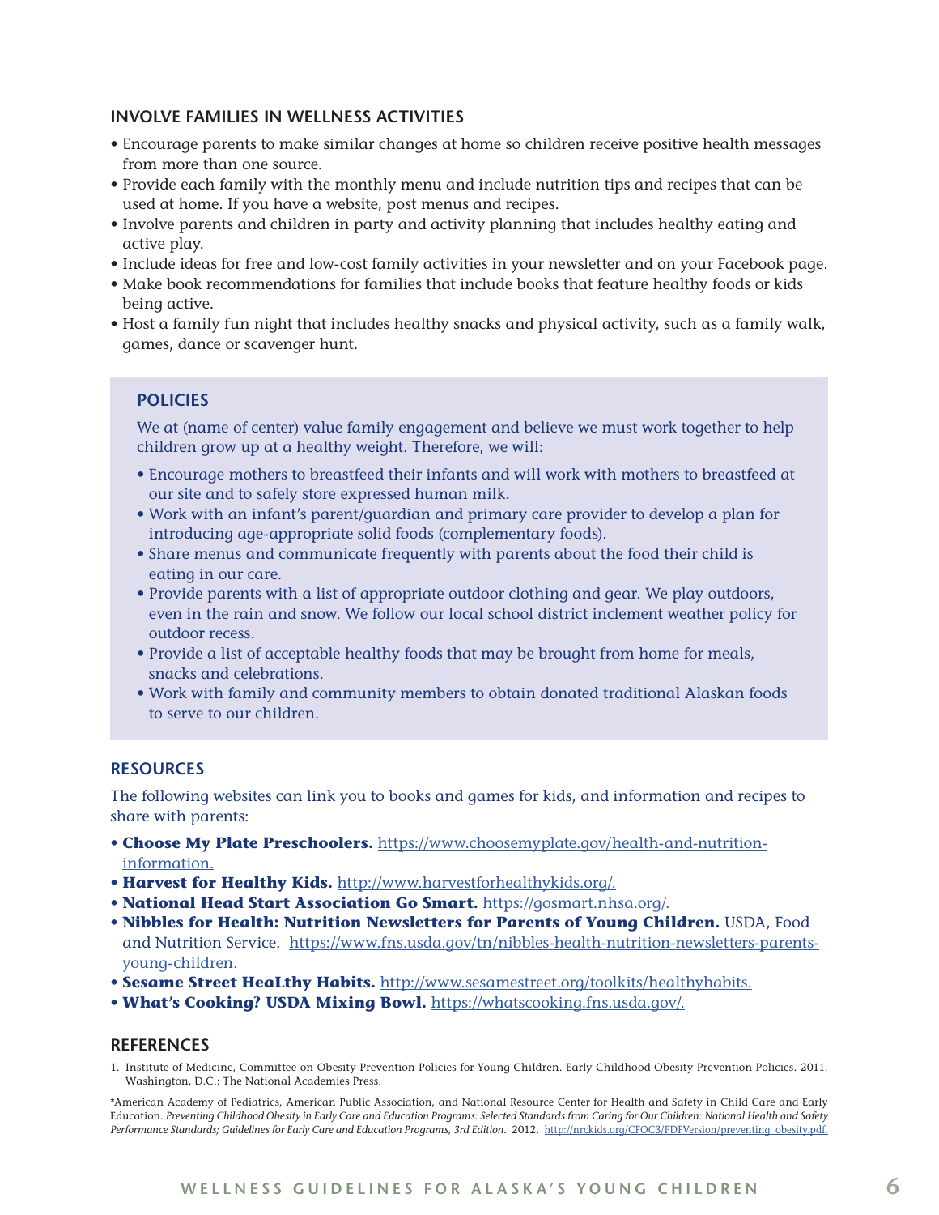### INVOLVE FAMILIES IN WELLNESS ACTIVITIES

- Encourage parents to make similar changes at home so children receive positive health messages from more than one source.
- Provide each family with the monthly menu and include nutrition tips and recipes that can be used at home. If you have a website, post menus and recipes.
- Involve parents and children in party and activity planning that includes healthy eating and active play.
- Include ideas for free and low-cost family activities in your newsletter and on your Facebook page.
- Make book recommendations for families that include books that feature healthy foods or kids being active.
- Host a family fun night that includes healthy snacks and physical activity, such as a family walk, games, dance or scavenger hunt.

### POLICIES

We at (name of center) value family engagement and believe we must work together to help children grow up at a healthy weight. Therefore, we will:

- Encourage mothers to breastfeed their infants and will work with mothers to breastfeed at our site and to safely store expressed human milk.
- Work with an infant's parent/guardian and primary care provider to develop a plan for introducing age-appropriate solid foods (complementary foods).
- Share menus and communicate frequently with parents about the food their child is eating in our care.
- Provide parents with a list of appropriate outdoor clothing and gear. We play outdoors, even in the rain and snow. We follow our local school district inclement weather policy for outdoor recess.
- Provide a list of acceptable healthy foods that may be brought from home for meals, snacks and celebrations.
- Work with family and community members to obtain donated traditional Alaskan foods to serve to our children.

### RESOURCES

The following websites can link you to books and games for kids, and information and recipes to share with parents:

- **Choose My Plate Preschoolers.** https://www.choosemyplate.gov/health-and-nutrition-information.
- **Harvest for Healthy Kids.** http://www.harvestforhealthykids.org/.
- **National Head Start Association Go Smart.** https://gosmart.nhsa.org/.
- **Nibbles for Health: Nutrition Newsletters for Parents of Young Children.** USDA, Food and Nutrition Service. https://www.fns.usda.gov/tn/nibbles-health-nutrition-newsletters-parents-young-children.
- **Sesame Street HeaLthy Habits.** http://www.sesamestreet.org/toolkits/healthyhabits.
- **What's Cooking? USDA Mixing Bowl.** https://whatscooking.fns.usda.gov/.

### REFERENCES

1. Institute of Medicine, Committee on Obesity Prevention Policies for Young Children. Early Childhood Obesity Prevention Policies. 2011. Washington, D.C.: The National Academies Press.

*American Academy of Pediatrics, American Public Association, and National Resource Center for Health and Safety in Child Care and Early Education. *Preventing Childhood Obesity in Early Care and Education Programs: Selected Standards from Caring for Our Children: National Health and Safety Performance Standards; Guidelines for Early Care and Education Programs, 3rd Edition.* 2012. http://nrckids.org/CFOC3/PDFVersion/preventing_obesity.pdf.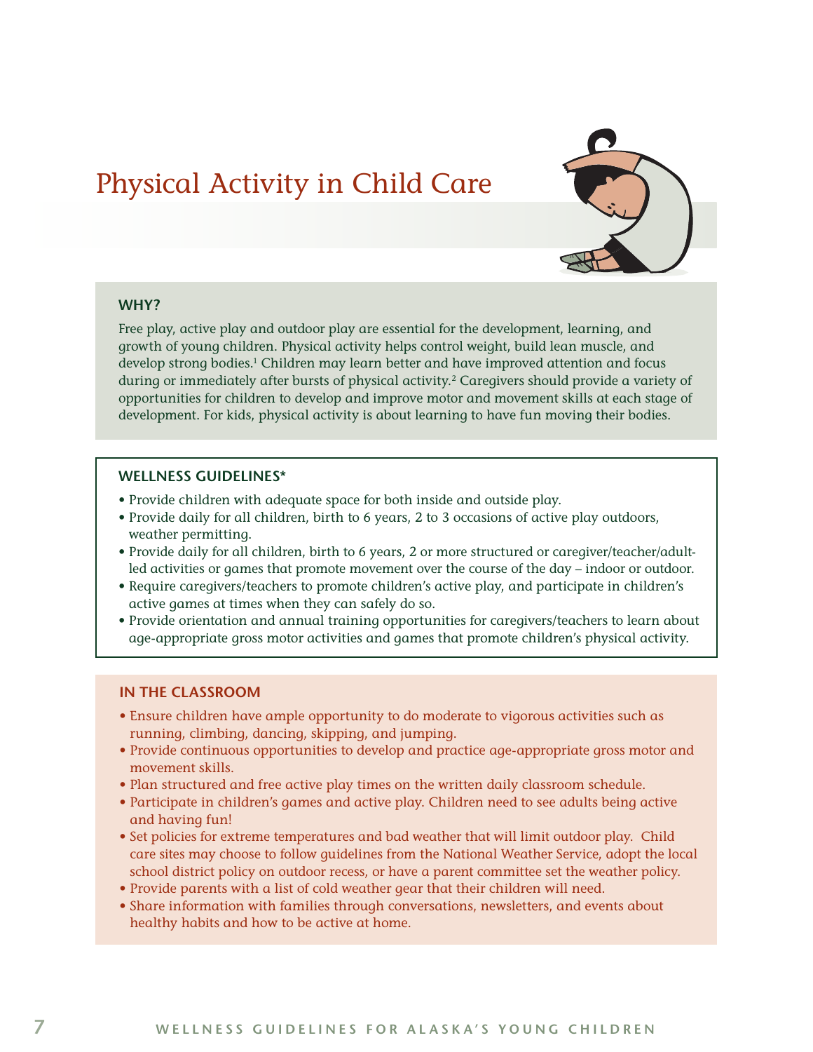# Physical Activity in Child Care

## WHY?

Free play, active play and outdoor play are essential for the development, learning, and growth of young children. Physical activity helps control weight, build lean muscle, and develop strong bodies.[1] Children may learn better and have improved attention and focus during or immediately after bursts of physical activity.[2] Caregivers should provide a variety of opportunities for children to develop and improve motor and movement skills at each stage of development. For kids, physical activity is about learning to have fun moving their bodies.

## WELLNESS GUIDELINES*

- Provide children with adequate space for both inside and outside play.
- Provide daily for all children, birth to 6 years, 2 to 3 occasions of active play outdoors, weather permitting.
- Provide daily for all children, birth to 6 years, 2 or more structured or caregiver/teacher/adult-led activities or games that promote movement over the course of the day – indoor or outdoor.
- Require caregivers/teachers to promote children's active play, and participate in children's active games at times when they can safely do so.
- Provide orientation and annual training opportunities for caregivers/teachers to learn about age-appropriate gross motor activities and games that promote children's physical activity.

## IN THE CLASSROOM

- Ensure children have ample opportunity to do moderate to vigorous activities such as running, climbing, dancing, skipping, and jumping.
- Provide continuous opportunities to develop and practice age-appropriate gross motor and movement skills.
- Plan structured and free active play times on the written daily classroom schedule.
- Participate in children's games and active play. Children need to see adults being active and having fun!
- Set policies for extreme temperatures and bad weather that will limit outdoor play. Child care sites may choose to follow guidelines from the National Weather Service, adopt the local school district policy on outdoor recess, or have a parent committee set the weather policy.
- Provide parents with a list of cold weather gear that their children will need.
- Share information with families through conversations, newsletters, and events about healthy habits and how to be active at home.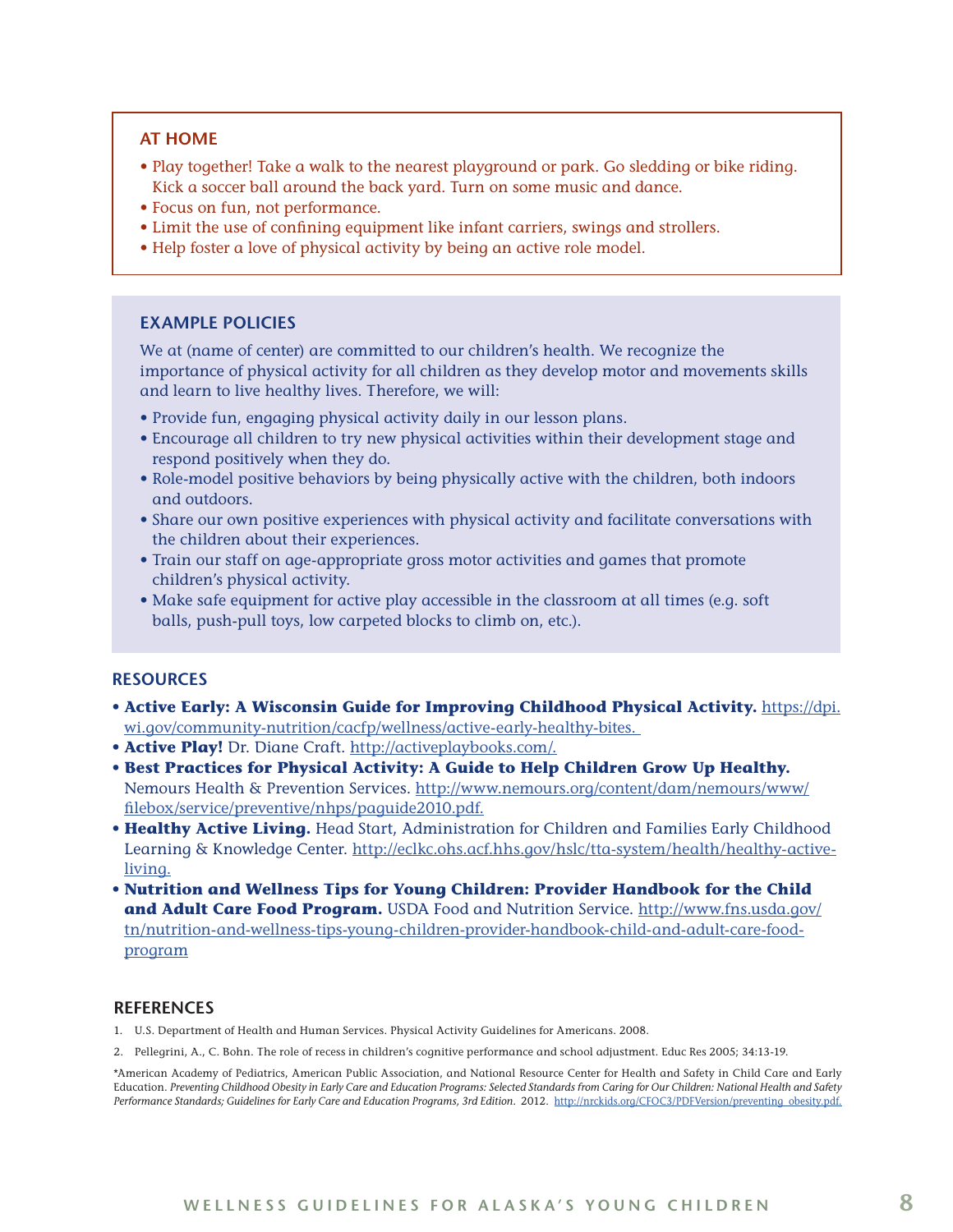## AT HOME

- Play together! Take a walk to the nearest playground or park. Go sledding or bike riding. Kick a soccer ball around the back yard. Turn on some music and dance.
- Focus on fun, not performance.
- Limit the use of confining equipment like infant carriers, swings and strollers.
- Help foster a love of physical activity by being an active role model.

## EXAMPLE POLICIES

We at (name of center) are committed to our children's health. We recognize the importance of physical activity for all children as they develop motor and movements skills and learn to live healthy lives. Therefore, we will:

- Provide fun, engaging physical activity daily in our lesson plans.
- Encourage all children to try new physical activities within their development stage and respond positively when they do.
- Role-model positive behaviors by being physically active with the children, both indoors and outdoors.
- Share our own positive experiences with physical activity and facilitate conversations with the children about their experiences.
- Train our staff on age-appropriate gross motor activities and games that promote children's physical activity.
- Make safe equipment for active play accessible in the classroom at all times (e.g. soft balls, push-pull toys, low carpeted blocks to climb on, etc.).

## RESOURCES

- **Active Early: A Wisconsin Guide for Improving Childhood Physical Activity.** https://dpi.wi.gov/community-nutrition/cacfp/wellness/active-early-healthy-bites.
- **Active Play!** Dr. Diane Craft. http://activeplaybooks.com/.
- **Best Practices for Physical Activity: A Guide to Help Children Grow Up Healthy.** Nemours Health & Prevention Services. http://www.nemours.org/content/dam/nemours/www/filebox/service/preventive/nhps/paguide2010.pdf.
- **Healthy Active Living.** Head Start, Administration for Children and Families Early Childhood Learning & Knowledge Center. http://eclkc.ohs.acf.hhs.gov/hslc/tta-system/health/healthy-active-living.
- **Nutrition and Wellness Tips for Young Children: Provider Handbook for the Child and Adult Care Food Program.** USDA Food and Nutrition Service. http://www.fns.usda.gov/tn/nutrition-and-wellness-tips-young-children-provider-handbook-child-and-adult-care-food-program

## REFERENCES

1. U.S. Department of Health and Human Services. Physical Activity Guidelines for Americans. 2008.
2. Pellegrini, A., C. Bohn. The role of recess in children's cognitive performance and school adjustment. Educ Res 2005; 34:13-19.

*American Academy of Pediatrics, American Public Association, and National Resource Center for Health and Safety in Child Care and Early Education. *Preventing Childhood Obesity in Early Care and Education Programs: Selected Standards from Caring for Our Children: National Health and Safety Performance Standards; Guidelines for Early Care and Education Programs, 3rd Edition*. 2012. http://nrckids.org/CFOC3/PDFVersion/preventing_obesity.pdf.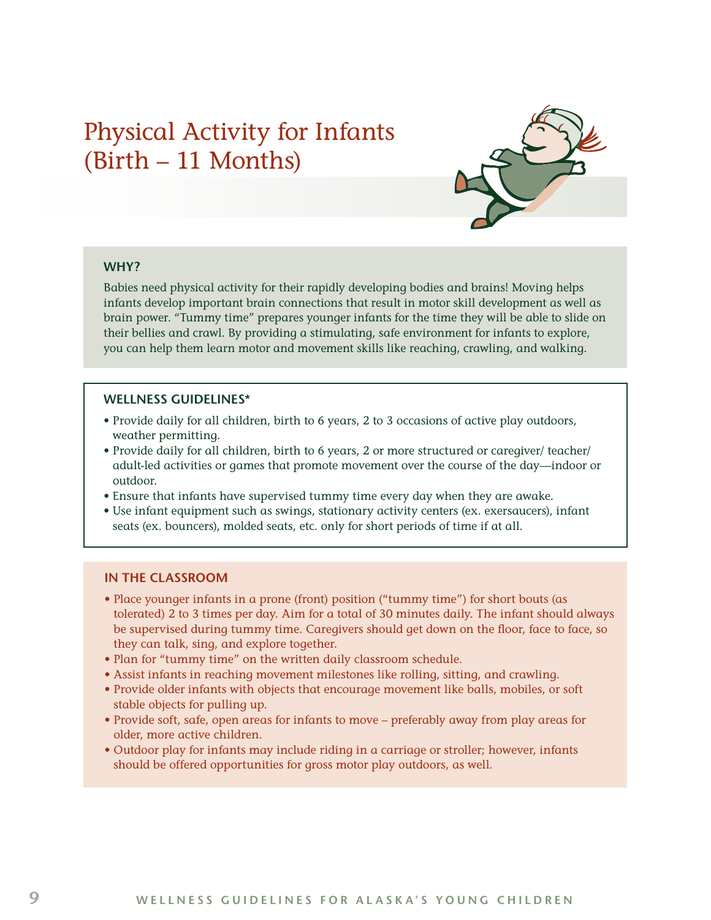# Physical Activity for Infants (Birth – 11 Months)

## WHY?

Babies need physical activity for their rapidly developing bodies and brains! Moving helps infants develop important brain connections that result in motor skill development as well as brain power. "Tummy time" prepares younger infants for the time they will be able to slide on their bellies and crawl. By providing a stimulating, safe environment for infants to explore, you can help them learn motor and movement skills like reaching, crawling, and walking.

## WELLNESS GUIDELINES*

- Provide daily for all children, birth to 6 years, 2 to 3 occasions of active play outdoors, weather permitting.
- Provide daily for all children, birth to 6 years, 2 or more structured or caregiver/ teacher/ adult-led activities or games that promote movement over the course of the day—indoor or outdoor.
- Ensure that infants have supervised tummy time every day when they are awake.
- Use infant equipment such as swings, stationary activity centers (ex. exersaucers), infant seats (ex. bouncers), molded seats, etc. only for short periods of time if at all.

## IN THE CLASSROOM

- Place younger infants in a prone (front) position ("tummy time") for short bouts (as tolerated) 2 to 3 times per day. Aim for a total of 30 minutes daily. The infant should always be supervised during tummy time. Caregivers should get down on the floor, face to face, so they can talk, sing, and explore together.
- Plan for "tummy time" on the written daily classroom schedule.
- Assist infants in reaching movement milestones like rolling, sitting, and crawling.
- Provide older infants with objects that encourage movement like balls, mobiles, or soft stable objects for pulling up.
- Provide soft, safe, open areas for infants to move – preferably away from play areas for older, more active children.
- Outdoor play for infants may include riding in a carriage or stroller; however, infants should be offered opportunities for gross motor play outdoors, as well.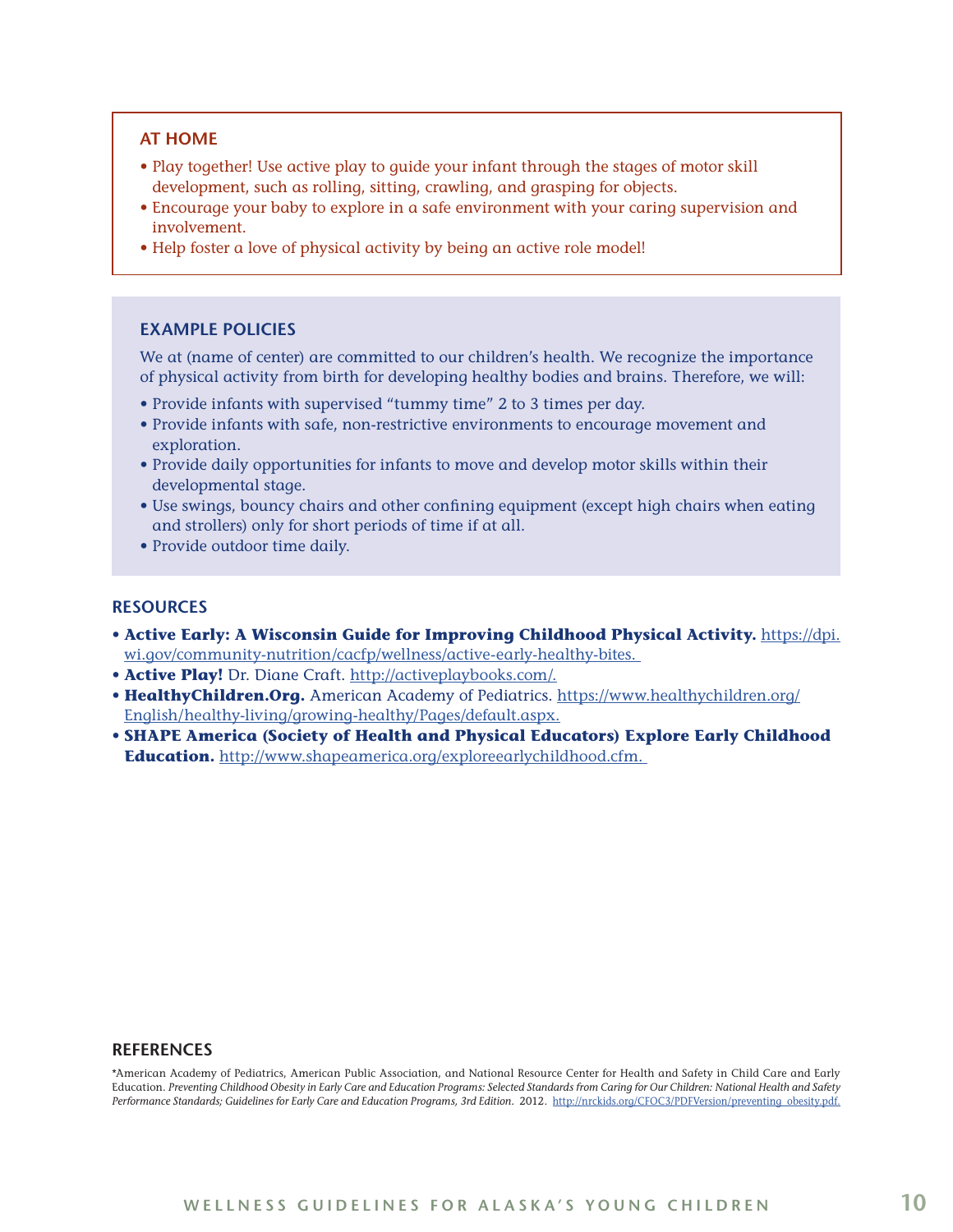### AT HOME

- Play together! Use active play to guide your infant through the stages of motor skill development, such as rolling, sitting, crawling, and grasping for objects.
- Encourage your baby to explore in a safe environment with your caring supervision and involvement.
- Help foster a love of physical activity by being an active role model!

### EXAMPLE POLICIES

We at (name of center) are committed to our children's health. We recognize the importance of physical activity from birth for developing healthy bodies and brains. Therefore, we will:

- Provide infants with supervised "tummy time" 2 to 3 times per day.
- Provide infants with safe, non-restrictive environments to encourage movement and exploration.
- Provide daily opportunities for infants to move and develop motor skills within their developmental stage.
- Use swings, bouncy chairs and other confining equipment (except high chairs when eating and strollers) only for short periods of time if at all.
- Provide outdoor time daily.

### RESOURCES

- **Active Early: A Wisconsin Guide for Improving Childhood Physical Activity.** https://dpi.wi.gov/community-nutrition/cacfp/wellness/active-early-healthy-bites.
- **Active Play!** Dr. Diane Craft. http://activeplaybooks.com/.
- **HealthyChildren.Org.** American Academy of Pediatrics. https://www.healthychildren.org/English/healthy-living/growing-healthy/Pages/default.aspx.
- **SHAPE America (Society of Health and Physical Educators) Explore Early Childhood Education.** http://www.shapeamerica.org/exploreearlychildhood.cfm.

### REFERENCES

*American Academy of Pediatrics, American Public Association, and National Resource Center for Health and Safety in Child Care and Early Education. *Preventing Childhood Obesity in Early Care and Education Programs: Selected Standards from Caring for Our Children: National Health and Safety Performance Standards; Guidelines for Early Care and Education Programs, 3rd Edition*. 2012. http://nrckids.org/CFOC3/PDFVersion/preventing_obesity.pdf.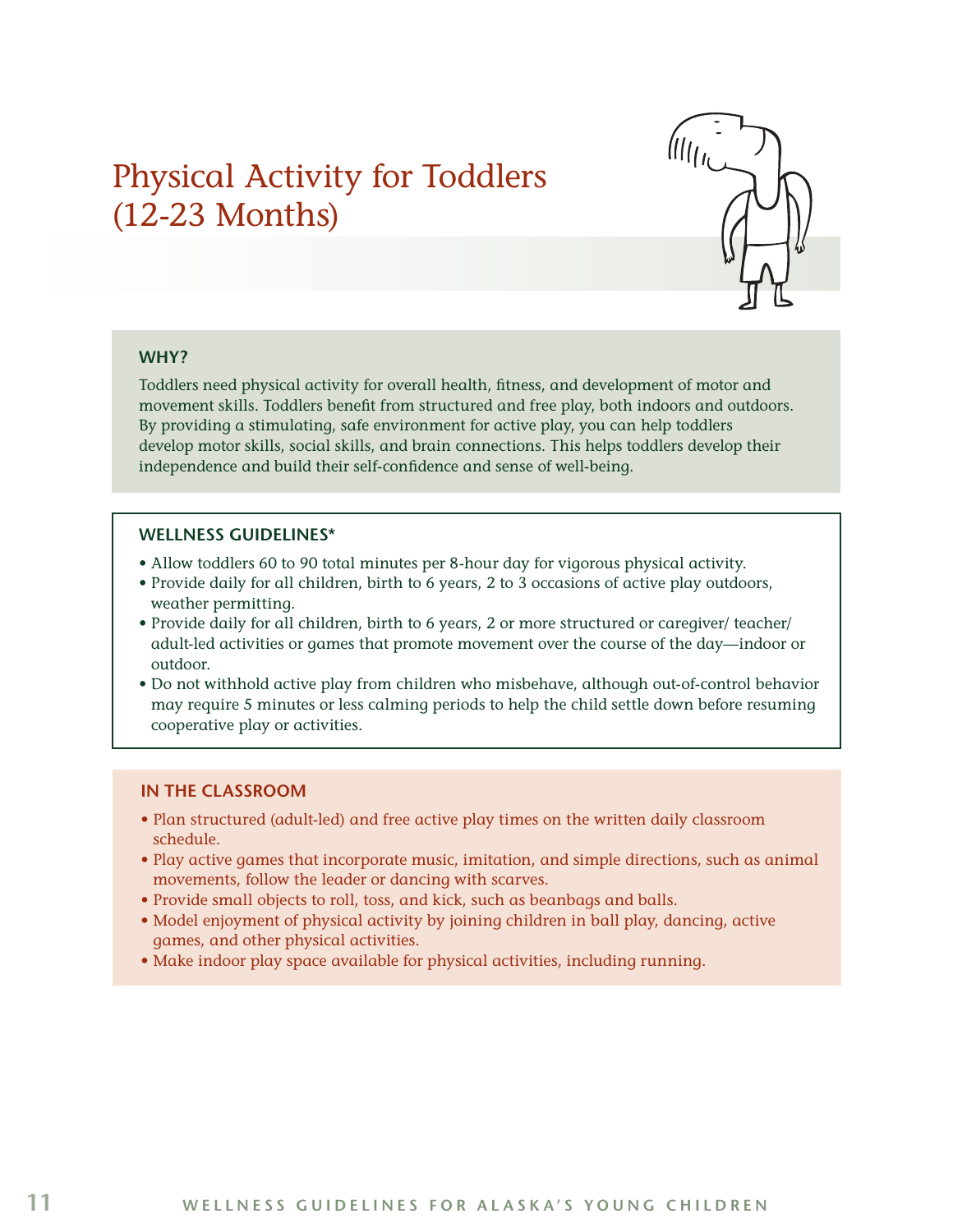# Physical Activity for Toddlers (12-23 Months)

### WHY?

Toddlers need physical activity for overall health, fitness, and development of motor and movement skills. Toddlers benefit from structured and free play, both indoors and outdoors. By providing a stimulating, safe environment for active play, you can help toddlers develop motor skills, social skills, and brain connections. This helps toddlers develop their independence and build their self-confidence and sense of well-being.

### WELLNESS GUIDELINES*

- Allow toddlers 60 to 90 total minutes per 8-hour day for vigorous physical activity.
- Provide daily for all children, birth to 6 years, 2 to 3 occasions of active play outdoors, weather permitting.
- Provide daily for all children, birth to 6 years, 2 or more structured or caregiver/ teacher/ adult-led activities or games that promote movement over the course of the day—indoor or outdoor.
- Do not withhold active play from children who misbehave, although out-of-control behavior may require 5 minutes or less calming periods to help the child settle down before resuming cooperative play or activities.

### IN THE CLASSROOM

- Plan structured (adult-led) and free active play times on the written daily classroom schedule.
- Play active games that incorporate music, imitation, and simple directions, such as animal movements, follow the leader or dancing with scarves.
- Provide small objects to roll, toss, and kick, such as beanbags and balls.
- Model enjoyment of physical activity by joining children in ball play, dancing, active games, and other physical activities.
- Make indoor play space available for physical activities, including running.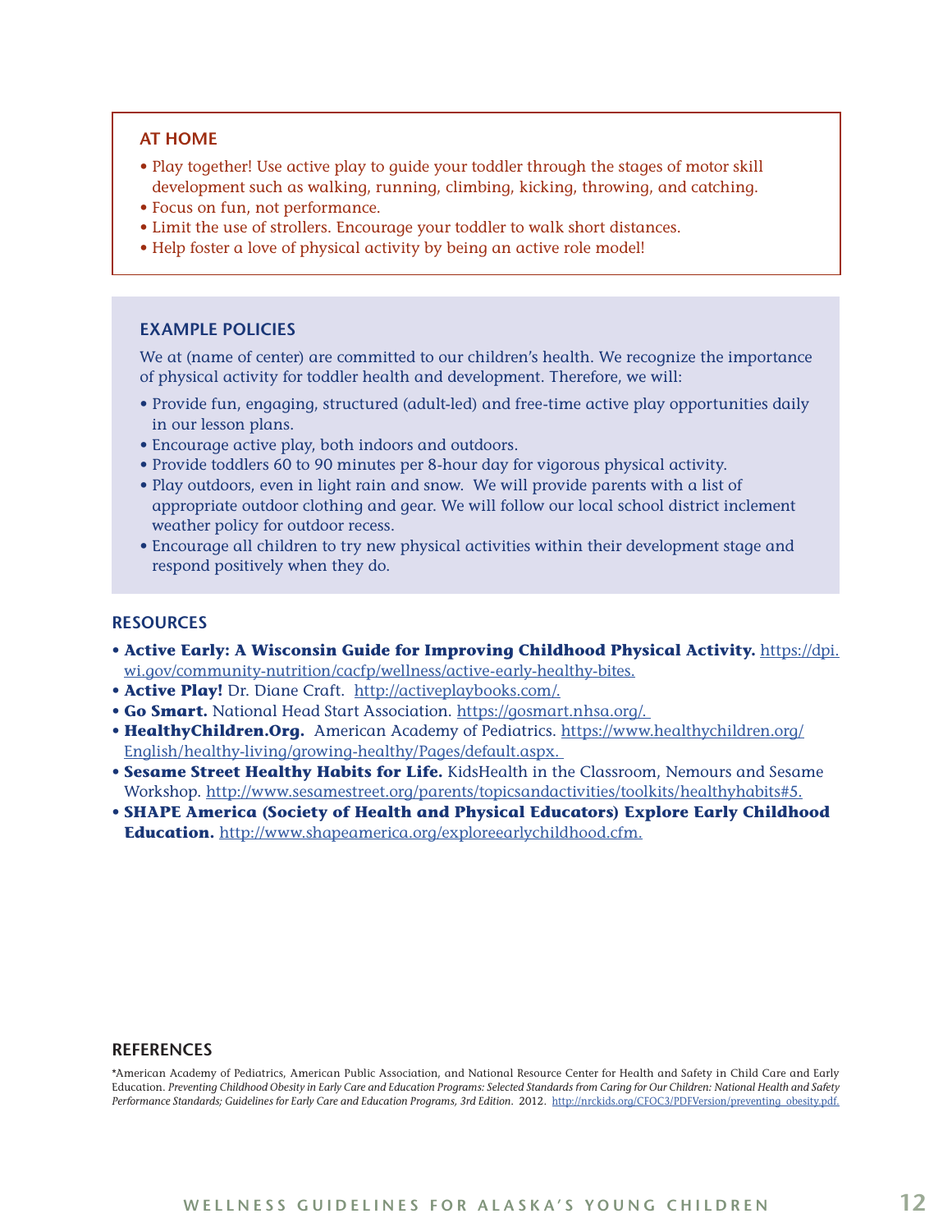## AT HOME

- Play together! Use active play to guide your toddler through the stages of motor skill development such as walking, running, climbing, kicking, throwing, and catching.
- Focus on fun, not performance.
- Limit the use of strollers. Encourage your toddler to walk short distances.
- Help foster a love of physical activity by being an active role model!

## EXAMPLE POLICIES

We at (name of center) are committed to our children's health. We recognize the importance of physical activity for toddler health and development. Therefore, we will:

- Provide fun, engaging, structured (adult-led) and free-time active play opportunities daily in our lesson plans.
- Encourage active play, both indoors and outdoors.
- Provide toddlers 60 to 90 minutes per 8-hour day for vigorous physical activity.
- Play outdoors, even in light rain and snow. We will provide parents with a list of appropriate outdoor clothing and gear. We will follow our local school district inclement weather policy for outdoor recess.
- Encourage all children to try new physical activities within their development stage and respond positively when they do.

## RESOURCES

- **Active Early: A Wisconsin Guide for Improving Childhood Physical Activity.** https://dpi.wi.gov/community-nutrition/cacfp/wellness/active-early-healthy-bites.
- **Active Play!** Dr. Diane Craft. http://activeplaybooks.com/.
- **Go Smart.** National Head Start Association. https://gosmart.nhsa.org/.
- **HealthyChildren.Org.** American Academy of Pediatrics. https://www.healthychildren.org/English/healthy-living/growing-healthy/Pages/default.aspx.
- **Sesame Street Healthy Habits for Life.** KidsHealth in the Classroom, Nemours and Sesame Workshop. http://www.sesamestreet.org/parents/topicsandactivities/toolkits/healthyhabits#5.
- **SHAPE America (Society of Health and Physical Educators) Explore Early Childhood Education.** http://www.shapeamerica.org/exploreearlychildhood.cfm.

## REFERENCES

*American Academy of Pediatrics, American Public Association, and National Resource Center for Health and Safety in Child Care and Early Education. *Preventing Childhood Obesity in Early Care and Education Programs: Selected Standards from Caring for Our Children: National Health and Safety Performance Standards; Guidelines for Early Care and Education Programs, 3rd Edition*. 2012. http://nrckids.org/CFOC3/PDFVersion/preventing_obesity.pdf.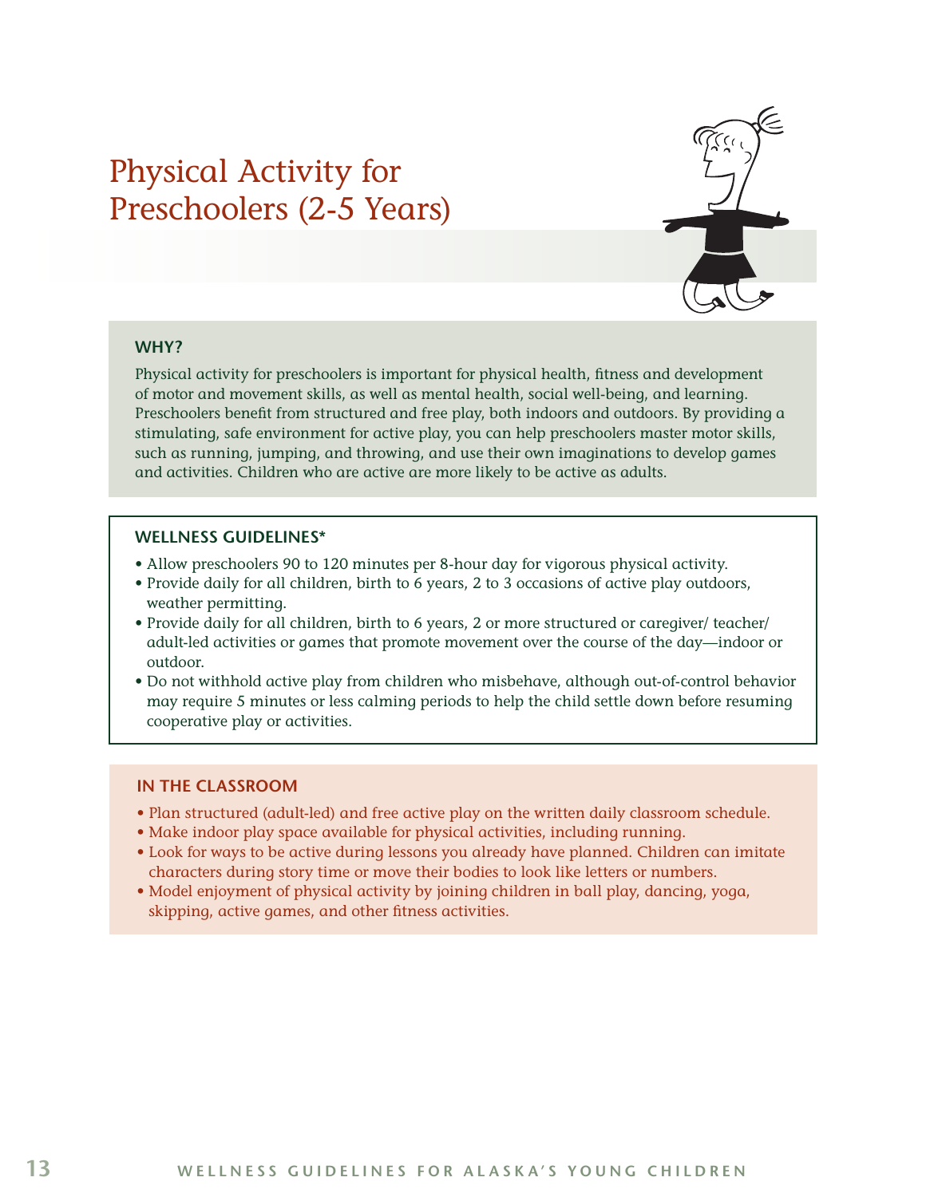# Physical Activity for Preschoolers (2-5 Years)

## WHY?

Physical activity for preschoolers is important for physical health, fitness and development of motor and movement skills, as well as mental health, social well-being, and learning. Preschoolers benefit from structured and free play, both indoors and outdoors. By providing a stimulating, safe environment for active play, you can help preschoolers master motor skills, such as running, jumping, and throwing, and use their own imaginations to develop games and activities. Children who are active are more likely to be active as adults.

## WELLNESS GUIDELINES*

- Allow preschoolers 90 to 120 minutes per 8-hour day for vigorous physical activity.
- Provide daily for all children, birth to 6 years, 2 to 3 occasions of active play outdoors, weather permitting.
- Provide daily for all children, birth to 6 years, 2 or more structured or caregiver/ teacher/ adult-led activities or games that promote movement over the course of the day—indoor or outdoor.
- Do not withhold active play from children who misbehave, although out-of-control behavior may require 5 minutes or less calming periods to help the child settle down before resuming cooperative play or activities.

## IN THE CLASSROOM

- Plan structured (adult-led) and free active play on the written daily classroom schedule.
- Make indoor play space available for physical activities, including running.
- Look for ways to be active during lessons you already have planned. Children can imitate characters during story time or move their bodies to look like letters or numbers.
- Model enjoyment of physical activity by joining children in ball play, dancing, yoga, skipping, active games, and other fitness activities.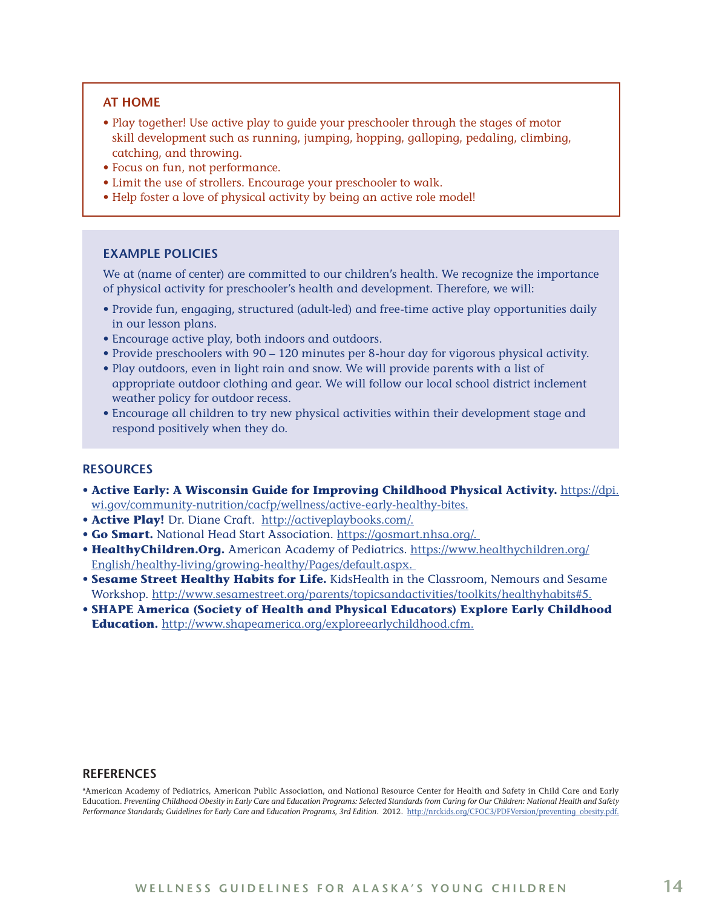### AT HOME

- Play together! Use active play to guide your preschooler through the stages of motor skill development such as running, jumping, hopping, galloping, pedaling, climbing, catching, and throwing.
- Focus on fun, not performance.
- Limit the use of strollers. Encourage your preschooler to walk.
- Help foster a love of physical activity by being an active role model!

### EXAMPLE POLICIES

We at (name of center) are committed to our children's health. We recognize the importance of physical activity for preschooler's health and development. Therefore, we will:

- Provide fun, engaging, structured (adult-led) and free-time active play opportunities daily in our lesson plans.
- Encourage active play, both indoors and outdoors.
- Provide preschoolers with 90 – 120 minutes per 8-hour day for vigorous physical activity.
- Play outdoors, even in light rain and snow. We will provide parents with a list of appropriate outdoor clothing and gear. We will follow our local school district inclement weather policy for outdoor recess.
- Encourage all children to try new physical activities within their development stage and respond positively when they do.

### RESOURCES

- ***Active Early: A Wisconsin Guide for Improving Childhood Physical Activity.*** https://dpi.wi.gov/community-nutrition/cacfp/wellness/active-early-healthy-bites.
- ***Active Play!*** Dr. Diane Craft. http://activeplaybooks.com/.
- ***Go Smart.*** National Head Start Association. https://gosmart.nhsa.org/.
- ***HealthyChildren.Org.*** American Academy of Pediatrics. https://www.healthychildren.org/English/healthy-living/growing-healthy/Pages/default.aspx.
- ***Sesame Street Healthy Habits for Life.*** KidsHealth in the Classroom, Nemours and Sesame Workshop. http://www.sesamestreet.org/parents/topicsandactivities/toolkits/healthyhabits#5.
- ***SHAPE America (Society of Health and Physical Educators) Explore Early Childhood Education.*** http://www.shapeamerica.org/exploreearlychildhood.cfm.

### REFERENCES

*American Academy of Pediatrics, American Public Association, and National Resource Center for Health and Safety in Child Care and Early Education. *Preventing Childhood Obesity in Early Care and Education Programs: Selected Standards from Caring for Our Children: National Health and Safety Performance Standards; Guidelines for Early Care and Education Programs, 3rd Edition.* 2012. http://nrckids.org/CFOC3/PDFVersion/preventing_obesity.pdf.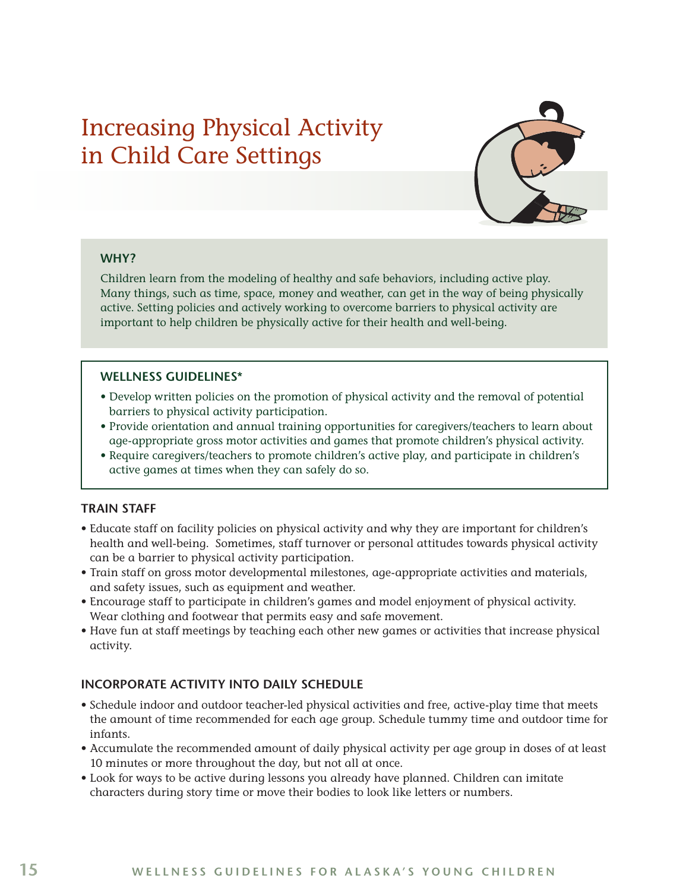# Increasing Physical Activity in Child Care Settings

**WHY?**

Children learn from the modeling of healthy and safe behaviors, including active play. Many things, such as time, space, money and weather, can get in the way of being physically active. Setting policies and actively working to overcome barriers to physical activity are important to help children be physically active for their health and well-being.

**WELLNESS GUIDELINES***

- Develop written policies on the promotion of physical activity and the removal of potential barriers to physical activity participation.
- Provide orientation and annual training opportunities for caregivers/teachers to learn about age-appropriate gross motor activities and games that promote children's physical activity.
- Require caregivers/teachers to promote children's active play, and participate in children's active games at times when they can safely do so.

## TRAIN STAFF

- Educate staff on facility policies on physical activity and why they are important for children's health and well-being. Sometimes, staff turnover or personal attitudes towards physical activity can be a barrier to physical activity participation.
- Train staff on gross motor developmental milestones, age-appropriate activities and materials, and safety issues, such as equipment and weather.
- Encourage staff to participate in children's games and model enjoyment of physical activity. Wear clothing and footwear that permits easy and safe movement.
- Have fun at staff meetings by teaching each other new games or activities that increase physical activity.

## INCORPORATE ACTIVITY INTO DAILY SCHEDULE

- Schedule indoor and outdoor teacher-led physical activities and free, active-play time that meets the amount of time recommended for each age group. Schedule tummy time and outdoor time for infants.
- Accumulate the recommended amount of daily physical activity per age group in doses of at least 10 minutes or more throughout the day, but not all at once.
- Look for ways to be active during lessons you already have planned. Children can imitate characters during story time or move their bodies to look like letters or numbers.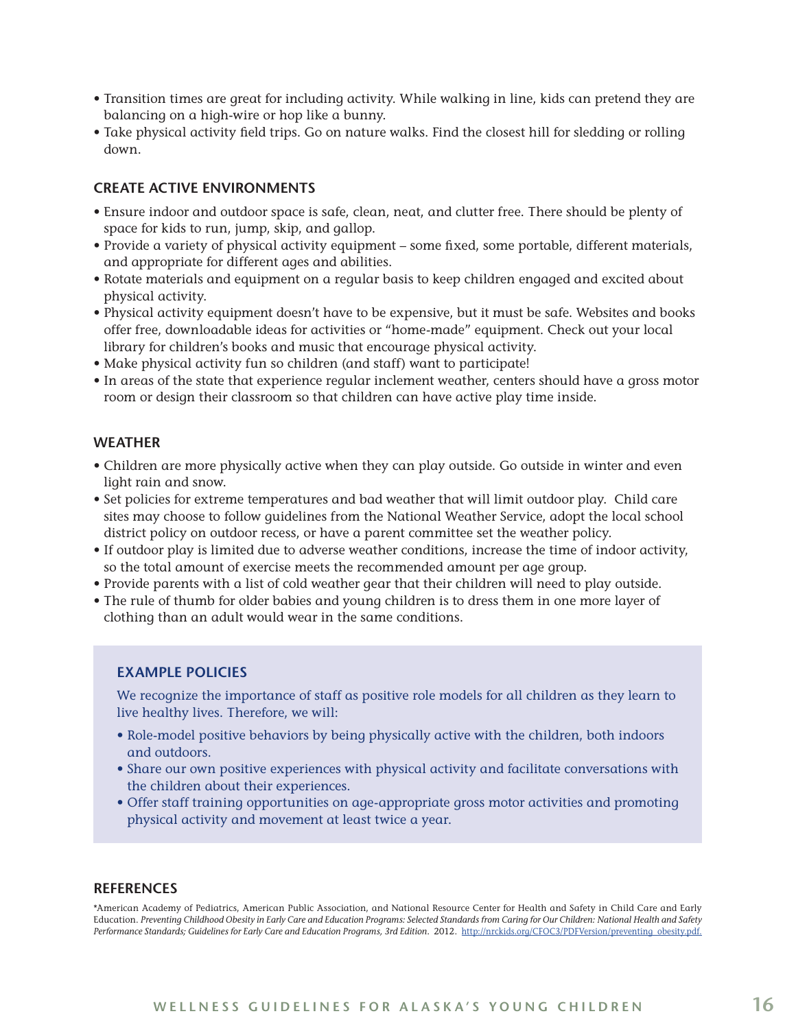- Transition times are great for including activity. While walking in line, kids can pretend they are balancing on a high-wire or hop like a bunny.
- Take physical activity field trips. Go on nature walks. Find the closest hill for sledding or rolling down.

### CREATE ACTIVE ENVIRONMENTS

- Ensure indoor and outdoor space is safe, clean, neat, and clutter free. There should be plenty of space for kids to run, jump, skip, and gallop.
- Provide a variety of physical activity equipment – some fixed, some portable, different materials, and appropriate for different ages and abilities.
- Rotate materials and equipment on a regular basis to keep children engaged and excited about physical activity.
- Physical activity equipment doesn't have to be expensive, but it must be safe. Websites and books offer free, downloadable ideas for activities or "home-made" equipment. Check out your local library for children's books and music that encourage physical activity.
- Make physical activity fun so children (and staff) want to participate!
- In areas of the state that experience regular inclement weather, centers should have a gross motor room or design their classroom so that children can have active play time inside.

### WEATHER

- Children are more physically active when they can play outside. Go outside in winter and even light rain and snow.
- Set policies for extreme temperatures and bad weather that will limit outdoor play. Child care sites may choose to follow guidelines from the National Weather Service, adopt the local school district policy on outdoor recess, or have a parent committee set the weather policy.
- If outdoor play is limited due to adverse weather conditions, increase the time of indoor activity, so the total amount of exercise meets the recommended amount per age group.
- Provide parents with a list of cold weather gear that their children will need to play outside.
- The rule of thumb for older babies and young children is to dress them in one more layer of clothing than an adult would wear in the same conditions.

### EXAMPLE POLICIES

We recognize the importance of staff as positive role models for all children as they learn to live healthy lives. Therefore, we will:

- Role-model positive behaviors by being physically active with the children, both indoors and outdoors.
- Share our own positive experiences with physical activity and facilitate conversations with the children about their experiences.
- Offer staff training opportunities on age-appropriate gross motor activities and promoting physical activity and movement at least twice a year.

### REFERENCES

*American Academy of Pediatrics, American Public Association, and National Resource Center for Health and Safety in Child Care and Early Education. *Preventing Childhood Obesity in Early Care and Education Programs: Selected Standards from Caring for Our Children: National Health and Safety Performance Standards; Guidelines for Early Care and Education Programs, 3rd Edition*. 2012. http://nrckids.org/CFOC3/PDFVersion/preventing_obesity.pdf.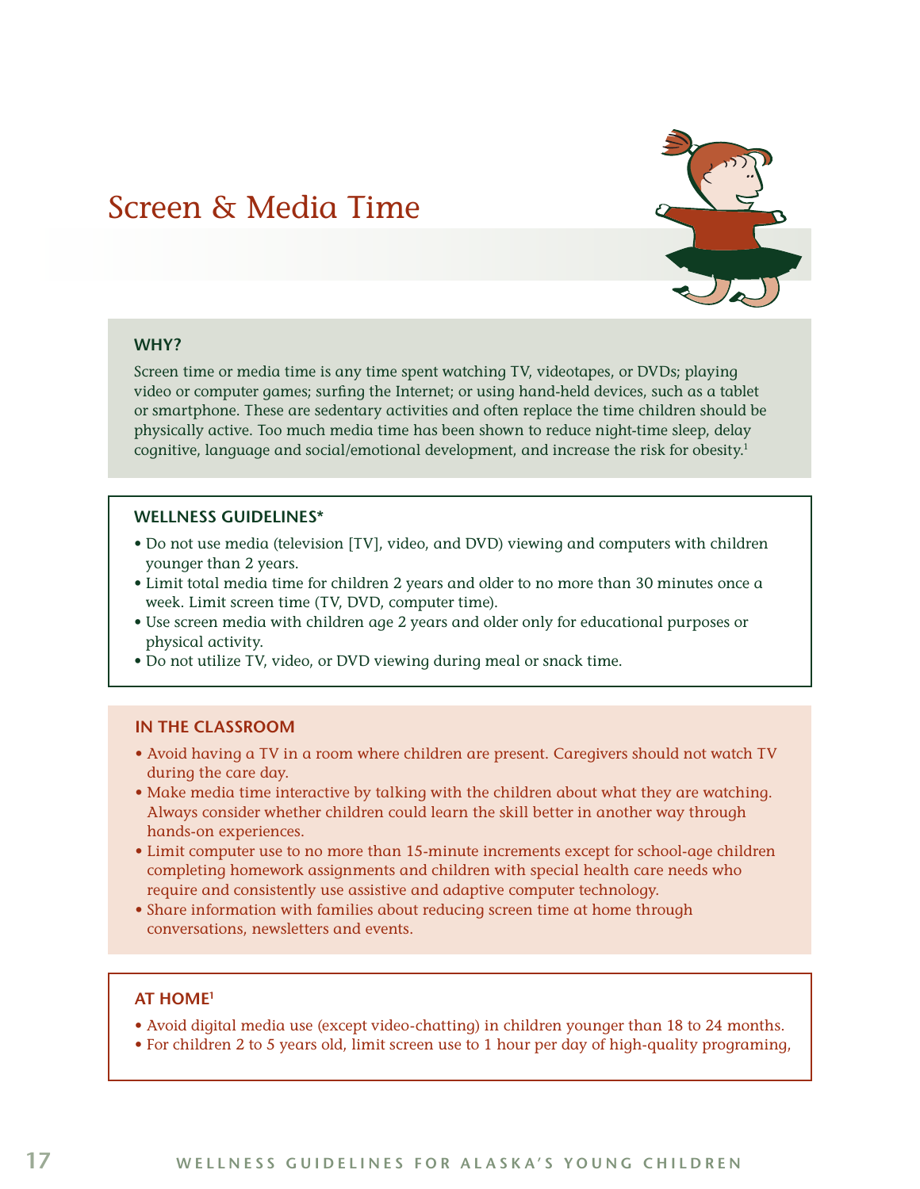# Screen & Media Time

## WHY?

Screen time or media time is any time spent watching TV, videotapes, or DVDs; playing video or computer games; surfing the Internet; or using hand-held devices, such as a tablet or smartphone. These are sedentary activities and often replace the time children should be physically active. Too much media time has been shown to reduce night-time sleep, delay cognitive, language and social/emotional development, and increase the risk for obesity.[1]

## WELLNESS GUIDELINES*

- Do not use media (television [TV], video, and DVD) viewing and computers with children younger than 2 years.
- Limit total media time for children 2 years and older to no more than 30 minutes once a week. Limit screen time (TV, DVD, computer time).
- Use screen media with children age 2 years and older only for educational purposes or physical activity.
- Do not utilize TV, video, or DVD viewing during meal or snack time.

## IN THE CLASSROOM

- Avoid having a TV in a room where children are present. Caregivers should not watch TV during the care day.
- Make media time interactive by talking with the children about what they are watching. Always consider whether children could learn the skill better in another way through hands-on experiences.
- Limit computer use to no more than 15-minute increments except for school-age children completing homework assignments and children with special health care needs who require and consistently use assistive and adaptive computer technology.
- Share information with families about reducing screen time at home through conversations, newsletters and events.

## AT HOME[1]

- Avoid digital media use (except video-chatting) in children younger than 18 to 24 months.
- For children 2 to 5 years old, limit screen use to 1 hour per day of high-quality programing,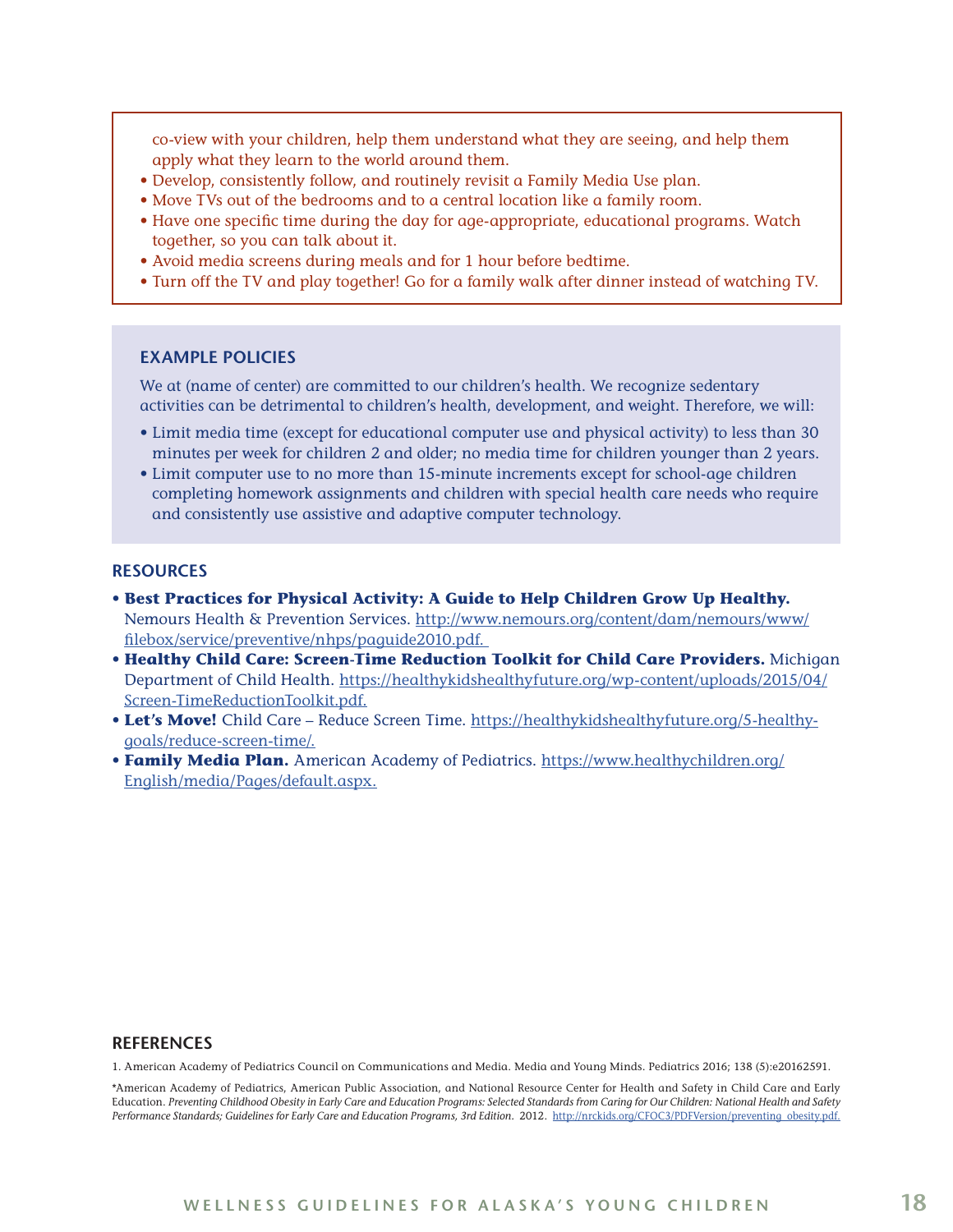co-view with your children, help them understand what they are seeing, and help them apply what they learn to the world around them.

- Develop, consistently follow, and routinely revisit a Family Media Use plan.
- Move TVs out of the bedrooms and to a central location like a family room.
- Have one specific time during the day for age-appropriate, educational programs. Watch together, so you can talk about it.
- Avoid media screens during meals and for 1 hour before bedtime.
- Turn off the TV and play together! Go for a family walk after dinner instead of watching TV.

### EXAMPLE POLICIES

We at (name of center) are committed to our children's health. We recognize sedentary activities can be detrimental to children's health, development, and weight. Therefore, we will:

- Limit media time (except for educational computer use and physical activity) to less than 30 minutes per week for children 2 and older; no media time for children younger than 2 years.
- Limit computer use to no more than 15-minute increments except for school-age children completing homework assignments and children with special health care needs who require and consistently use assistive and adaptive computer technology.

### RESOURCES

- **Best Practices for Physical Activity: A Guide to Help Children Grow Up Healthy.** Nemours Health & Prevention Services. http://www.nemours.org/content/dam/nemours/www/filebox/service/preventive/nhps/paguide2010.pdf.
- **Healthy Child Care: Screen-Time Reduction Toolkit for Child Care Providers.** Michigan Department of Child Health. https://healthykidshealthyfuture.org/wp-content/uploads/2015/04/Screen-TimeReductionToolkit.pdf.
- **Let's Move!** Child Care – Reduce Screen Time. https://healthykidshealthyfuture.org/5-healthy-goals/reduce-screen-time/.
- **Family Media Plan.** American Academy of Pediatrics. https://www.healthychildren.org/English/media/Pages/default.aspx.

### REFERENCES

1. American Academy of Pediatrics Council on Communications and Media. Media and Young Minds. Pediatrics 2016; 138 (5):e20162591.

*American Academy of Pediatrics, American Public Association, and National Resource Center for Health and Safety in Child Care and Early Education. *Preventing Childhood Obesity in Early Care and Education Programs: Selected Standards from Caring for Our Children: National Health and Safety Performance Standards; Guidelines for Early Care and Education Programs, 3rd Edition*. 2012. http://nrckids.org/CFOC3/PDFVersion/preventing_obesity.pdf.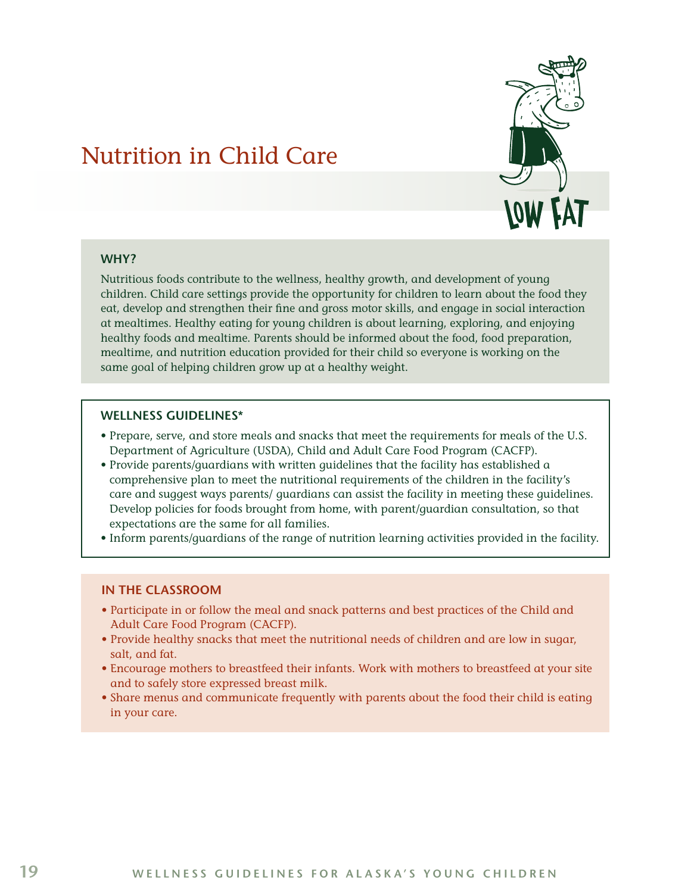# Nutrition in Child Care

LOW FAT

### WHY?

Nutritious foods contribute to the wellness, healthy growth, and development of young children. Child care settings provide the opportunity for children to learn about the food they eat, develop and strengthen their fine and gross motor skills, and engage in social interaction at mealtimes. Healthy eating for young children is about learning, exploring, and enjoying healthy foods and mealtime. Parents should be informed about the food, food preparation, mealtime, and nutrition education provided for their child so everyone is working on the same goal of helping children grow up at a healthy weight.

### WELLNESS GUIDELINES*

- Prepare, serve, and store meals and snacks that meet the requirements for meals of the U.S. Department of Agriculture (USDA), Child and Adult Care Food Program (CACFP).
- Provide parents/guardians with written guidelines that the facility has established a comprehensive plan to meet the nutritional requirements of the children in the facility's care and suggest ways parents/ guardians can assist the facility in meeting these guidelines. Develop policies for foods brought from home, with parent/guardian consultation, so that expectations are the same for all families.
- Inform parents/guardians of the range of nutrition learning activities provided in the facility.

### IN THE CLASSROOM

- Participate in or follow the meal and snack patterns and best practices of the Child and Adult Care Food Program (CACFP).
- Provide healthy snacks that meet the nutritional needs of children and are low in sugar, salt, and fat.
- Encourage mothers to breastfeed their infants. Work with mothers to breastfeed at your site and to safely store expressed breast milk.
- Share menus and communicate frequently with parents about the food their child is eating in your care.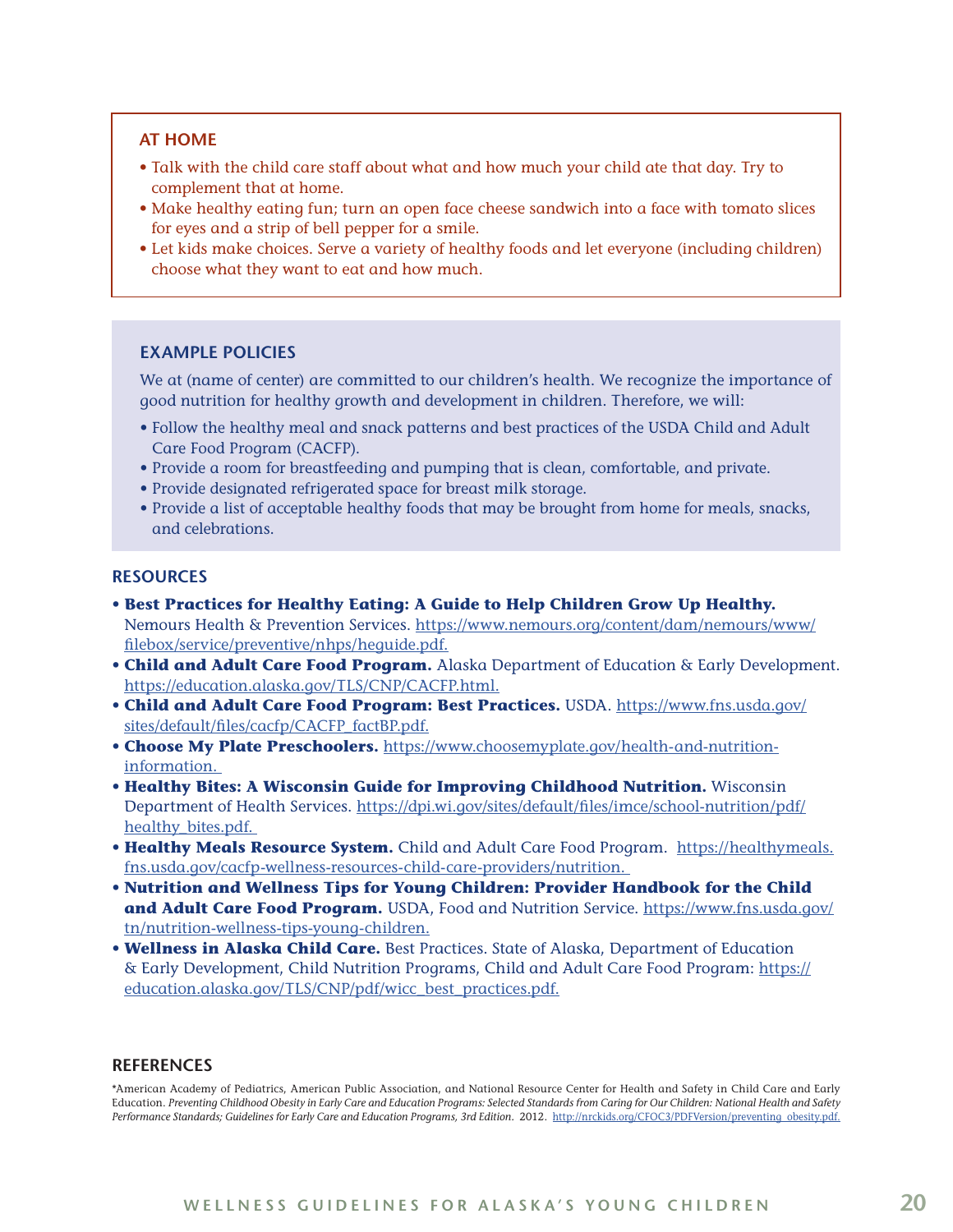### AT HOME

- Talk with the child care staff about what and how much your child ate that day. Try to complement that at home.
- Make healthy eating fun; turn an open face cheese sandwich into a face with tomato slices for eyes and a strip of bell pepper for a smile.
- Let kids make choices. Serve a variety of healthy foods and let everyone (including children) choose what they want to eat and how much.

### EXAMPLE POLICIES

We at (name of center) are committed to our children's health. We recognize the importance of good nutrition for healthy growth and development in children. Therefore, we will:

- Follow the healthy meal and snack patterns and best practices of the USDA Child and Adult Care Food Program (CACFP).
- Provide a room for breastfeeding and pumping that is clean, comfortable, and private.
- Provide designated refrigerated space for breast milk storage.
- Provide a list of acceptable healthy foods that may be brought from home for meals, snacks, and celebrations.

### RESOURCES

- **Best Practices for Healthy Eating: A Guide to Help Children Grow Up Healthy.** Nemours Health & Prevention Services. https://www.nemours.org/content/dam/nemours/www/filebox/service/preventive/nhps/heguide.pdf.
- **Child and Adult Care Food Program.** Alaska Department of Education & Early Development. https://education.alaska.gov/TLS/CNP/CACFP.html.
- **Child and Adult Care Food Program: Best Practices.** USDA. https://www.fns.usda.gov/sites/default/files/cacfp/CACFP_factBP.pdf.
- **Choose My Plate Preschoolers.** https://www.choosemyplate.gov/health-and-nutrition-information.
- **Healthy Bites: A Wisconsin Guide for Improving Childhood Nutrition.** Wisconsin Department of Health Services. https://dpi.wi.gov/sites/default/files/imce/school-nutrition/pdf/healthy_bites.pdf.
- **Healthy Meals Resource System.** Child and Adult Care Food Program. https://healthymeals.fns.usda.gov/cacfp-wellness-resources-child-care-providers/nutrition.
- **Nutrition and Wellness Tips for Young Children: Provider Handbook for the Child and Adult Care Food Program.** USDA, Food and Nutrition Service. https://www.fns.usda.gov/tn/nutrition-wellness-tips-young-children.
- **Wellness in Alaska Child Care.** Best Practices. State of Alaska, Department of Education & Early Development, Child Nutrition Programs, Child and Adult Care Food Program: https://education.alaska.gov/TLS/CNP/pdf/wicc_best_practices.pdf.

### REFERENCES

*American Academy of Pediatrics, American Public Association, and National Resource Center for Health and Safety in Child Care and Early Education. *Preventing Childhood Obesity in Early Care and Education Programs: Selected Standards from Caring for Our Children: National Health and Safety Performance Standards; Guidelines for Early Care and Education Programs, 3rd Edition*. 2012. http://nrckids.org/CFOC3/PDFVersion/preventing_obesity.pdf.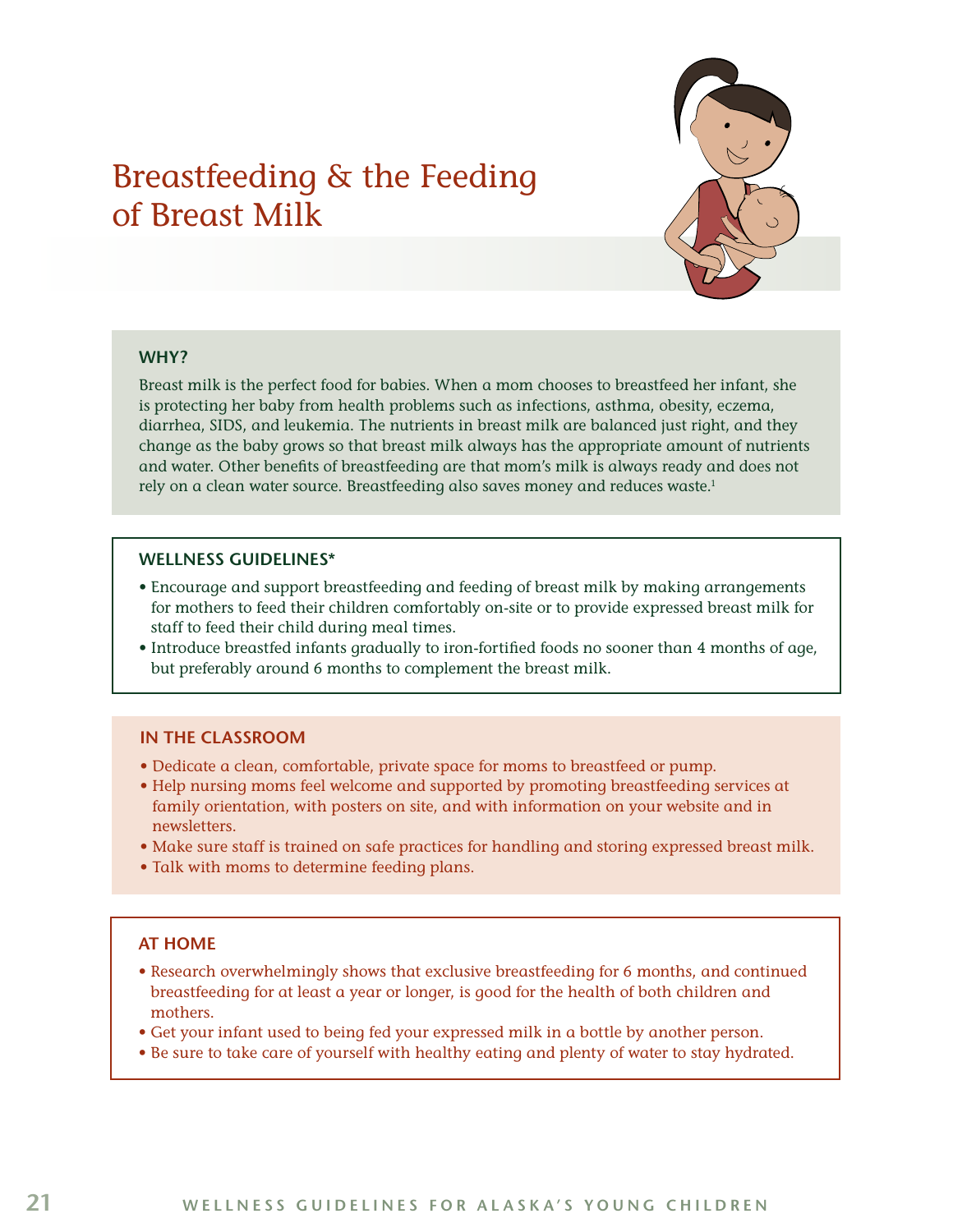# Breastfeeding & the Feeding of Breast Milk

## WHY?

Breast milk is the perfect food for babies. When a mom chooses to breastfeed her infant, she is protecting her baby from health problems such as infections, asthma, obesity, eczema, diarrhea, SIDS, and leukemia. The nutrients in breast milk are balanced just right, and they change as the baby grows so that breast milk always has the appropriate amount of nutrients and water. Other benefits of breastfeeding are that mom's milk is always ready and does not rely on a clean water source. Breastfeeding also saves money and reduces waste.[1]

## WELLNESS GUIDELINES*

- Encourage and support breastfeeding and feeding of breast milk by making arrangements for mothers to feed their children comfortably on-site or to provide expressed breast milk for staff to feed their child during meal times.
- Introduce breastfed infants gradually to iron-fortified foods no sooner than 4 months of age, but preferably around 6 months to complement the breast milk.

## IN THE CLASSROOM

- Dedicate a clean, comfortable, private space for moms to breastfeed or pump.
- Help nursing moms feel welcome and supported by promoting breastfeeding services at family orientation, with posters on site, and with information on your website and in newsletters.
- Make sure staff is trained on safe practices for handling and storing expressed breast milk.
- Talk with moms to determine feeding plans.

## AT HOME

- Research overwhelmingly shows that exclusive breastfeeding for 6 months, and continued breastfeeding for at least a year or longer, is good for the health of both children and mothers.
- Get your infant used to being fed your expressed milk in a bottle by another person.
- Be sure to take care of yourself with healthy eating and plenty of water to stay hydrated.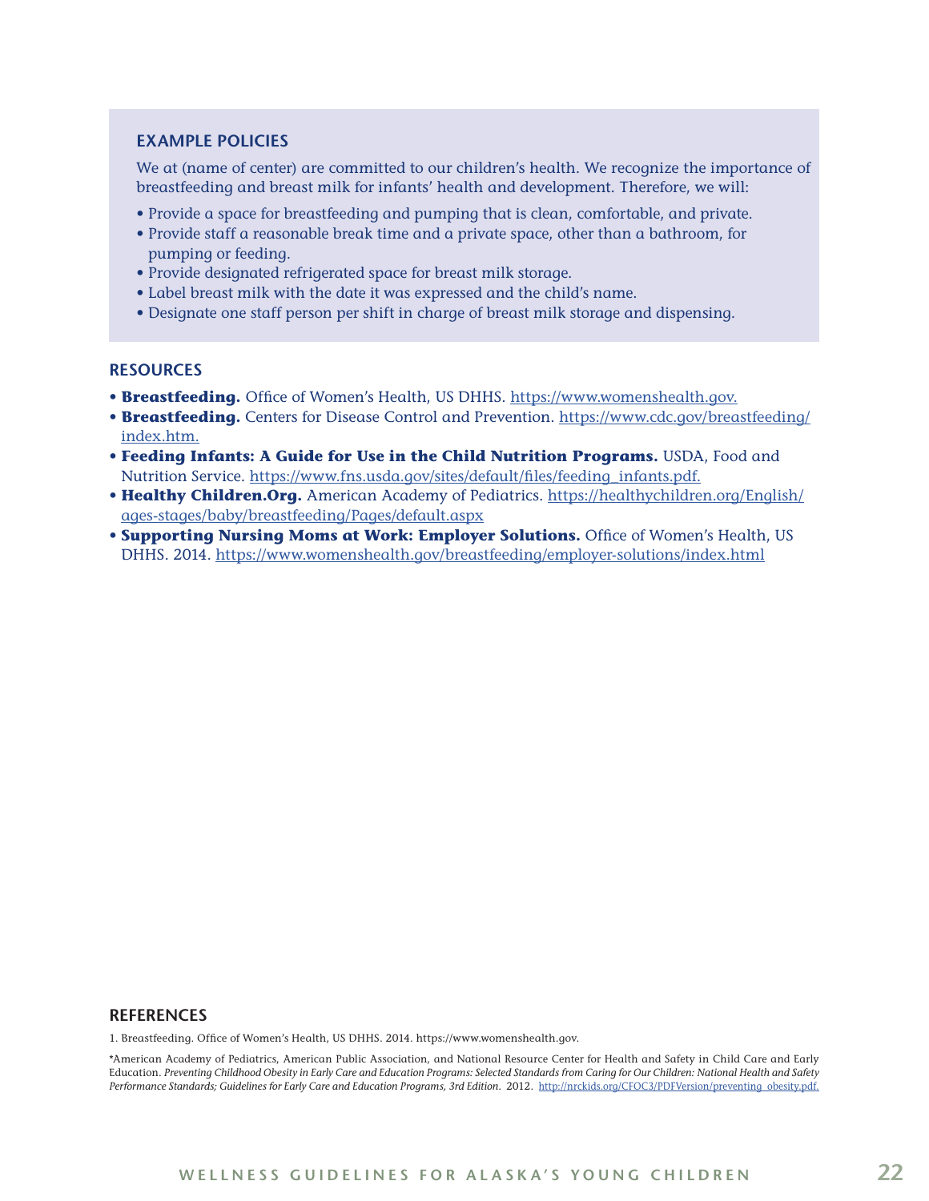### EXAMPLE POLICIES

We at (name of center) are committed to our children's health. We recognize the importance of breastfeeding and breast milk for infants' health and development. Therefore, we will:

- Provide a space for breastfeeding and pumping that is clean, comfortable, and private.
- Provide staff a reasonable break time and a private space, other than a bathroom, for pumping or feeding.
- Provide designated refrigerated space for breast milk storage.
- Label breast milk with the date it was expressed and the child's name.
- Designate one staff person per shift in charge of breast milk storage and dispensing.

### RESOURCES

- ***Breastfeeding.*** Office of Women's Health, US DHHS. https://www.womenshealth.gov.
- ***Breastfeeding.*** Centers for Disease Control and Prevention. https://www.cdc.gov/breastfeeding/index.htm.
- ***Feeding Infants: A Guide for Use in the Child Nutrition Programs.*** USDA, Food and Nutrition Service. https://www.fns.usda.gov/sites/default/files/feeding_infants.pdf.
- ***Healthy Children.Org.*** American Academy of Pediatrics. https://healthychildren.org/English/ages-stages/baby/breastfeeding/Pages/default.aspx
- ***Supporting Nursing Moms at Work: Employer Solutions.*** Office of Women's Health, US DHHS. 2014. https://www.womenshealth.gov/breastfeeding/employer-solutions/index.html

### REFERENCES

1. Breastfeeding. Office of Women's Health, US DHHS. 2014. https://www.womenshealth.gov.

*American Academy of Pediatrics, American Public Association, and National Resource Center for Health and Safety in Child Care and Early Education. *Preventing Childhood Obesity in Early Care and Education Programs: Selected Standards from Caring for Our Children: National Health and Safety Performance Standards; Guidelines for Early Care and Education Programs, 3rd Edition*. 2012. http://nrckids.org/CFOC3/PDFVersion/preventing_obesity.pdf.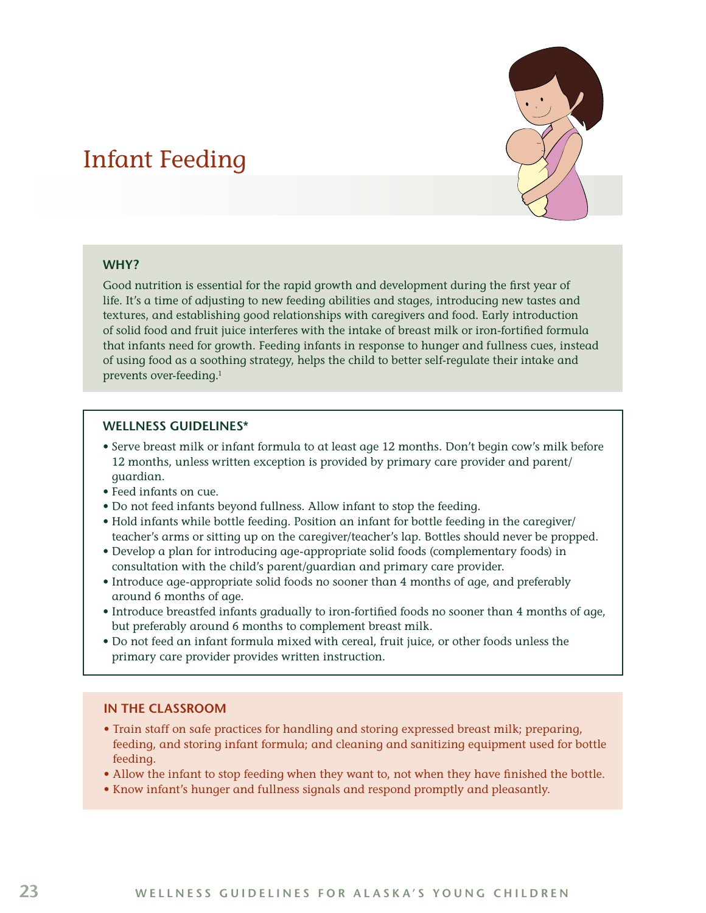# Infant Feeding

### WHY?

Good nutrition is essential for the rapid growth and development during the first year of life. It's a time of adjusting to new feeding abilities and stages, introducing new tastes and textures, and establishing good relationships with caregivers and food. Early introduction of solid food and fruit juice interferes with the intake of breast milk or iron-fortified formula that infants need for growth. Feeding infants in response to hunger and fullness cues, instead of using food as a soothing strategy, helps the child to better self-regulate their intake and prevents over-feeding.[1]

### WELLNESS GUIDELINES*

- Serve breast milk or infant formula to at least age 12 months. Don't begin cow's milk before 12 months, unless written exception is provided by primary care provider and parent/guardian.
- Feed infants on cue.
- Do not feed infants beyond fullness. Allow infant to stop the feeding.
- Hold infants while bottle feeding. Position an infant for bottle feeding in the caregiver/teacher's arms or sitting up on the caregiver/teacher's lap. Bottles should never be propped.
- Develop a plan for introducing age-appropriate solid foods (complementary foods) in consultation with the child's parent/guardian and primary care provider.
- Introduce age-appropriate solid foods no sooner than 4 months of age, and preferably around 6 months of age.
- Introduce breastfed infants gradually to iron-fortified foods no sooner than 4 months of age, but preferably around 6 months to complement breast milk.
- Do not feed an infant formula mixed with cereal, fruit juice, or other foods unless the primary care provider provides written instruction.

### IN THE CLASSROOM

- Train staff on safe practices for handling and storing expressed breast milk; preparing, feeding, and storing infant formula; and cleaning and sanitizing equipment used for bottle feeding.
- Allow the infant to stop feeding when they want to, not when they have finished the bottle.
- Know infant's hunger and fullness signals and respond promptly and pleasantly.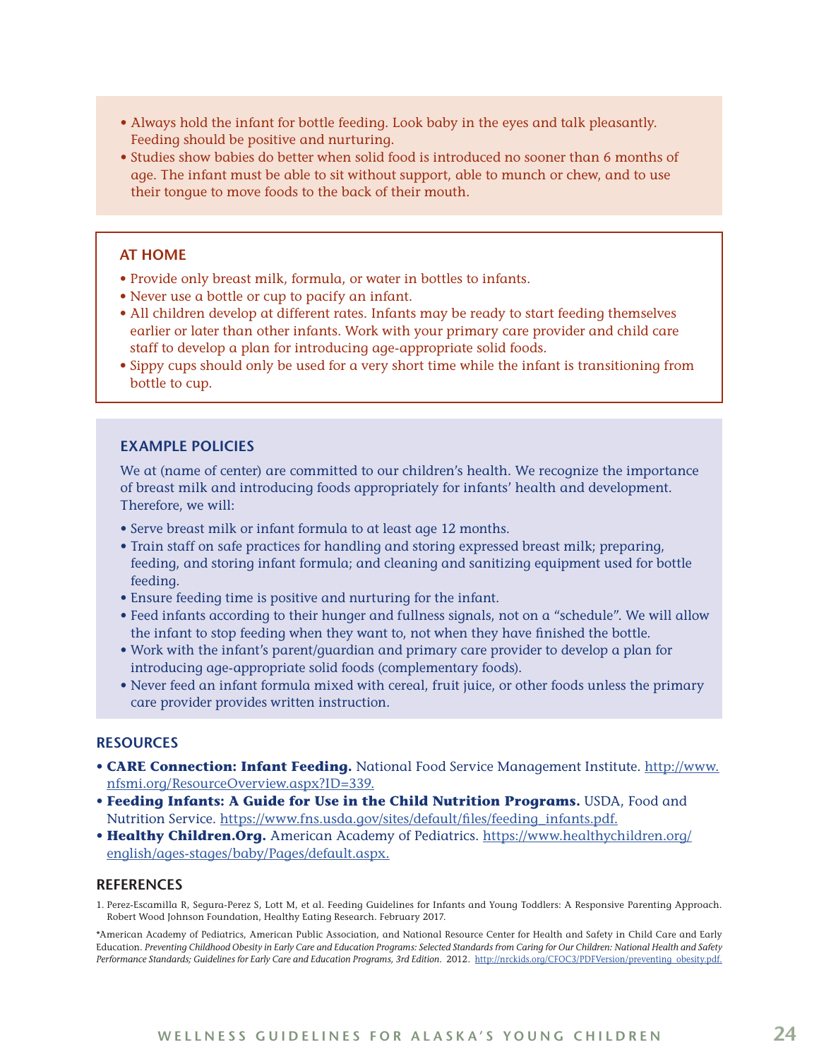- Always hold the infant for bottle feeding. Look baby in the eyes and talk pleasantly. Feeding should be positive and nurturing.
- Studies show babies do better when solid food is introduced no sooner than 6 months of age. The infant must be able to sit without support, able to munch or chew, and to use their tongue to move foods to the back of their mouth.

### AT HOME

- Provide only breast milk, formula, or water in bottles to infants.
- Never use a bottle or cup to pacify an infant.
- All children develop at different rates. Infants may be ready to start feeding themselves earlier or later than other infants. Work with your primary care provider and child care staff to develop a plan for introducing age-appropriate solid foods.
- Sippy cups should only be used for a very short time while the infant is transitioning from bottle to cup.

### EXAMPLE POLICIES

We at (name of center) are committed to our children's health. We recognize the importance of breast milk and introducing foods appropriately for infants' health and development. Therefore, we will:

- Serve breast milk or infant formula to at least age 12 months.
- Train staff on safe practices for handling and storing expressed breast milk; preparing, feeding, and storing infant formula; and cleaning and sanitizing equipment used for bottle feeding.
- Ensure feeding time is positive and nurturing for the infant.
- Feed infants according to their hunger and fullness signals, not on a "schedule". We will allow the infant to stop feeding when they want to, not when they have finished the bottle.
- Work with the infant's parent/guardian and primary care provider to develop a plan for introducing age-appropriate solid foods (complementary foods).
- Never feed an infant formula mixed with cereal, fruit juice, or other foods unless the primary care provider provides written instruction.

### RESOURCES

- **CARE Connection: Infant Feeding.** National Food Service Management Institute. http://www.nfsmi.org/ResourceOverview.aspx?ID=339.
- **Feeding Infants: A Guide for Use in the Child Nutrition Programs.** USDA, Food and Nutrition Service. https://www.fns.usda.gov/sites/default/files/feeding_infants.pdf.
- **Healthy Children.Org.** American Academy of Pediatrics. https://www.healthychildren.org/english/ages-stages/baby/Pages/default.aspx.

### REFERENCES

1. Perez-Escamilla R, Segura-Perez S, Lott M, et al. Feeding Guidelines for Infants and Young Toddlers: A Responsive Parenting Approach. Robert Wood Johnson Foundation, Healthy Eating Research. February 2017.

*American Academy of Pediatrics, American Public Association, and National Resource Center for Health and Safety in Child Care and Early Education. *Preventing Childhood Obesity in Early Care and Education Programs: Selected Standards from Caring for Our Children: National Health and Safety Performance Standards; Guidelines for Early Care and Education Programs, 3rd Edition.* 2012. http://nrckids.org/CFOC3/PDFVersion/preventing_obesity.pdf.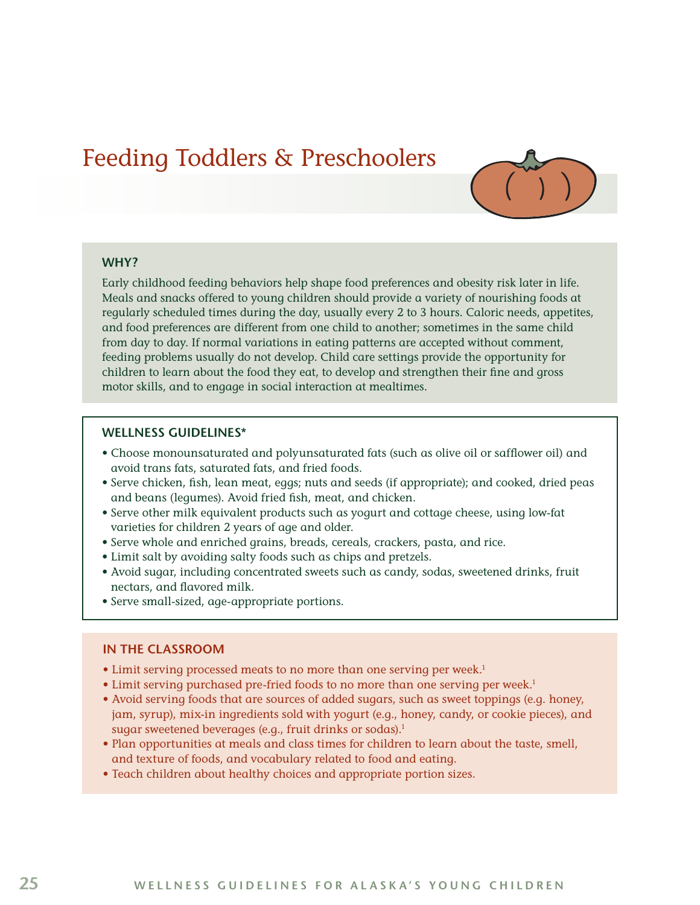# Feeding Toddlers & Preschoolers

## WHY?

Early childhood feeding behaviors help shape food preferences and obesity risk later in life. Meals and snacks offered to young children should provide a variety of nourishing foods at regularly scheduled times during the day, usually every 2 to 3 hours. Caloric needs, appetites, and food preferences are different from one child to another; sometimes in the same child from day to day. If normal variations in eating patterns are accepted without comment, feeding problems usually do not develop. Child care settings provide the opportunity for children to learn about the food they eat, to develop and strengthen their fine and gross motor skills, and to engage in social interaction at mealtimes.

## WELLNESS GUIDELINES*

- Choose monounsaturated and polyunsaturated fats (such as olive oil or safflower oil) and avoid trans fats, saturated fats, and fried foods.
- Serve chicken, fish, lean meat, eggs; nuts and seeds (if appropriate); and cooked, dried peas and beans (legumes). Avoid fried fish, meat, and chicken.
- Serve other milk equivalent products such as yogurt and cottage cheese, using low-fat varieties for children 2 years of age and older.
- Serve whole and enriched grains, breads, cereals, crackers, pasta, and rice.
- Limit salt by avoiding salty foods such as chips and pretzels.
- Avoid sugar, including concentrated sweets such as candy, sodas, sweetened drinks, fruit nectars, and flavored milk.
- Serve small-sized, age-appropriate portions.

## IN THE CLASSROOM

- Limit serving processed meats to no more than one serving per week.[1]
- Limit serving purchased pre-fried foods to no more than one serving per week.[1]
- Avoid serving foods that are sources of added sugars, such as sweet toppings (e.g. honey, jam, syrup), mix-in ingredients sold with yogurt (e.g., honey, candy, or cookie pieces), and sugar sweetened beverages (e.g., fruit drinks or sodas).[1]
- Plan opportunities at meals and class times for children to learn about the taste, smell, and texture of foods, and vocabulary related to food and eating.
- Teach children about healthy choices and appropriate portion sizes.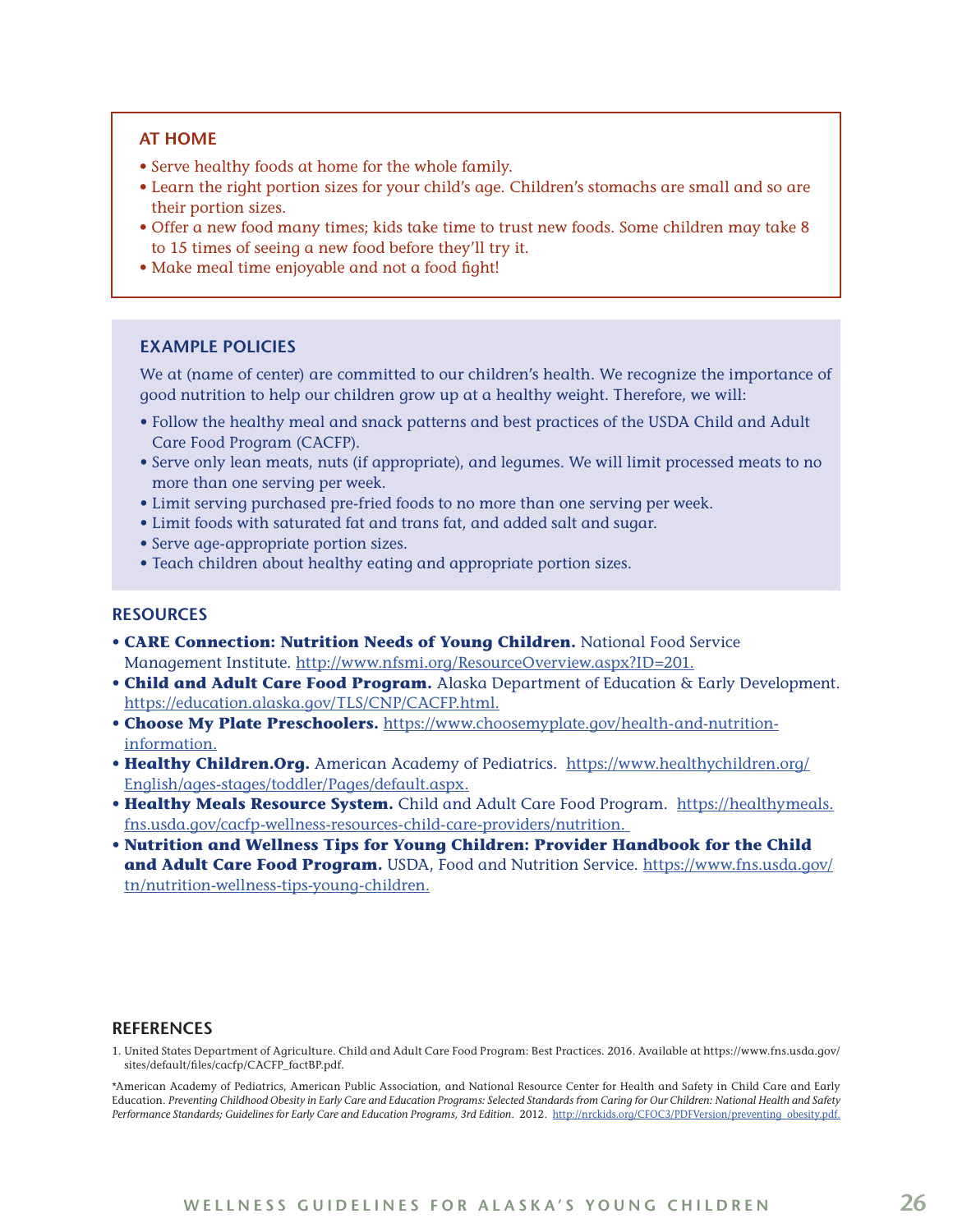## AT HOME

- Serve healthy foods at home for the whole family.
- Learn the right portion sizes for your child's age. Children's stomachs are small and so are their portion sizes.
- Offer a new food many times; kids take time to trust new foods. Some children may take 8 to 15 times of seeing a new food before they'll try it.
- Make meal time enjoyable and not a food fight!

## EXAMPLE POLICIES

We at (name of center) are committed to our children's health. We recognize the importance of good nutrition to help our children grow up at a healthy weight. Therefore, we will:

- Follow the healthy meal and snack patterns and best practices of the USDA Child and Adult Care Food Program (CACFP).
- Serve only lean meats, nuts (if appropriate), and legumes. We will limit processed meats to no more than one serving per week.
- Limit serving purchased pre-fried foods to no more than one serving per week.
- Limit foods with saturated fat and trans fat, and added salt and sugar.
- Serve age-appropriate portion sizes.
- Teach children about healthy eating and appropriate portion sizes.

## RESOURCES

- **CARE Connection: Nutrition Needs of Young Children.** National Food Service Management Institute. http://www.nfsmi.org/ResourceOverview.aspx?ID=201.
- **Child and Adult Care Food Program.** Alaska Department of Education & Early Development. https://education.alaska.gov/TLS/CNP/CACFP.html.
- **Choose My Plate Preschoolers.** https://www.choosemyplate.gov/health-and-nutrition-information.
- **Healthy Children.Org.** American Academy of Pediatrics. https://www.healthychildren.org/English/ages-stages/toddler/Pages/default.aspx.
- **Healthy Meals Resource System.** Child and Adult Care Food Program. https://healthymeals.fns.usda.gov/cacfp-wellness-resources-child-care-providers/nutrition.
- **Nutrition and Wellness Tips for Young Children: Provider Handbook for the Child and Adult Care Food Program.** USDA, Food and Nutrition Service. https://www.fns.usda.gov/tn/nutrition-wellness-tips-young-children.

## REFERENCES

1. United States Department of Agriculture. Child and Adult Care Food Program: Best Practices. 2016. Available at https://www.fns.usda.gov/sites/default/files/cacfp/CACFP_factBP.pdf.

*American Academy of Pediatrics, American Public Association, and National Resource Center for Health and Safety in Child Care and Early Education. *Preventing Childhood Obesity in Early Care and Education Programs: Selected Standards from Caring for Our Children: National Health and Safety Performance Standards; Guidelines for Early Care and Education Programs, 3rd Edition*. 2012. http://nrckids.org/CFOC3/PDFVersion/preventing_obesity.pdf.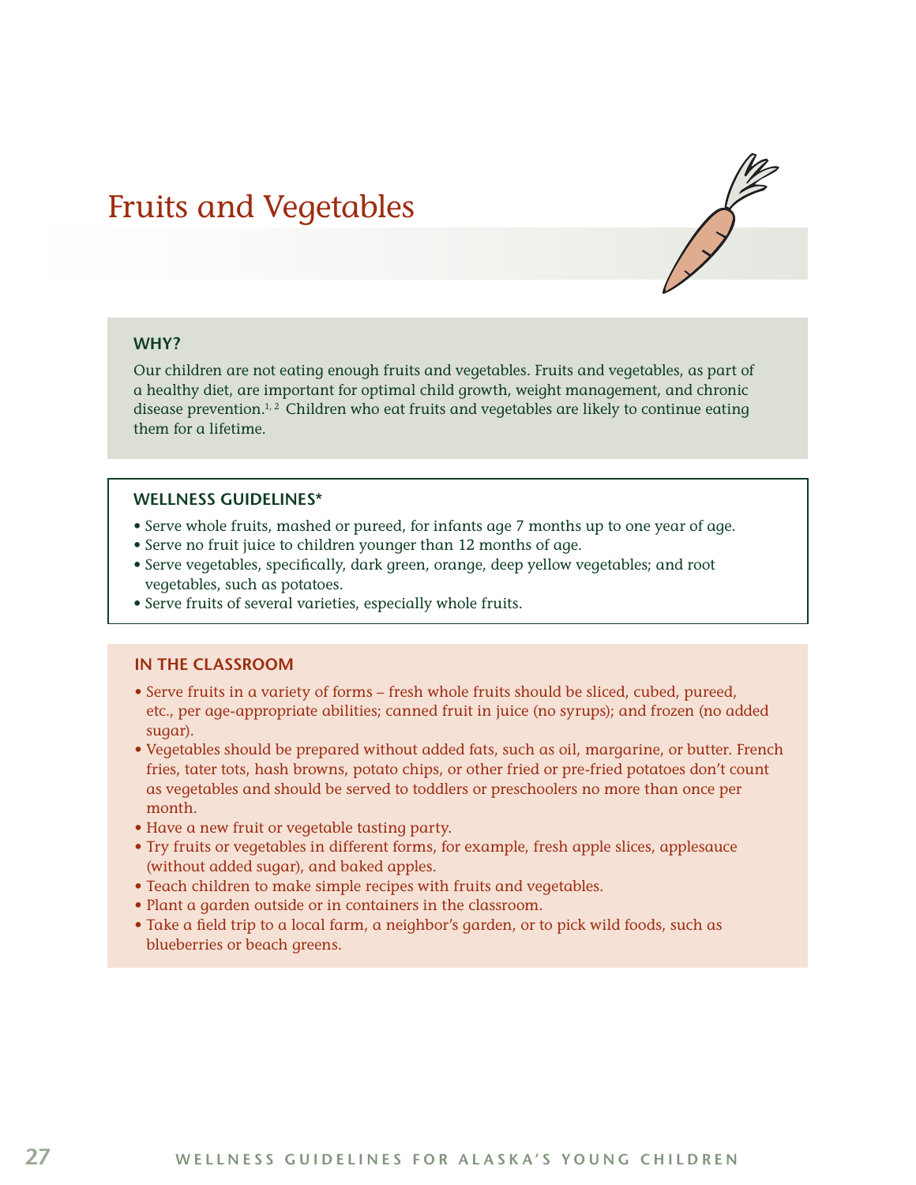# Fruits and Vegetables

### WHY?

Our children are not eating enough fruits and vegetables. Fruits and vegetables, as part of a healthy diet, are important for optimal child growth, weight management, and chronic disease prevention.[1, 2] Children who eat fruits and vegetables are likely to continue eating them for a lifetime.

### WELLNESS GUIDELINES*

- Serve whole fruits, mashed or pureed, for infants age 7 months up to one year of age.
- Serve no fruit juice to children younger than 12 months of age.
- Serve vegetables, specifically, dark green, orange, deep yellow vegetables; and root vegetables, such as potatoes.
- Serve fruits of several varieties, especially whole fruits.

### IN THE CLASSROOM

- Serve fruits in a variety of forms – fresh whole fruits should be sliced, cubed, pureed, etc., per age-appropriate abilities; canned fruit in juice (no syrups); and frozen (no added sugar).
- Vegetables should be prepared without added fats, such as oil, margarine, or butter. French fries, tater tots, hash browns, potato chips, or other fried or pre-fried potatoes don't count as vegetables and should be served to toddlers or preschoolers no more than once per month.
- Have a new fruit or vegetable tasting party.
- Try fruits or vegetables in different forms, for example, fresh apple slices, applesauce (without added sugar), and baked apples.
- Teach children to make simple recipes with fruits and vegetables.
- Plant a garden outside or in containers in the classroom.
- Take a field trip to a local farm, a neighbor's garden, or to pick wild foods, such as blueberries or beach greens.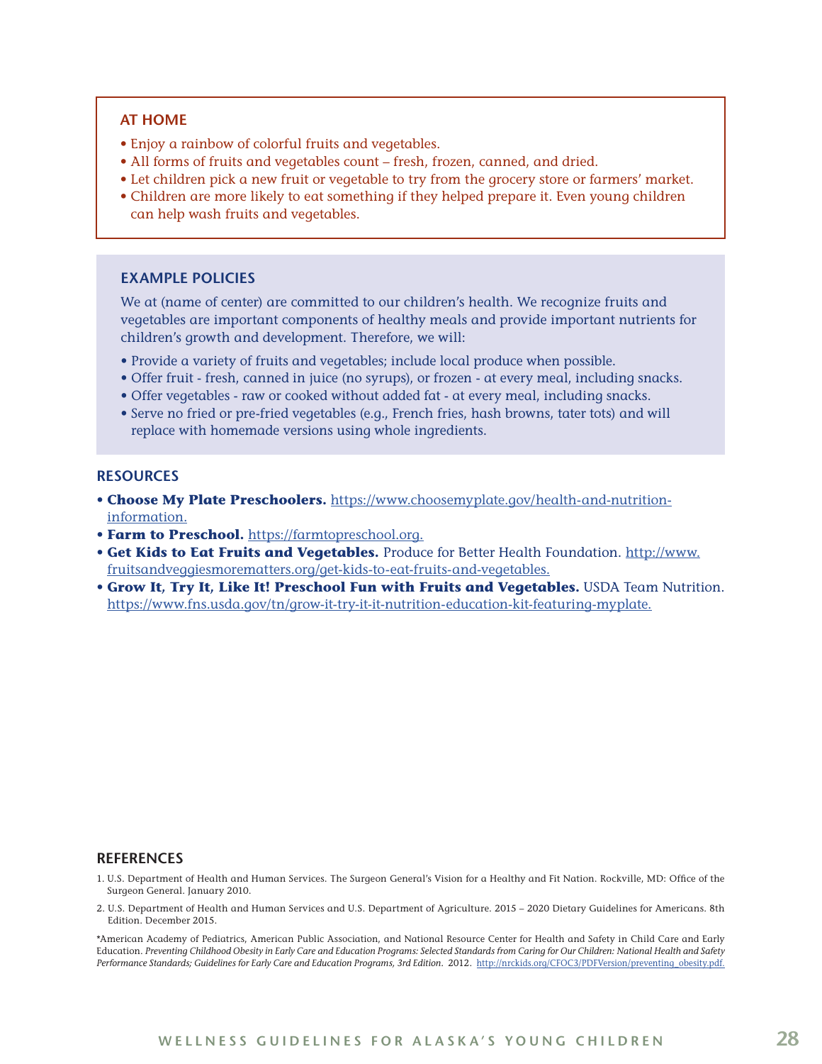## AT HOME

- Enjoy a rainbow of colorful fruits and vegetables.
- All forms of fruits and vegetables count – fresh, frozen, canned, and dried.
- Let children pick a new fruit or vegetable to try from the grocery store or farmers' market.
- Children are more likely to eat something if they helped prepare it. Even young children can help wash fruits and vegetables.

## EXAMPLE POLICIES

We at (name of center) are committed to our children's health. We recognize fruits and vegetables are important components of healthy meals and provide important nutrients for children's growth and development. Therefore, we will:

- Provide a variety of fruits and vegetables; include local produce when possible.
- Offer fruit - fresh, canned in juice (no syrups), or frozen - at every meal, including snacks.
- Offer vegetables - raw or cooked without added fat - at every meal, including snacks.
- Serve no fried or pre-fried vegetables (e.g., French fries, hash browns, tater tots) and will replace with homemade versions using whole ingredients.

## RESOURCES

- **Choose My Plate Preschoolers.** https://www.choosemyplate.gov/health-and-nutrition-information.
- **Farm to Preschool.** https://farmtopreschool.org.
- **Get Kids to Eat Fruits and Vegetables.** Produce for Better Health Foundation. http://www.fruitsandveggiesmorematters.org/get-kids-to-eat-fruits-and-vegetables.
- **Grow It, Try It, Like It! Preschool Fun with Fruits and Vegetables.** USDA Team Nutrition. https://www.fns.usda.gov/tn/grow-it-try-it-it-nutrition-education-kit-featuring-myplate.

## REFERENCES

1. U.S. Department of Health and Human Services. The Surgeon General's Vision for a Healthy and Fit Nation. Rockville, MD: Office of the Surgeon General. January 2010.
2. U.S. Department of Health and Human Services and U.S. Department of Agriculture. 2015 – 2020 Dietary Guidelines for Americans. 8th Edition. December 2015.

*American Academy of Pediatrics, American Public Association, and National Resource Center for Health and Safety in Child Care and Early Education. *Preventing Childhood Obesity in Early Care and Education Programs: Selected Standards from Caring for Our Children: National Health and Safety Performance Standards; Guidelines for Early Care and Education Programs, 3rd Edition*. 2012. http://nrckids.org/CFOC3/PDFVersion/preventing_obesity.pdf.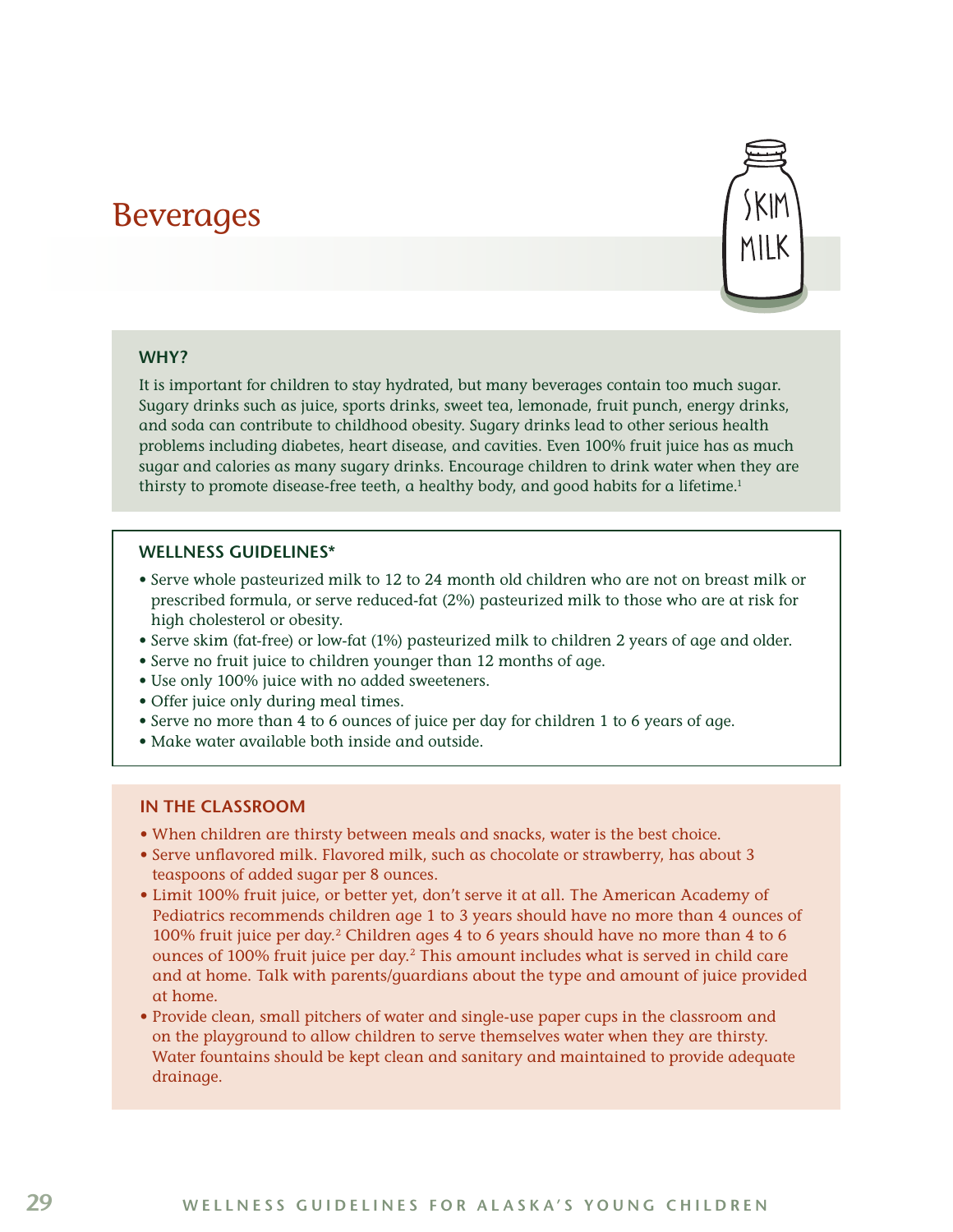# Beverages

### WHY?

It is important for children to stay hydrated, but many beverages contain too much sugar. Sugary drinks such as juice, sports drinks, sweet tea, lemonade, fruit punch, energy drinks, and soda can contribute to childhood obesity. Sugary drinks lead to other serious health problems including diabetes, heart disease, and cavities. Even 100% fruit juice has as much sugar and calories as many sugary drinks. Encourage children to drink water when they are thirsty to promote disease-free teeth, a healthy body, and good habits for a lifetime.[1]

### WELLNESS GUIDELINES*

- Serve whole pasteurized milk to 12 to 24 month old children who are not on breast milk or prescribed formula, or serve reduced-fat (2%) pasteurized milk to those who are at risk for high cholesterol or obesity.
- Serve skim (fat-free) or low-fat (1%) pasteurized milk to children 2 years of age and older.
- Serve no fruit juice to children younger than 12 months of age.
- Use only 100% juice with no added sweeteners.
- Offer juice only during meal times.
- Serve no more than 4 to 6 ounces of juice per day for children 1 to 6 years of age.
- Make water available both inside and outside.

### IN THE CLASSROOM

- When children are thirsty between meals and snacks, water is the best choice.
- Serve unflavored milk. Flavored milk, such as chocolate or strawberry, has about 3 teaspoons of added sugar per 8 ounces.
- Limit 100% fruit juice, or better yet, don't serve it at all. The American Academy of Pediatrics recommends children age 1 to 3 years should have no more than 4 ounces of 100% fruit juice per day.[2] Children ages 4 to 6 years should have no more than 4 to 6 ounces of 100% fruit juice per day.[2] This amount includes what is served in child care and at home. Talk with parents/guardians about the type and amount of juice provided at home.
- Provide clean, small pitchers of water and single-use paper cups in the classroom and on the playground to allow children to serve themselves water when they are thirsty. Water fountains should be kept clean and sanitary and maintained to provide adequate drainage.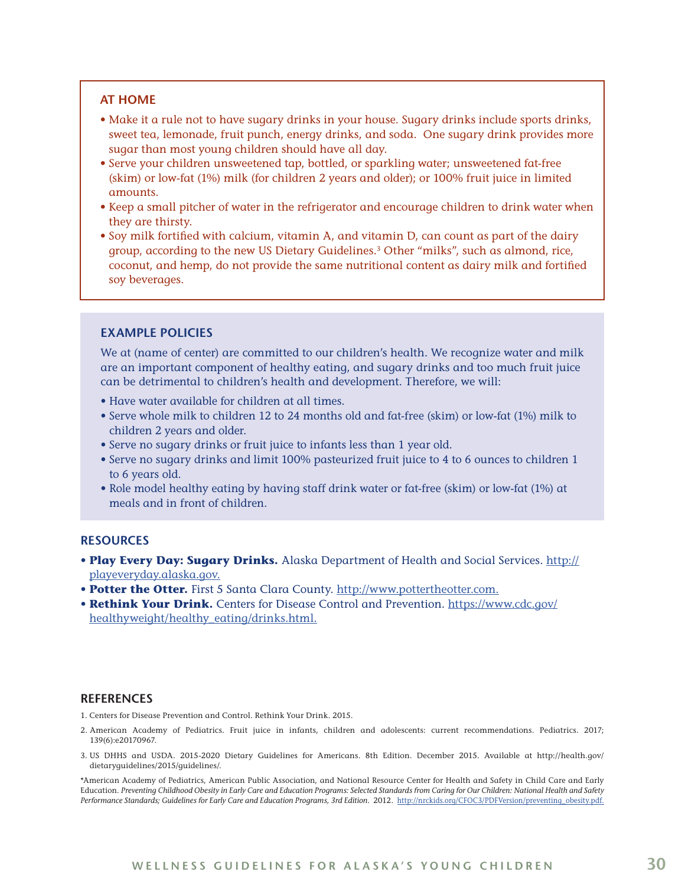## AT HOME

- Make it a rule not to have sugary drinks in your house. Sugary drinks include sports drinks, sweet tea, lemonade, fruit punch, energy drinks, and soda. One sugary drink provides more sugar than most young children should have all day.
- Serve your children unsweetened tap, bottled, or sparkling water; unsweetened fat-free (skim) or low-fat (1%) milk (for children 2 years and older); or 100% fruit juice in limited amounts.
- Keep a small pitcher of water in the refrigerator and encourage children to drink water when they are thirsty.
- Soy milk fortified with calcium, vitamin A, and vitamin D, can count as part of the dairy group, according to the new US Dietary Guidelines.[3] Other "milks", such as almond, rice, coconut, and hemp, do not provide the same nutritional content as dairy milk and fortified soy beverages.

## EXAMPLE POLICIES

We at (name of center) are committed to our children's health. We recognize water and milk are an important component of healthy eating, and sugary drinks and too much fruit juice can be detrimental to children's health and development. Therefore, we will:

- Have water available for children at all times.
- Serve whole milk to children 12 to 24 months old and fat-free (skim) or low-fat (1%) milk to children 2 years and older.
- Serve no sugary drinks or fruit juice to infants less than 1 year old.
- Serve no sugary drinks and limit 100% pasteurized fruit juice to 4 to 6 ounces to children 1 to 6 years old.
- Role model healthy eating by having staff drink water or fat-free (skim) or low-fat (1%) at meals and in front of children.

## RESOURCES

- ***Play Every Day: Sugary Drinks.*** Alaska Department of Health and Social Services. http://playeveryday.alaska.gov.
- ***Potter the Otter.*** First 5 Santa Clara County. http://www.pottertheotter.com.
- ***Rethink Your Drink.*** Centers for Disease Control and Prevention. https://www.cdc.gov/healthyweight/healthy_eating/drinks.html.

## REFERENCES

1. Centers for Disease Prevention and Control. Rethink Your Drink. 2015.
2. American Academy of Pediatrics. Fruit juice in infants, children and adolescents: current recommendations. Pediatrics. 2017; 139(6):e20170967.
3. US DHHS and USDA. 2015-2020 Dietary Guidelines for Americans. 8th Edition. December 2015. Available at http://health.gov/dietaryguidelines/2015/guidelines/.

*American Academy of Pediatrics, American Public Association, and National Resource Center for Health and Safety in Child Care and Early Education. *Preventing Childhood Obesity in Early Care and Education Programs: Selected Standards from Caring for Our Children: National Health and Safety Performance Standards; Guidelines for Early Care and Education Programs, 3rd Edition*. 2012. http://nrckids.org/CFOC3/PDFVersion/preventing_obesity.pdf.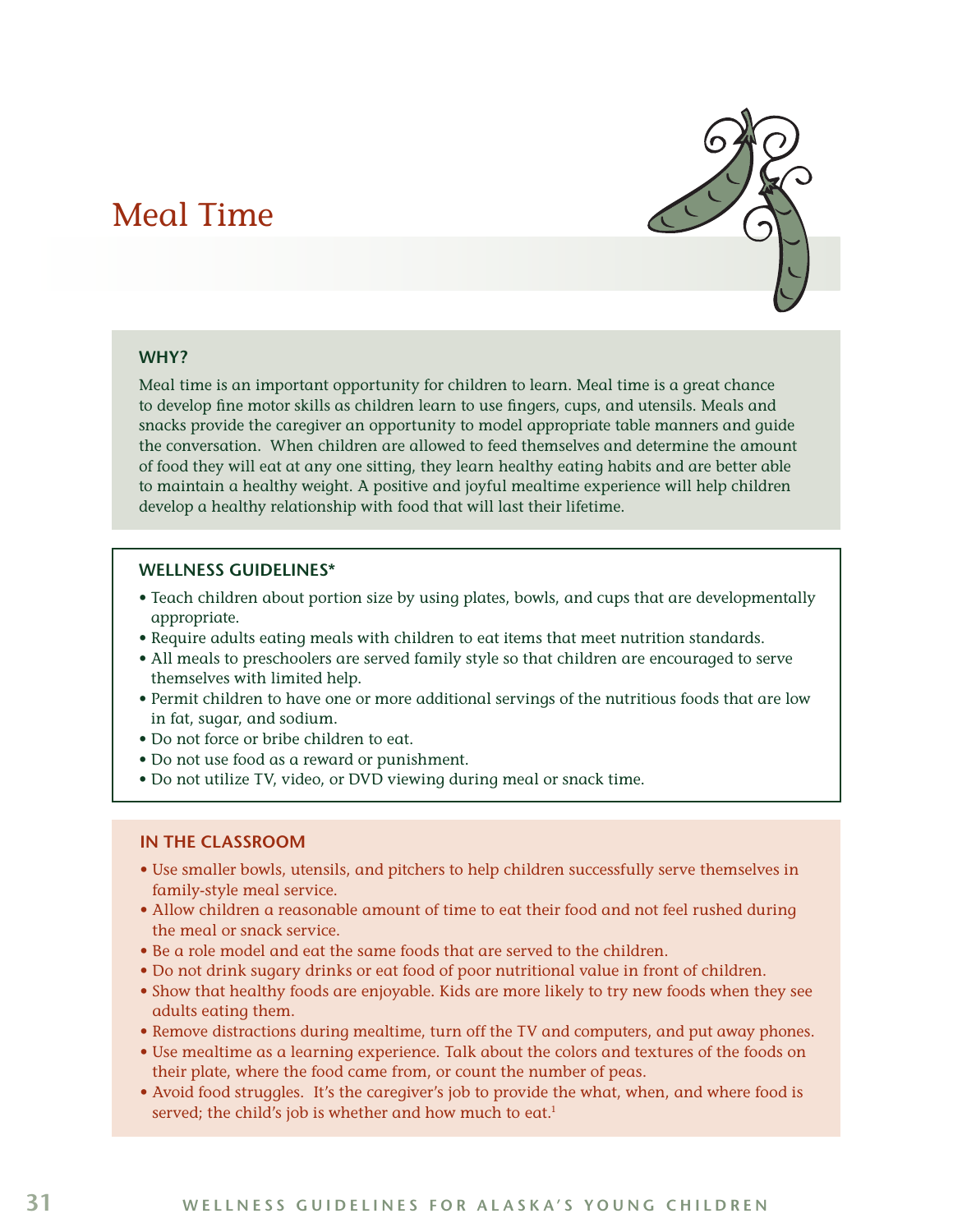# Meal Time

### WHY?

Meal time is an important opportunity for children to learn. Meal time is a great chance to develop fine motor skills as children learn to use fingers, cups, and utensils. Meals and snacks provide the caregiver an opportunity to model appropriate table manners and guide the conversation. When children are allowed to feed themselves and determine the amount of food they will eat at any one sitting, they learn healthy eating habits and are better able to maintain a healthy weight. A positive and joyful mealtime experience will help children develop a healthy relationship with food that will last their lifetime.

### WELLNESS GUIDELINES*

- Teach children about portion size by using plates, bowls, and cups that are developmentally appropriate.
- Require adults eating meals with children to eat items that meet nutrition standards.
- All meals to preschoolers are served family style so that children are encouraged to serve themselves with limited help.
- Permit children to have one or more additional servings of the nutritious foods that are low in fat, sugar, and sodium.
- Do not force or bribe children to eat.
- Do not use food as a reward or punishment.
- Do not utilize TV, video, or DVD viewing during meal or snack time.

### IN THE CLASSROOM

- Use smaller bowls, utensils, and pitchers to help children successfully serve themselves in family-style meal service.
- Allow children a reasonable amount of time to eat their food and not feel rushed during the meal or snack service.
- Be a role model and eat the same foods that are served to the children.
- Do not drink sugary drinks or eat food of poor nutritional value in front of children.
- Show that healthy foods are enjoyable. Kids are more likely to try new foods when they see adults eating them.
- Remove distractions during mealtime, turn off the TV and computers, and put away phones.
- Use mealtime as a learning experience. Talk about the colors and textures of the foods on their plate, where the food came from, or count the number of peas.
- Avoid food struggles. It's the caregiver's job to provide the what, when, and where food is served; the child's job is whether and how much to eat.[1]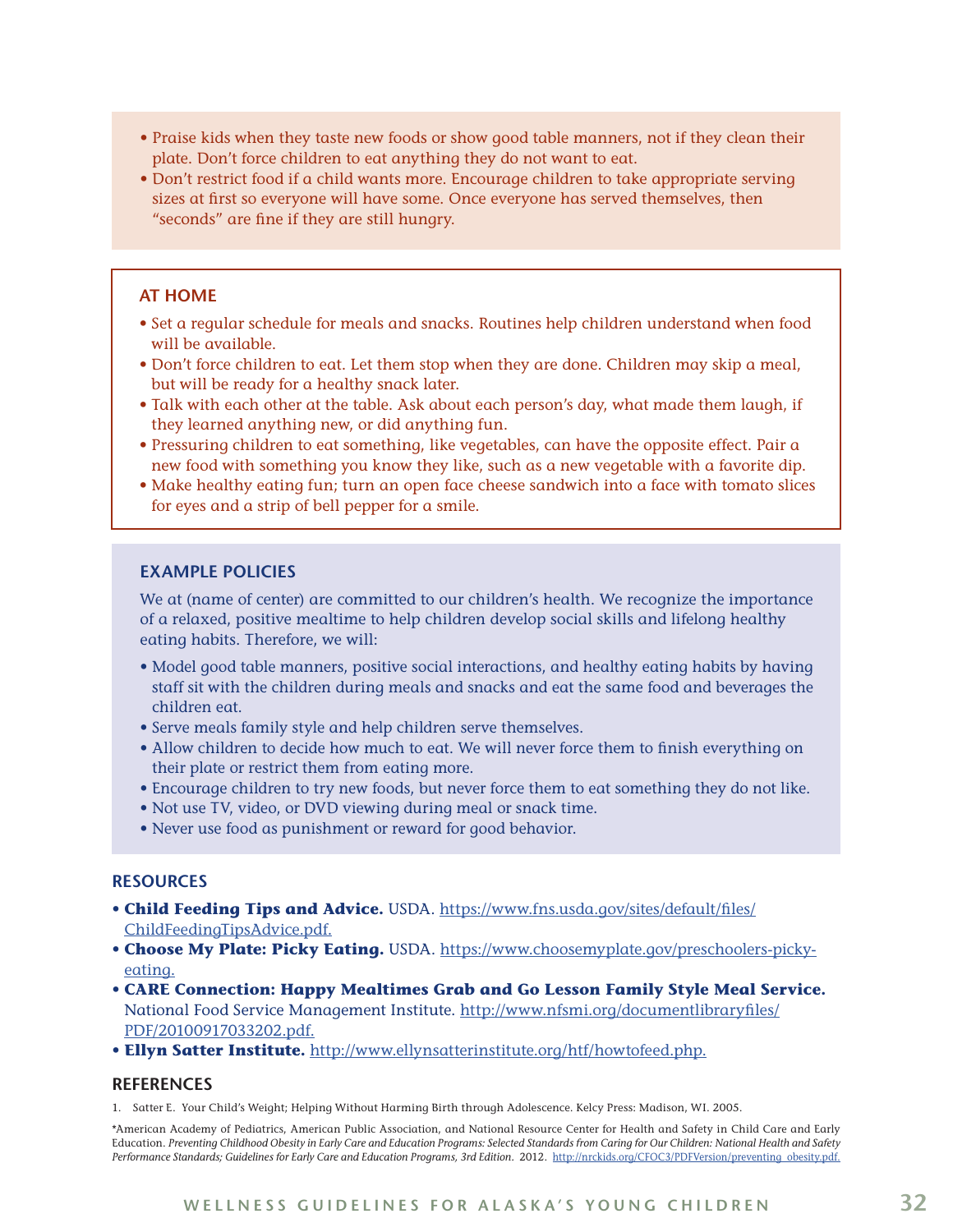- Praise kids when they taste new foods or show good table manners, not if they clean their plate. Don't force children to eat anything they do not want to eat.
- Don't restrict food if a child wants more. Encourage children to take appropriate serving sizes at first so everyone will have some. Once everyone has served themselves, then "seconds" are fine if they are still hungry.

### AT HOME

- Set a regular schedule for meals and snacks. Routines help children understand when food will be available.
- Don't force children to eat. Let them stop when they are done. Children may skip a meal, but will be ready for a healthy snack later.
- Talk with each other at the table. Ask about each person's day, what made them laugh, if they learned anything new, or did anything fun.
- Pressuring children to eat something, like vegetables, can have the opposite effect. Pair a new food with something you know they like, such as a new vegetable with a favorite dip.
- Make healthy eating fun; turn an open face cheese sandwich into a face with tomato slices for eyes and a strip of bell pepper for a smile.

### EXAMPLE POLICIES

We at (name of center) are committed to our children's health. We recognize the importance of a relaxed, positive mealtime to help children develop social skills and lifelong healthy eating habits. Therefore, we will:

- Model good table manners, positive social interactions, and healthy eating habits by having staff sit with the children during meals and snacks and eat the same food and beverages the children eat.
- Serve meals family style and help children serve themselves.
- Allow children to decide how much to eat. We will never force them to finish everything on their plate or restrict them from eating more.
- Encourage children to try new foods, but never force them to eat something they do not like.
- Not use TV, video, or DVD viewing during meal or snack time.
- Never use food as punishment or reward for good behavior.

### RESOURCES

- **Child Feeding Tips and Advice.** USDA. https://www.fns.usda.gov/sites/default/files/ChildFeedingTipsAdvice.pdf.
- **Choose My Plate: Picky Eating.** USDA. https://www.choosemyplate.gov/preschoolers-picky-eating.
- **CARE Connection: Happy Mealtimes Grab and Go Lesson Family Style Meal Service.** National Food Service Management Institute. http://www.nfsmi.org/documentlibraryfiles/PDF/20100917033202.pdf.
- **Ellyn Satter Institute.** http://www.ellynsatterinstitute.org/htf/howtofeed.php.

### REFERENCES

1. Satter E. Your Child's Weight; Helping Without Harming Birth through Adolescence. Kelcy Press: Madison, WI. 2005.

*American Academy of Pediatrics, American Public Association, and National Resource Center for Health and Safety in Child Care and Early Education. *Preventing Childhood Obesity in Early Care and Education Programs: Selected Standards from Caring for Our Children: National Health and Safety Performance Standards; Guidelines for Early Care and Education Programs, 3rd Edition*. 2012. http://nrckids.org/CFOC3/PDFVersion/preventing_obesity.pdf.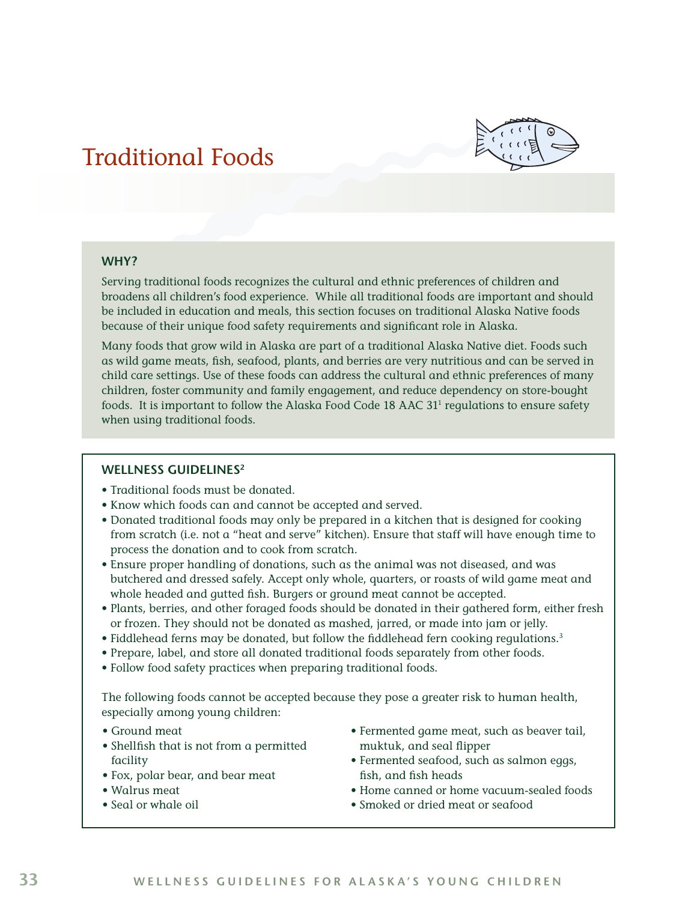# Traditional Foods

### WHY?

Serving traditional foods recognizes the cultural and ethnic preferences of children and broadens all children's food experience. While all traditional foods are important and should be included in education and meals, this section focuses on traditional Alaska Native foods because of their unique food safety requirements and significant role in Alaska.

Many foods that grow wild in Alaska are part of a traditional Alaska Native diet. Foods such as wild game meats, fish, seafood, plants, and berries are very nutritious and can be served in child care settings. Use of these foods can address the cultural and ethnic preferences of many children, foster community and family engagement, and reduce dependency on store-bought foods. It is important to follow the Alaska Food Code 18 AAC 31[1] regulations to ensure safety when using traditional foods.

### WELLNESS GUIDELINES[2]

- Traditional foods must be donated.
- Know which foods can and cannot be accepted and served.
- Donated traditional foods may only be prepared in a kitchen that is designed for cooking from scratch (i.e. not a "heat and serve" kitchen). Ensure that staff will have enough time to process the donation and to cook from scratch.
- Ensure proper handling of donations, such as the animal was not diseased, and was butchered and dressed safely. Accept only whole, quarters, or roasts of wild game meat and whole headed and gutted fish. Burgers or ground meat cannot be accepted.
- Plants, berries, and other foraged foods should be donated in their gathered form, either fresh or frozen. They should not be donated as mashed, jarred, or made into jam or jelly.
- Fiddlehead ferns may be donated, but follow the fiddlehead fern cooking regulations.[3]
- Prepare, label, and store all donated traditional foods separately from other foods.
- Follow food safety practices when preparing traditional foods.

The following foods cannot be accepted because they pose a greater risk to human health, especially among young children:

- Ground meat
- Shellfish that is not from a permitted facility
- Fox, polar bear, and bear meat
- Walrus meat
- Seal or whale oil
- Fermented game meat, such as beaver tail, muktuk, and seal flipper
- Fermented seafood, such as salmon eggs, fish, and fish heads
- Home canned or home vacuum-sealed foods
- Smoked or dried meat or seafood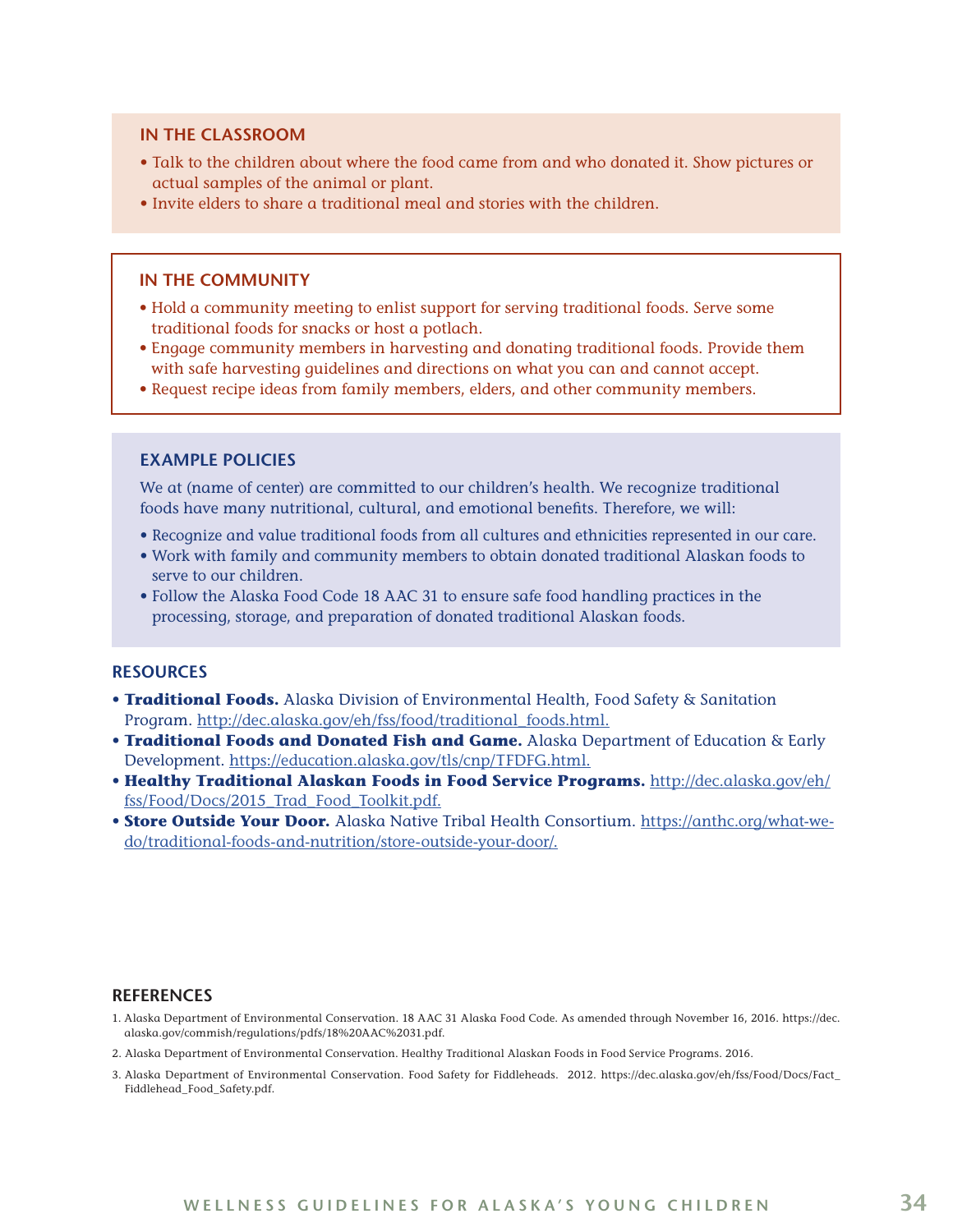## IN THE CLASSROOM

- Talk to the children about where the food came from and who donated it. Show pictures or actual samples of the animal or plant.
- Invite elders to share a traditional meal and stories with the children.

## IN THE COMMUNITY

- Hold a community meeting to enlist support for serving traditional foods. Serve some traditional foods for snacks or host a potlach.
- Engage community members in harvesting and donating traditional foods. Provide them with safe harvesting guidelines and directions on what you can and cannot accept.
- Request recipe ideas from family members, elders, and other community members.

## EXAMPLE POLICIES

We at (name of center) are committed to our children's health. We recognize traditional foods have many nutritional, cultural, and emotional benefits. Therefore, we will:

- Recognize and value traditional foods from all cultures and ethnicities represented in our care.
- Work with family and community members to obtain donated traditional Alaskan foods to serve to our children.
- Follow the Alaska Food Code 18 AAC 31 to ensure safe food handling practices in the processing, storage, and preparation of donated traditional Alaskan foods.

## RESOURCES

- **Traditional Foods.** Alaska Division of Environmental Health, Food Safety & Sanitation Program. http://dec.alaska.gov/eh/fss/food/traditional_foods.html.
- **Traditional Foods and Donated Fish and Game.** Alaska Department of Education & Early Development. https://education.alaska.gov/tls/cnp/TFDFG.html.
- **Healthy Traditional Alaskan Foods in Food Service Programs.** http://dec.alaska.gov/eh/fss/Food/Docs/2015_Trad_Food_Toolkit.pdf.
- **Store Outside Your Door.** Alaska Native Tribal Health Consortium. https://anthc.org/what-we-do/traditional-foods-and-nutrition/store-outside-your-door/.

## REFERENCES

1. Alaska Department of Environmental Conservation. 18 AAC 31 Alaska Food Code. As amended through November 16, 2016. https://dec.alaska.gov/commish/regulations/pdfs/18%20AAC%2031.pdf.
2. Alaska Department of Environmental Conservation. Healthy Traditional Alaskan Foods in Food Service Programs. 2016.
3. Alaska Department of Environmental Conservation. Food Safety for Fiddleheads. 2012. https://dec.alaska.gov/eh/fss/Food/Docs/Fact_Fiddlehead_Food_Safety.pdf.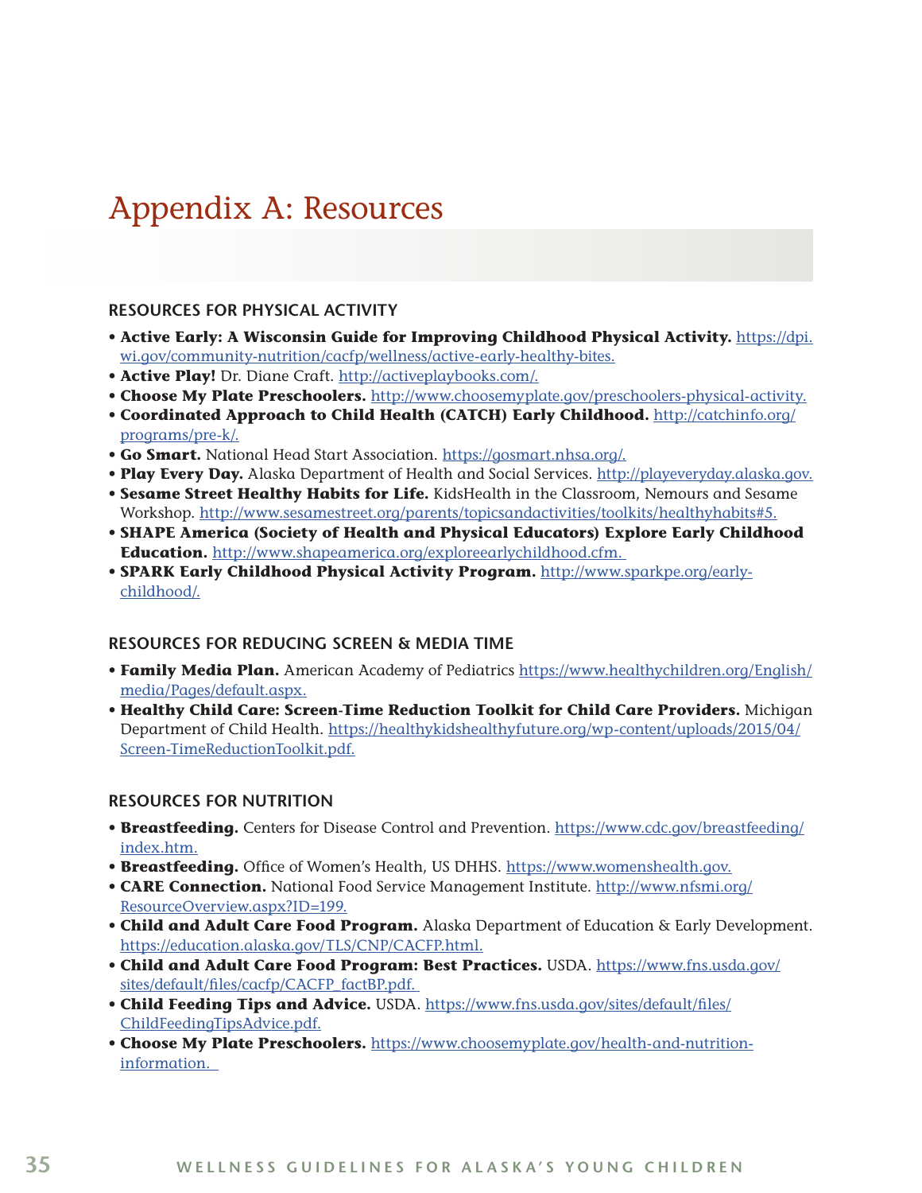# Appendix A: Resources

## RESOURCES FOR PHYSICAL ACTIVITY

- **Active Early: A Wisconsin Guide for Improving Childhood Physical Activity.** https://dpi.wi.gov/community-nutrition/cacfp/wellness/active-early-healthy-bites.
- **Active Play!** Dr. Diane Craft. http://activeplaybooks.com/.
- **Choose My Plate Preschoolers.** http://www.choosemyplate.gov/preschoolers-physical-activity.
- **Coordinated Approach to Child Health (CATCH) Early Childhood.** http://catchinfo.org/programs/pre-k/.
- **Go Smart.** National Head Start Association. https://gosmart.nhsa.org/.
- **Play Every Day.** Alaska Department of Health and Social Services. http://playeveryday.alaska.gov.
- **Sesame Street Healthy Habits for Life.** KidsHealth in the Classroom, Nemours and Sesame Workshop. http://www.sesamestreet.org/parents/topicsandactivities/toolkits/healthyhabits#5.
- **SHAPE America (Society of Health and Physical Educators) Explore Early Childhood Education.** http://www.shapeamerica.org/exploreearlychildhood.cfm.
- **SPARK Early Childhood Physical Activity Program.** http://www.sparkpe.org/early-childhood/.

## RESOURCES FOR REDUCING SCREEN & MEDIA TIME

- **Family Media Plan.** American Academy of Pediatrics https://www.healthychildren.org/English/media/Pages/default.aspx.
- **Healthy Child Care: Screen-Time Reduction Toolkit for Child Care Providers.** Michigan Department of Child Health. https://healthykidshealthyfuture.org/wp-content/uploads/2015/04/Screen-TimeReductionToolkit.pdf.

## RESOURCES FOR NUTRITION

- **Breastfeeding.** Centers for Disease Control and Prevention. https://www.cdc.gov/breastfeeding/index.htm.
- **Breastfeeding.** Office of Women's Health, US DHHS. https://www.womenshealth.gov.
- **CARE Connection.** National Food Service Management Institute. http://www.nfsmi.org/ResourceOverview.aspx?ID=199.
- **Child and Adult Care Food Program.** Alaska Department of Education & Early Development. https://education.alaska.gov/TLS/CNP/CACFP.html.
- **Child and Adult Care Food Program: Best Practices.** USDA. https://www.fns.usda.gov/sites/default/files/cacfp/CACFP_factBP.pdf.
- **Child Feeding Tips and Advice.** USDA. https://www.fns.usda.gov/sites/default/files/ChildFeedingTipsAdvice.pdf.
- **Choose My Plate Preschoolers.** https://www.choosemyplate.gov/health-and-nutrition-information.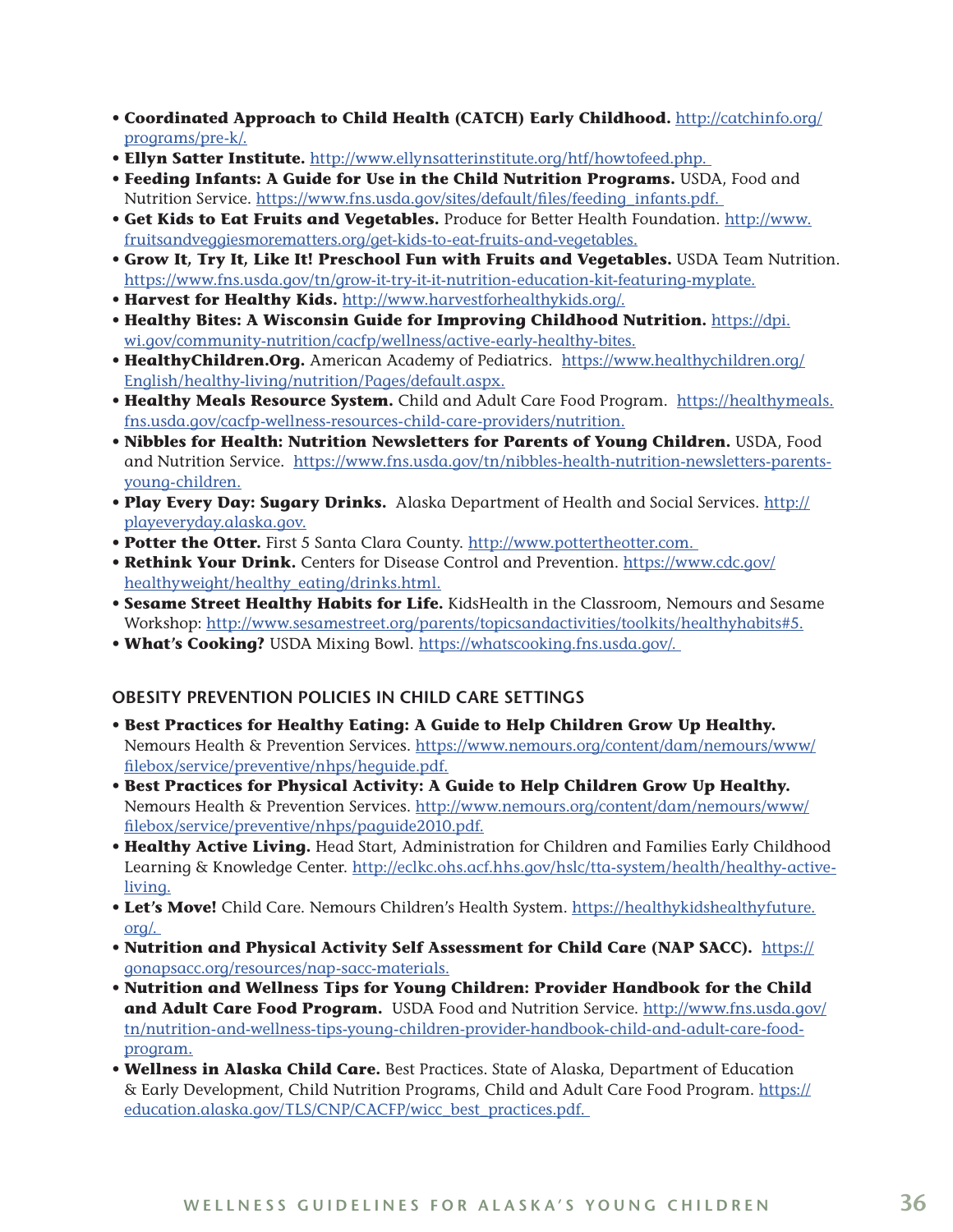- **Coordinated Approach to Child Health (CATCH) Early Childhood.** http://catchinfo.org/programs/pre-k/.
- **Ellyn Satter Institute.** http://www.ellynsatterinstitute.org/htf/howtofeed.php.
- **Feeding Infants: A Guide for Use in the Child Nutrition Programs.** USDA, Food and Nutrition Service. https://www.fns.usda.gov/sites/default/files/feeding_infants.pdf.
- **Get Kids to Eat Fruits and Vegetables.** Produce for Better Health Foundation. http://www.fruitsandveggiesmorematters.org/get-kids-to-eat-fruits-and-vegetables.
- **Grow It, Try It, Like It! Preschool Fun with Fruits and Vegetables.** USDA Team Nutrition. https://www.fns.usda.gov/tn/grow-it-try-it-it-nutrition-education-kit-featuring-myplate.
- **Harvest for Healthy Kids.** http://www.harvestforhealthykids.org/.
- **Healthy Bites: A Wisconsin Guide for Improving Childhood Nutrition.** https://dpi.wi.gov/community-nutrition/cacfp/wellness/active-early-healthy-bites.
- **HealthyChildren.Org.** American Academy of Pediatrics. https://www.healthychildren.org/English/healthy-living/nutrition/Pages/default.aspx.
- **Healthy Meals Resource System.** Child and Adult Care Food Program. https://healthymeals.fns.usda.gov/cacfp-wellness-resources-child-care-providers/nutrition.
- **Nibbles for Health: Nutrition Newsletters for Parents of Young Children.** USDA, Food and Nutrition Service. https://www.fns.usda.gov/tn/nibbles-health-nutrition-newsletters-parents-young-children.
- **Play Every Day: Sugary Drinks.** Alaska Department of Health and Social Services. http://playeveryday.alaska.gov.
- **Potter the Otter.** First 5 Santa Clara County. http://www.pottertheotter.com.
- **Rethink Your Drink.** Centers for Disease Control and Prevention. https://www.cdc.gov/healthyweight/healthy_eating/drinks.html.
- **Sesame Street Healthy Habits for Life.** KidsHealth in the Classroom, Nemours and Sesame Workshop: http://www.sesamestreet.org/parents/topicsandactivities/toolkits/healthyhabits#5.
- **What's Cooking?** USDA Mixing Bowl. https://whatscooking.fns.usda.gov/.

## OBESITY PREVENTION POLICIES IN CHILD CARE SETTINGS

- **Best Practices for Healthy Eating: A Guide to Help Children Grow Up Healthy.** Nemours Health & Prevention Services. https://www.nemours.org/content/dam/nemours/www/filebox/service/preventive/nhps/heguide.pdf.
- **Best Practices for Physical Activity: A Guide to Help Children Grow Up Healthy.** Nemours Health & Prevention Services. http://www.nemours.org/content/dam/nemours/www/filebox/service/preventive/nhps/paguide2010.pdf.
- **Healthy Active Living.** Head Start, Administration for Children and Families Early Childhood Learning & Knowledge Center. http://eclkc.ohs.acf.hhs.gov/hslc/tta-system/health/healthy-active-living.
- **Let's Move!** Child Care. Nemours Children's Health System. https://healthykidshealthyfuture.org/.
- **Nutrition and Physical Activity Self Assessment for Child Care (NAP SACC).** https://gonapsacc.org/resources/nap-sacc-materials.
- **Nutrition and Wellness Tips for Young Children: Provider Handbook for the Child and Adult Care Food Program.** USDA Food and Nutrition Service. http://www.fns.usda.gov/tn/nutrition-and-wellness-tips-young-children-provider-handbook-child-and-adult-care-food-program.
- **Wellness in Alaska Child Care.** Best Practices. State of Alaska, Department of Education & Early Development, Child Nutrition Programs, Child and Adult Care Food Program. https://education.alaska.gov/TLS/CNP/CACFP/wicc_best_practices.pdf.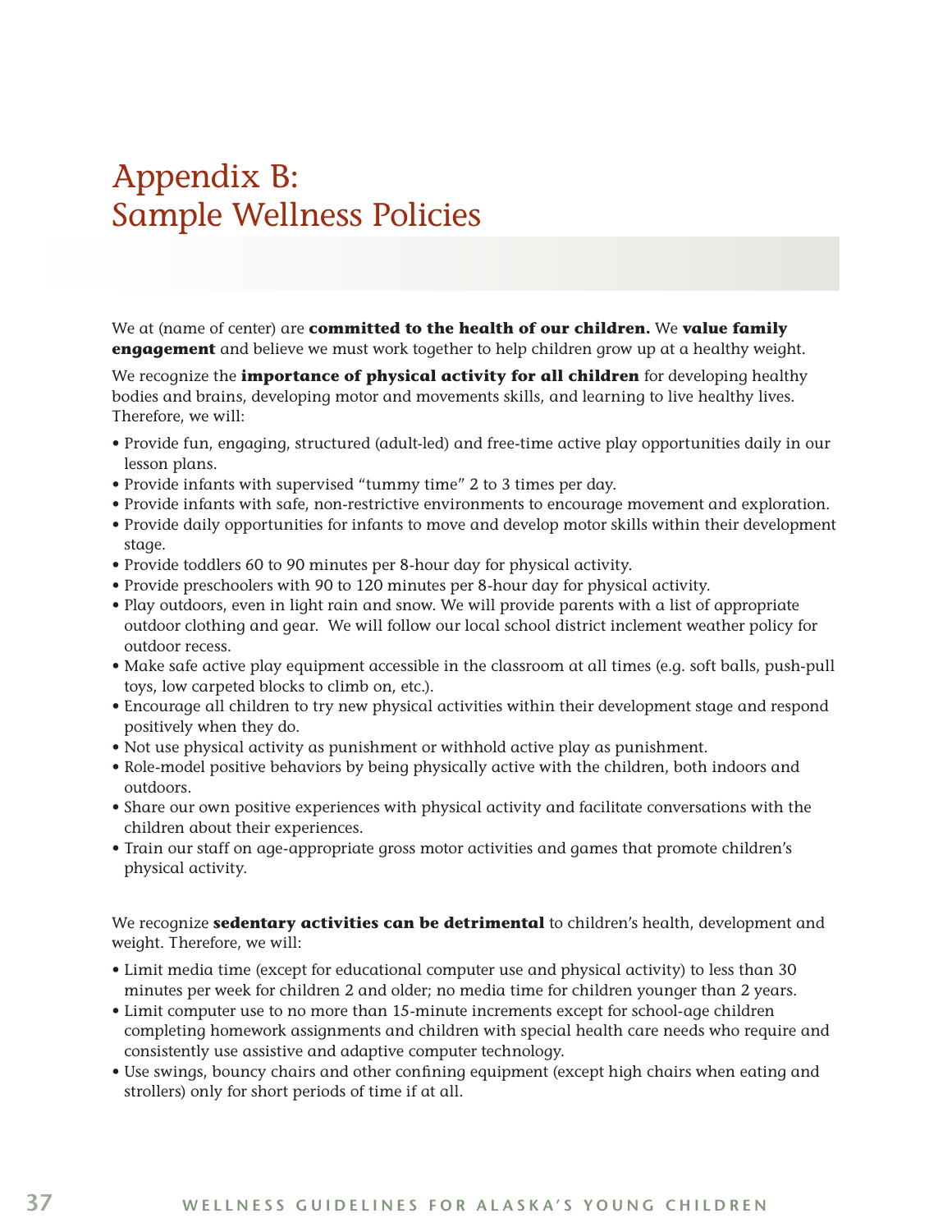# Appendix B: Sample Wellness Policies

We at (name of center) are **committed to the health of our children.** We **value family engagement** and believe we must work together to help children grow up at a healthy weight.

We recognize the **importance of physical activity for all children** for developing healthy bodies and brains, developing motor and movements skills, and learning to live healthy lives. Therefore, we will:

- Provide fun, engaging, structured (adult-led) and free-time active play opportunities daily in our lesson plans.
- Provide infants with supervised "tummy time" 2 to 3 times per day.
- Provide infants with safe, non-restrictive environments to encourage movement and exploration.
- Provide daily opportunities for infants to move and develop motor skills within their development stage.
- Provide toddlers 60 to 90 minutes per 8-hour day for physical activity.
- Provide preschoolers with 90 to 120 minutes per 8-hour day for physical activity.
- Play outdoors, even in light rain and snow. We will provide parents with a list of appropriate outdoor clothing and gear. We will follow our local school district inclement weather policy for outdoor recess.
- Make safe active play equipment accessible in the classroom at all times (e.g. soft balls, push-pull toys, low carpeted blocks to climb on, etc.).
- Encourage all children to try new physical activities within their development stage and respond positively when they do.
- Not use physical activity as punishment or withhold active play as punishment.
- Role-model positive behaviors by being physically active with the children, both indoors and outdoors.
- Share our own positive experiences with physical activity and facilitate conversations with the children about their experiences.
- Train our staff on age-appropriate gross motor activities and games that promote children's physical activity.

We recognize **sedentary activities can be detrimental** to children's health, development and weight. Therefore, we will:

- Limit media time (except for educational computer use and physical activity) to less than 30 minutes per week for children 2 and older; no media time for children younger than 2 years.
- Limit computer use to no more than 15-minute increments except for school-age children completing homework assignments and children with special health care needs who require and consistently use assistive and adaptive computer technology.
- Use swings, bouncy chairs and other confining equipment (except high chairs when eating and strollers) only for short periods of time if at all.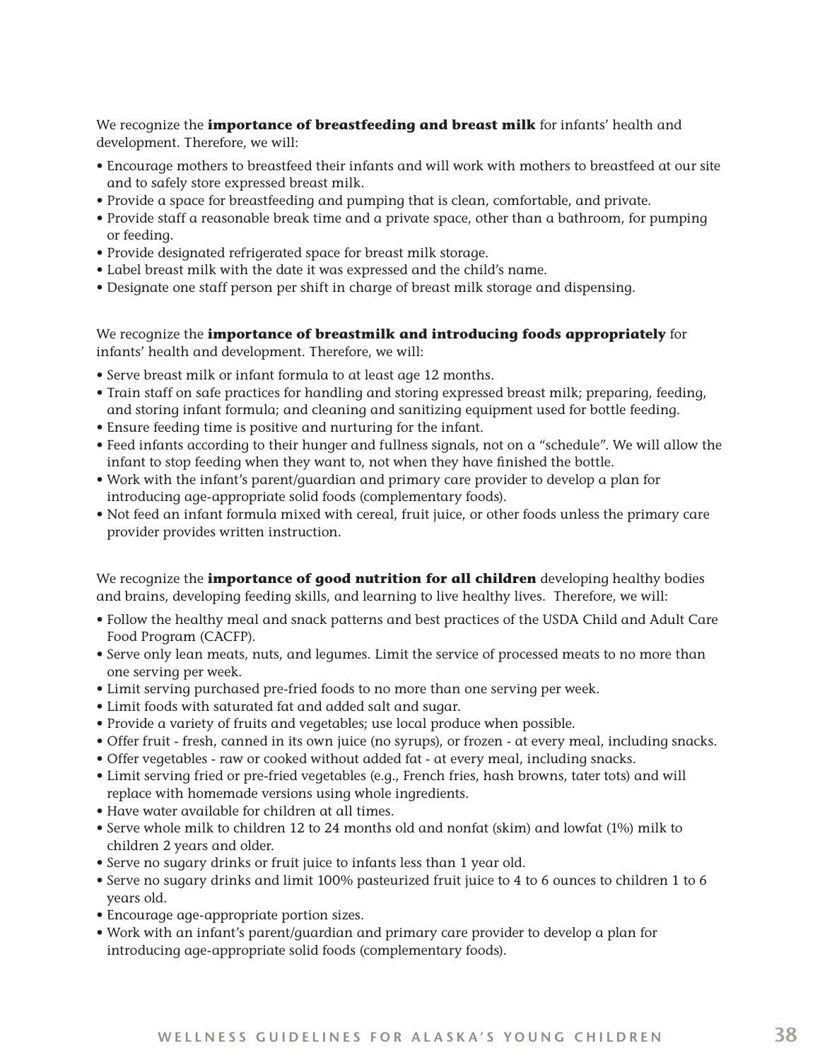We recognize the **importance of breastfeeding and breast milk** for infants' health and development. Therefore, we will:

- Encourage mothers to breastfeed their infants and will work with mothers to breastfeed at our site and to safely store expressed breast milk.
- Provide a space for breastfeeding and pumping that is clean, comfortable, and private.
- Provide staff a reasonable break time and a private space, other than a bathroom, for pumping or feeding.
- Provide designated refrigerated space for breast milk storage.
- Label breast milk with the date it was expressed and the child's name.
- Designate one staff person per shift in charge of breast milk storage and dispensing.

We recognize the **importance of breastmilk and introducing foods appropriately** for infants' health and development. Therefore, we will:

- Serve breast milk or infant formula to at least age 12 months.
- Train staff on safe practices for handling and storing expressed breast milk; preparing, feeding, and storing infant formula; and cleaning and sanitizing equipment used for bottle feeding.
- Ensure feeding time is positive and nurturing for the infant.
- Feed infants according to their hunger and fullness signals, not on a "schedule". We will allow the infant to stop feeding when they want to, not when they have finished the bottle.
- Work with the infant's parent/guardian and primary care provider to develop a plan for introducing age-appropriate solid foods (complementary foods).
- Not feed an infant formula mixed with cereal, fruit juice, or other foods unless the primary care provider provides written instruction.

We recognize the **importance of good nutrition for all children** developing healthy bodies and brains, developing feeding skills, and learning to live healthy lives. Therefore, we will:

- Follow the healthy meal and snack patterns and best practices of the USDA Child and Adult Care Food Program (CACFP).
- Serve only lean meats, nuts, and legumes. Limit the service of processed meats to no more than one serving per week.
- Limit serving purchased pre-fried foods to no more than one serving per week.
- Limit foods with saturated fat and added salt and sugar.
- Provide a variety of fruits and vegetables; use local produce when possible.
- Offer fruit - fresh, canned in its own juice (no syrups), or frozen - at every meal, including snacks.
- Offer vegetables - raw or cooked without added fat - at every meal, including snacks.
- Limit serving fried or pre-fried vegetables (e.g., French fries, hash browns, tater tots) and will replace with homemade versions using whole ingredients.
- Have water available for children at all times.
- Serve whole milk to children 12 to 24 months old and nonfat (skim) and lowfat (1%) milk to children 2 years and older.
- Serve no sugary drinks or fruit juice to infants less than 1 year old.
- Serve no sugary drinks and limit 100% pasteurized fruit juice to 4 to 6 ounces to children 1 to 6 years old.
- Encourage age-appropriate portion sizes.
- Work with an infant's parent/guardian and primary care provider to develop a plan for introducing age-appropriate solid foods (complementary foods).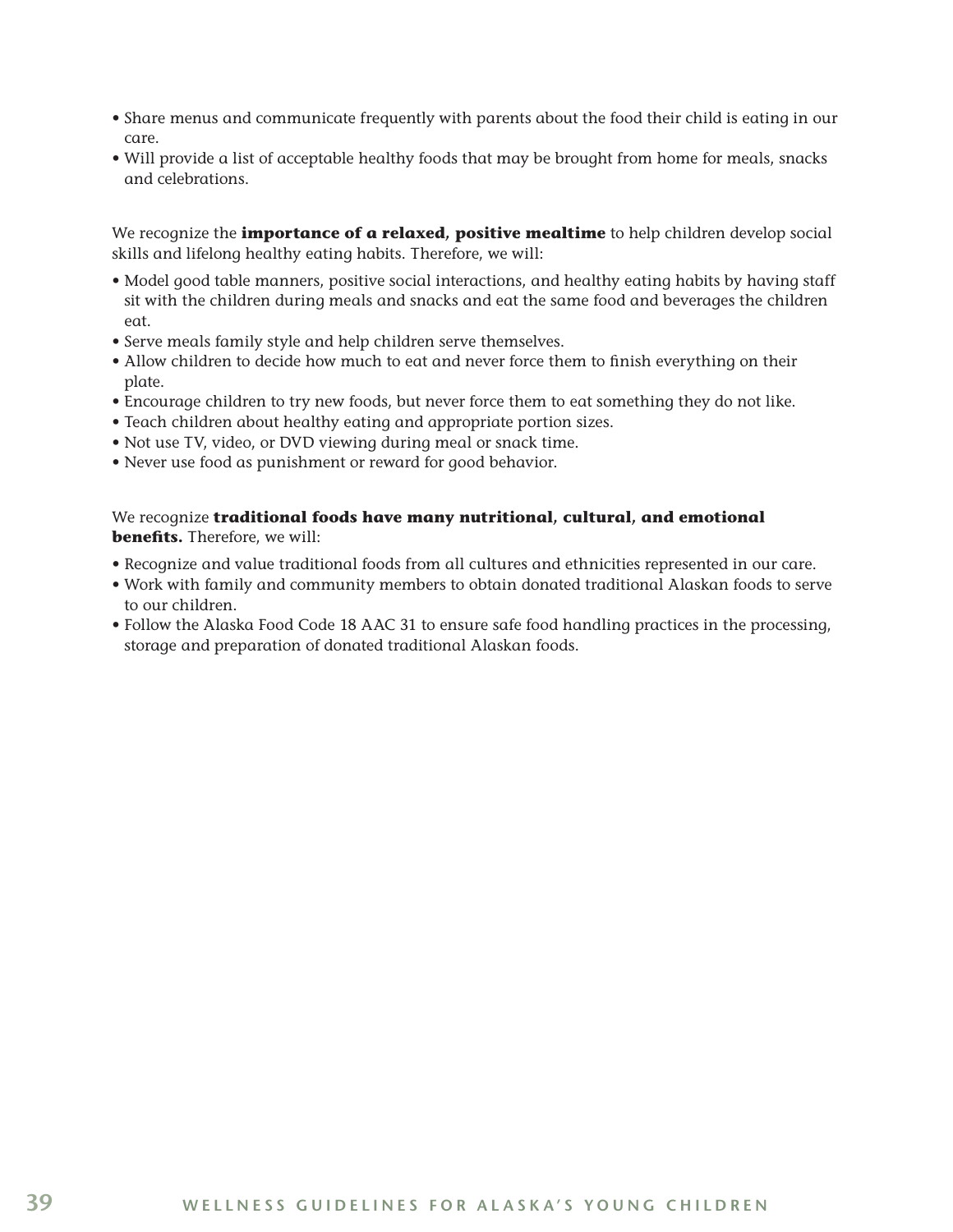- Share menus and communicate frequently with parents about the food their child is eating in our care.
- Will provide a list of acceptable healthy foods that may be brought from home for meals, snacks and celebrations.

We recognize the **importance of a relaxed, positive mealtime** to help children develop social skills and lifelong healthy eating habits. Therefore, we will:

- Model good table manners, positive social interactions, and healthy eating habits by having staff sit with the children during meals and snacks and eat the same food and beverages the children eat.
- Serve meals family style and help children serve themselves.
- Allow children to decide how much to eat and never force them to finish everything on their plate.
- Encourage children to try new foods, but never force them to eat something they do not like.
- Teach children about healthy eating and appropriate portion sizes.
- Not use TV, video, or DVD viewing during meal or snack time.
- Never use food as punishment or reward for good behavior.

We recognize **traditional foods have many nutritional, cultural, and emotional benefits.** Therefore, we will:

- Recognize and value traditional foods from all cultures and ethnicities represented in our care.
- Work with family and community members to obtain donated traditional Alaskan foods to serve to our children.
- Follow the Alaska Food Code 18 AAC 31 to ensure safe food handling practices in the processing, storage and preparation of donated traditional Alaskan foods.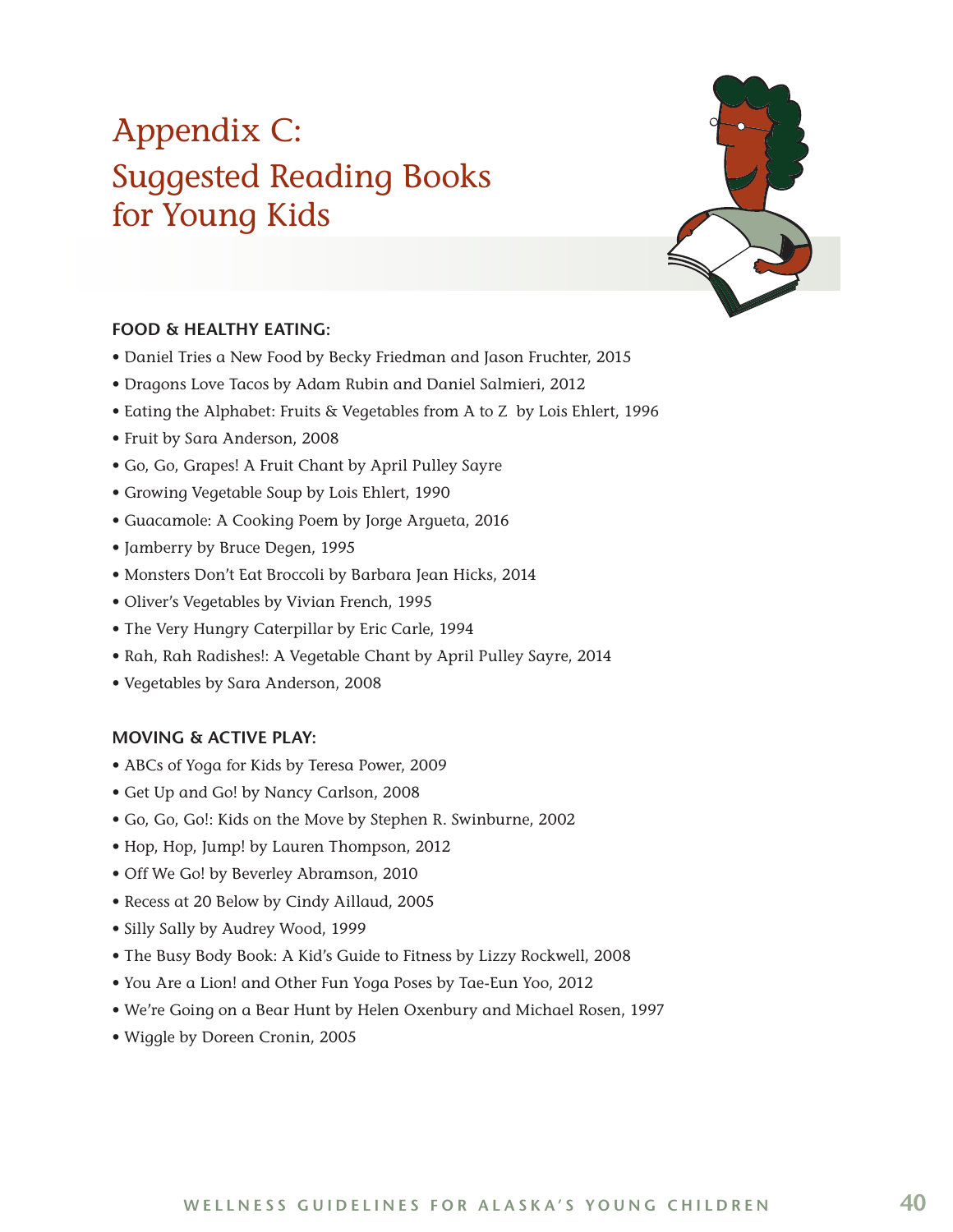# Appendix C: Suggested Reading Books for Young Kids

### FOOD & HEALTHY EATING:

- Daniel Tries a New Food by Becky Friedman and Jason Fruchter, 2015
- Dragons Love Tacos by Adam Rubin and Daniel Salmieri, 2012
- Eating the Alphabet: Fruits & Vegetables from A to Z by Lois Ehlert, 1996
- Fruit by Sara Anderson, 2008
- Go, Go, Grapes! A Fruit Chant by April Pulley Sayre
- Growing Vegetable Soup by Lois Ehlert, 1990
- Guacamole: A Cooking Poem by Jorge Argueta, 2016
- Jamberry by Bruce Degen, 1995
- Monsters Don't Eat Broccoli by Barbara Jean Hicks, 2014
- Oliver's Vegetables by Vivian French, 1995
- The Very Hungry Caterpillar by Eric Carle, 1994
- Rah, Rah Radishes!: A Vegetable Chant by April Pulley Sayre, 2014
- Vegetables by Sara Anderson, 2008

### MOVING & ACTIVE PLAY:

- ABCs of Yoga for Kids by Teresa Power, 2009
- Get Up and Go! by Nancy Carlson, 2008
- Go, Go, Go!: Kids on the Move by Stephen R. Swinburne, 2002
- Hop, Hop, Jump! by Lauren Thompson, 2012
- Off We Go! by Beverley Abramson, 2010
- Recess at 20 Below by Cindy Aillaud, 2005
- Silly Sally by Audrey Wood, 1999
- The Busy Body Book: A Kid's Guide to Fitness by Lizzy Rockwell, 2008
- You Are a Lion! and Other Fun Yoga Poses by Tae-Eun Yoo, 2012
- We're Going on a Bear Hunt by Helen Oxenbury and Michael Rosen, 1997
- Wiggle by Doreen Cronin, 2005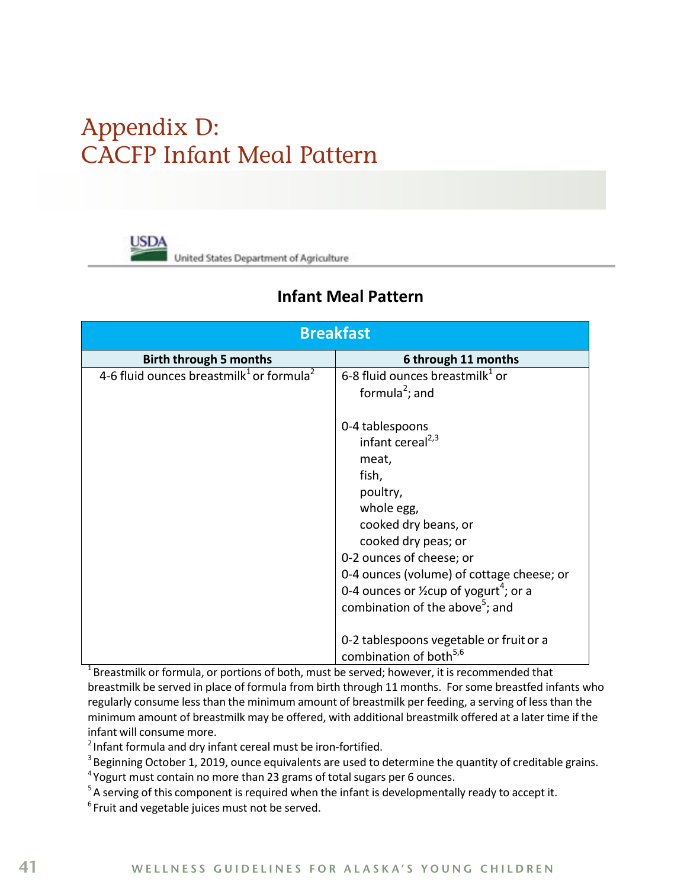# Appendix D: CACFP Infant Meal Pattern

USDA United States Department of Agriculture

## Infant Meal Pattern

| Breakfast | |
|---|---|
| **Birth through 5 months** | **6 through 11 months** |
| 4-6 fluid ounces breastmilk[1] or formula[2] | 6-8 fluid ounces breastmilk[1] or formula[2]; and<br><br>0-4 tablespoons<br>infant cereal[2,3]<br>meat,<br>fish,<br>poultry,<br>whole egg,<br>cooked dry beans, or<br>cooked dry peas; or<br>0-2 ounces of cheese; or<br>0-4 ounces (volume) of cottage cheese; or<br>0-4 ounces or ½cup of yogurt[4]; or a combination of the above[5]; and<br><br>0-2 tablespoons vegetable or fruit or a combination of both[5,6] |

[1] Breastmilk or formula, or portions of both, must be served; however, it is recommended that breastmilk be served in place of formula from birth through 11 months. For some breastfed infants who regularly consume less than the minimum amount of breastmilk per feeding, a serving of less than the minimum amount of breastmilk may be offered, with additional breastmilk offered at a later time if the infant will consume more.

[2] Infant formula and dry infant cereal must be iron-fortified.

[3] Beginning October 1, 2019, ounce equivalents are used to determine the quantity of creditable grains.

[4] Yogurt must contain no more than 23 grams of total sugars per 6 ounces.

[5] A serving of this component is required when the infant is developmentally ready to accept it.

[6] Fruit and vegetable juices must not be served.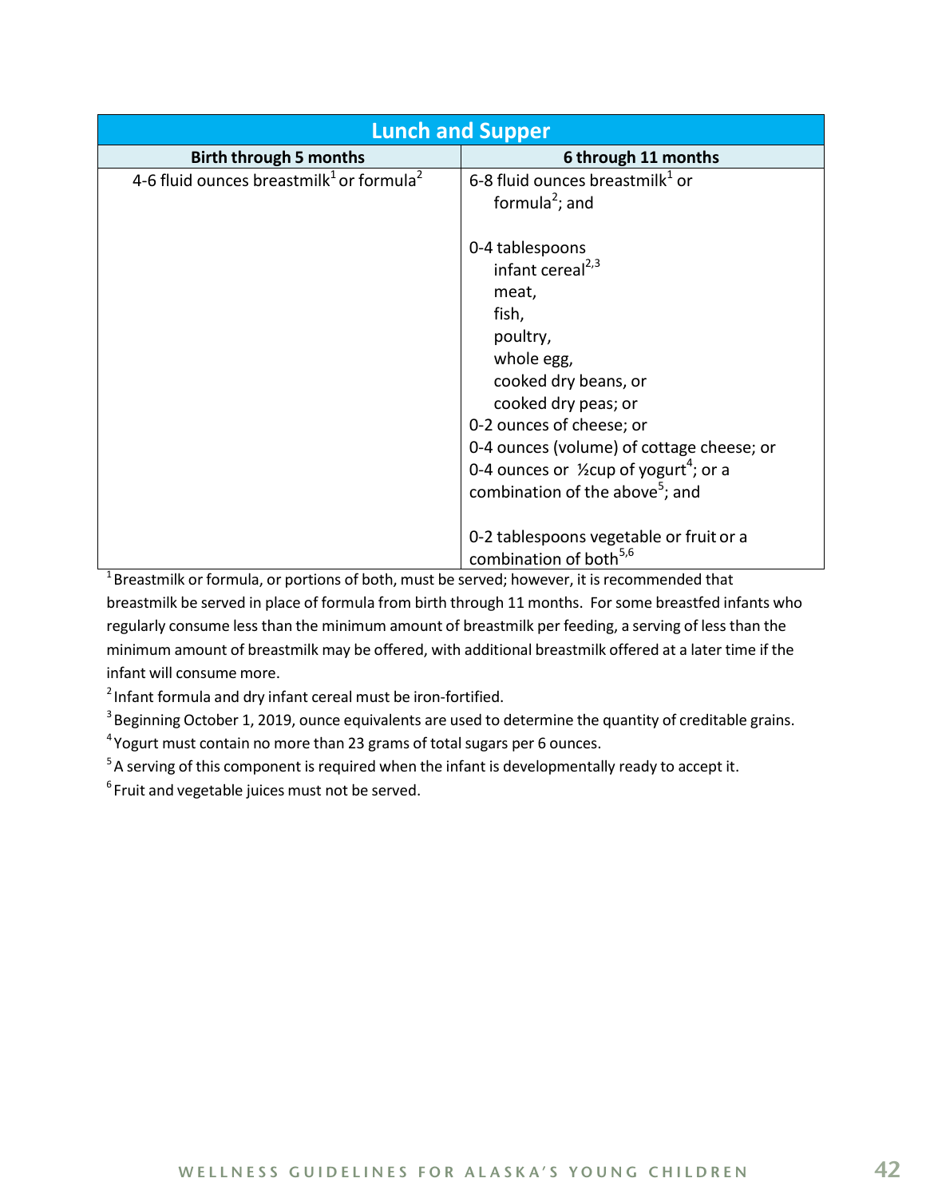| Lunch and Supper | |
|---|---|
| **Birth through 5 months** | **6 through 11 months** |
| 4-6 fluid ounces breastmilk[1] or formula[2] | 6-8 fluid ounces breastmilk[1] or formula[2]; and<br><br>0-4 tablespoons<br>infant cereal[2,3]<br>meat,<br>fish,<br>poultry,<br>whole egg,<br>cooked dry beans, or<br>cooked dry peas; or<br>0-2 ounces of cheese; or<br>0-4 ounces (volume) of cottage cheese; or<br>0-4 ounces or ½cup of yogurt[4]; or a combination of the above[5]; and<br><br>0-2 tablespoons vegetable or fruit or a combination of both[5,6] |

[1] Breastmilk or formula, or portions of both, must be served; however, it is recommended that breastmilk be served in place of formula from birth through 11 months. For some breastfed infants who regularly consume less than the minimum amount of breastmilk per feeding, a serving of less than the minimum amount of breastmilk may be offered, with additional breastmilk offered at a later time if the infant will consume more.

[2] Infant formula and dry infant cereal must be iron-fortified.

[3] Beginning October 1, 2019, ounce equivalents are used to determine the quantity of creditable grains.

[4] Yogurt must contain no more than 23 grams of total sugars per 6 ounces.

[5] A serving of this component is required when the infant is developmentally ready to accept it.

[6] Fruit and vegetable juices must not be served.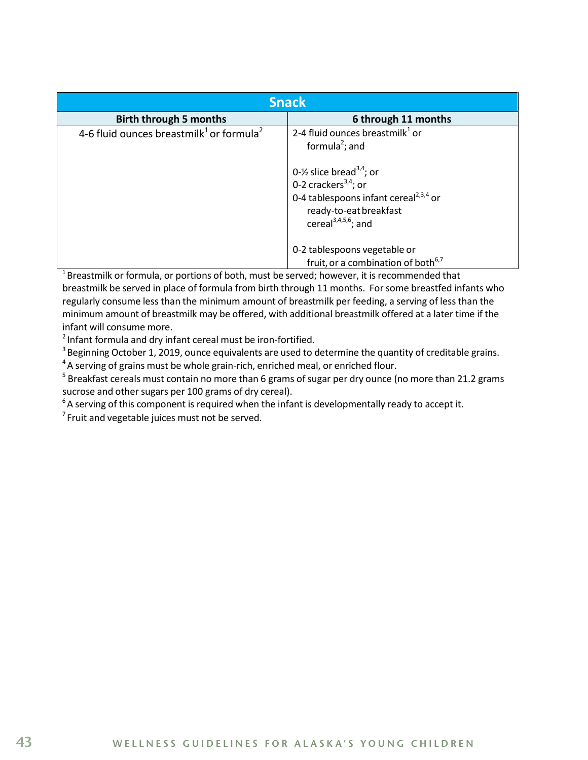| Snack | |
|---|---|
| **Birth through 5 months** | **6 through 11 months** |
| 4-6 fluid ounces breastmilk[1] or formula[2] | 2-4 fluid ounces breastmilk[1] or formula[2]; and<br><br>0-½ slice bread[3,4]; or<br>0-2 crackers[3,4]; or<br>0-4 tablespoons infant cereal[2,3,4] or ready-to-eat breakfast cereal[3,4,5,6]; and<br><br>0-2 tablespoons vegetable or fruit, or a combination of both[6,7] |

[1] Breastmilk or formula, or portions of both, must be served; however, it is recommended that breastmilk be served in place of formula from birth through 11 months. For some breastfed infants who regularly consume less than the minimum amount of breastmilk per feeding, a serving of less than the minimum amount of breastmilk may be offered, with additional breastmilk offered at a later time if the infant will consume more.

[2] Infant formula and dry infant cereal must be iron-fortified.

[3] Beginning October 1, 2019, ounce equivalents are used to determine the quantity of creditable grains.

[4] A serving of grains must be whole grain-rich, enriched meal, or enriched flour.

[5] Breakfast cereals must contain no more than 6 grams of sugar per dry ounce (no more than 21.2 grams sucrose and other sugars per 100 grams of dry cereal).

[6] A serving of this component is required when the infant is developmentally ready to accept it.

[7] Fruit and vegetable juices must not be served.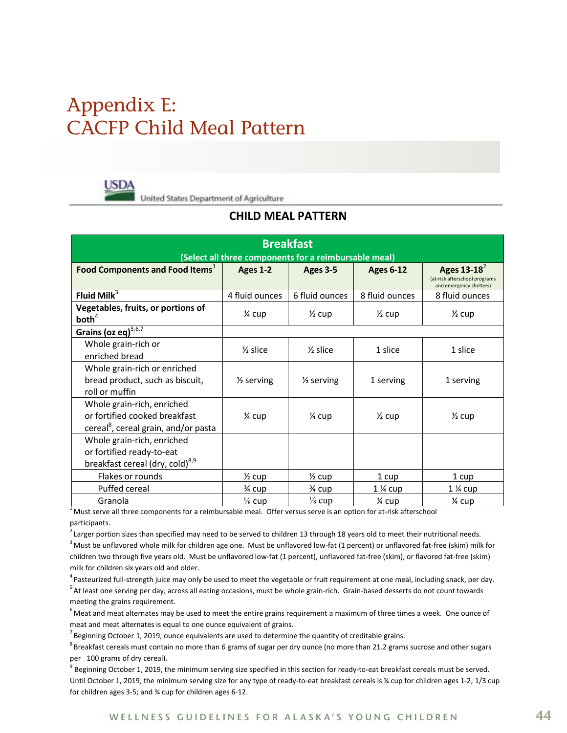# Appendix E:
# CACFP Child Meal Pattern

United States Department of Agriculture

## CHILD MEAL PATTERN

| Breakfast (Select all three components for a reimbursable meal) | | | | |
|---|---|---|---|---|
| **Food Components and Food Items**[1] | **Ages 1-2** | **Ages 3-5** | **Ages 6-12** | **Ages 13-18**[2] (at-risk afterschool programs and emergency shelters) |
| **Fluid Milk**[3] | 4 fluid ounces | 6 fluid ounces | 8 fluid ounces | 8 fluid ounces |
| **Vegetables, fruits, or portions of both**[4] | ¼ cup | ½ cup | ½ cup | ½ cup |
| **Grains (oz eq)**[5,6,7] | | | | |
| Whole grain-rich or enriched bread | ½ slice | ½ slice | 1 slice | 1 slice |
| Whole grain-rich or enriched bread product, such as biscuit, roll or muffin | ½ serving | ½ serving | 1 serving | 1 serving |
| Whole grain-rich, enriched or fortified cooked breakfast cereal[8], cereal grain, and/or pasta | ¼ cup | ¼ cup | ½ cup | ½ cup |
| Whole grain-rich, enriched or fortified ready-to-eat breakfast cereal (dry, cold)[8,9] | | | | |
| Flakes or rounds | ½ cup | ½ cup | 1 cup | 1 cup |
| Puffed cereal | ¾ cup | ¾ cup | 1 ¼ cup | 1 ¼ cup |
| Granola | ⅛ cup | ⅛ cup | ¼ cup | ¼ cup |

[1] Must serve all three components for a reimbursable meal. Offer versus serve is an option for at-risk afterschool participants.

[2] Larger portion sizes than specified may need to be served to children 13 through 18 years old to meet their nutritional needs.

[3] Must be unflavored whole milk for children age one. Must be unflavored low-fat (1 percent) or unflavored fat-free (skim) milk for children two through five years old. Must be unflavored low-fat (1 percent), unflavored fat-free (skim), or flavored fat-free (skim) milk for children six years old and older.

[4] Pasteurized full-strength juice may only be used to meet the vegetable or fruit requirement at one meal, including snack, per day.

[5] At least one serving per day, across all eating occasions, must be whole grain-rich. Grain-based desserts do not count towards meeting the grains requirement.

[6] Meat and meat alternates may be used to meet the entire grains requirement a maximum of three times a week. One ounce of meat and meat alternates is equal to one ounce equivalent of grains.

[7] Beginning October 1, 2019, ounce equivalents are used to determine the quantity of creditable grains.

[8] Breakfast cereals must contain no more than 6 grams of sugar per dry ounce (no more than 21.2 grams sucrose and other sugars per 100 grams of dry cereal).

[9] Beginning October 1, 2019, the minimum serving size specified in this section for ready-to-eat breakfast cereals must be served. Until October 1, 2019, the minimum serving size for any type of ready-to-eat breakfast cereals is ¼ cup for children ages 1-2; 1/3 cup for children ages 3-5; and ¾ cup for children ages 6-12.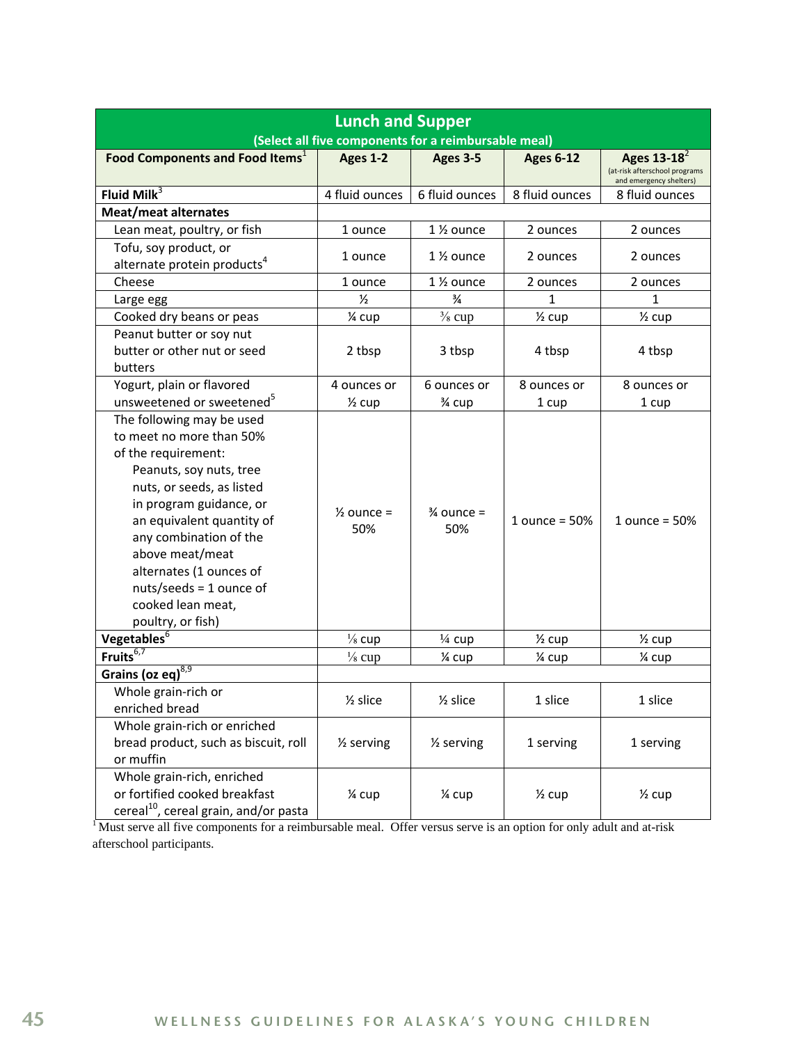| Lunch and Supper (Select all five components for a reimbursable meal) | | | | |
|---|---|---|---|---|
| **Food Components and Food Items**[1] | **Ages 1-2** | **Ages 3-5** | **Ages 6-12** | **Ages 13-18**[2] (at-risk afterschool programs and emergency shelters) |
| **Fluid Milk**[3] | 4 fluid ounces | 6 fluid ounces | 8 fluid ounces | 8 fluid ounces |
| **Meat/meat alternates** | | | | |
| Lean meat, poultry, or fish | 1 ounce | 1 ½ ounce | 2 ounces | 2 ounces |
| Tofu, soy product, or alternate protein products[4] | 1 ounce | 1 ½ ounce | 2 ounces | 2 ounces |
| Cheese | 1 ounce | 1 ½ ounce | 2 ounces | 2 ounces |
| Large egg | ½ | ¾ | 1 | 1 |
| Cooked dry beans or peas | ¼ cup | ⅜ cup | ½ cup | ½ cup |
| Peanut butter or soy nut butter or other nut or seed butters | 2 tbsp | 3 tbsp | 4 tbsp | 4 tbsp |
| Yogurt, plain or flavored unsweetened or sweetened[5] | 4 ounces or ½ cup | 6 ounces or ¾ cup | 8 ounces or 1 cup | 8 ounces or 1 cup |
| The following may be used to meet no more than 50% of the requirement: Peanuts, soy nuts, tree nuts, or seeds, as listed in program guidance, or an equivalent quantity of any combination of the above meat/meat alternates (1 ounces of nuts/seeds = 1 ounce of cooked lean meat, poultry, or fish) | ½ ounce = 50% | ¾ ounce = 50% | 1 ounce = 50% | 1 ounce = 50% |
| **Vegetables**[6] | ⅛ cup | ¼ cup | ½ cup | ½ cup |
| **Fruits**[6,7] | ⅛ cup | ¼ cup | ¼ cup | ¼ cup |
| **Grains (oz eq)**[8,9] | | | | |
| Whole grain-rich or enriched bread | ½ slice | ½ slice | 1 slice | 1 slice |
| Whole grain-rich or enriched bread product, such as biscuit, roll or muffin | ½ serving | ½ serving | 1 serving | 1 serving |
| Whole grain-rich, enriched or fortified cooked breakfast cereal[10], cereal grain, and/or pasta | ¼ cup | ¼ cup | ½ cup | ½ cup |

[1] Must serve all five components for a reimbursable meal. Offer versus serve is an option for only adult and at-risk afterschool participants.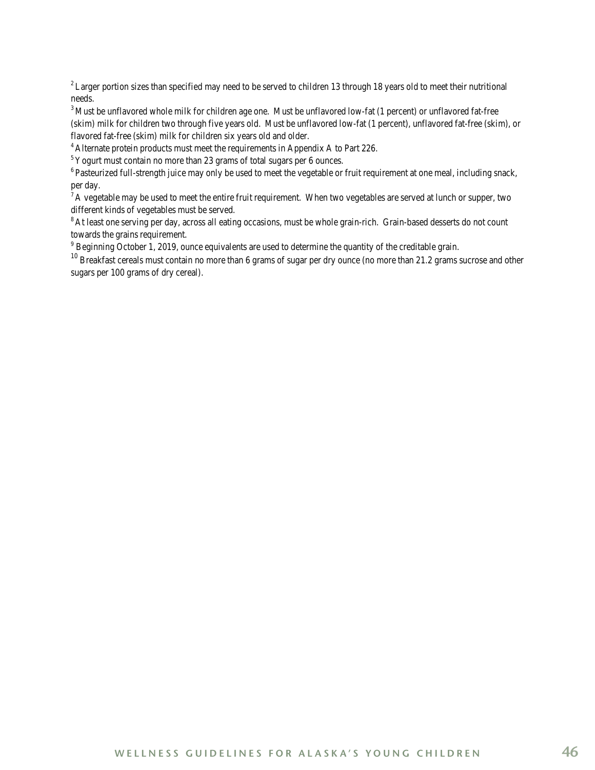[2] Larger portion sizes than specified may need to be served to children 13 through 18 years old to meet their nutritional needs.

[3] Must be unflavored whole milk for children age one. Must be unflavored low-fat (1 percent) or unflavored fat-free (skim) milk for children two through five years old. Must be unflavored low-fat (1 percent), unflavored fat-free (skim), or flavored fat-free (skim) milk for children six years old and older.

[4] Alternate protein products must meet the requirements in Appendix A to Part 226.

[5] Yogurt must contain no more than 23 grams of total sugars per 6 ounces.

[6] Pasteurized full-strength juice may only be used to meet the vegetable or fruit requirement at one meal, including snack, per day.

[7] A vegetable may be used to meet the entire fruit requirement. When two vegetables are served at lunch or supper, two different kinds of vegetables must be served.

[8] At least one serving per day, across all eating occasions, must be whole grain-rich. Grain-based desserts do not count towards the grains requirement.

[9] Beginning October 1, 2019, ounce equivalents are used to determine the quantity of the creditable grain.

[10] Breakfast cereals must contain no more than 6 grams of sugar per dry ounce (no more than 21.2 grams sucrose and other sugars per 100 grams of dry cereal).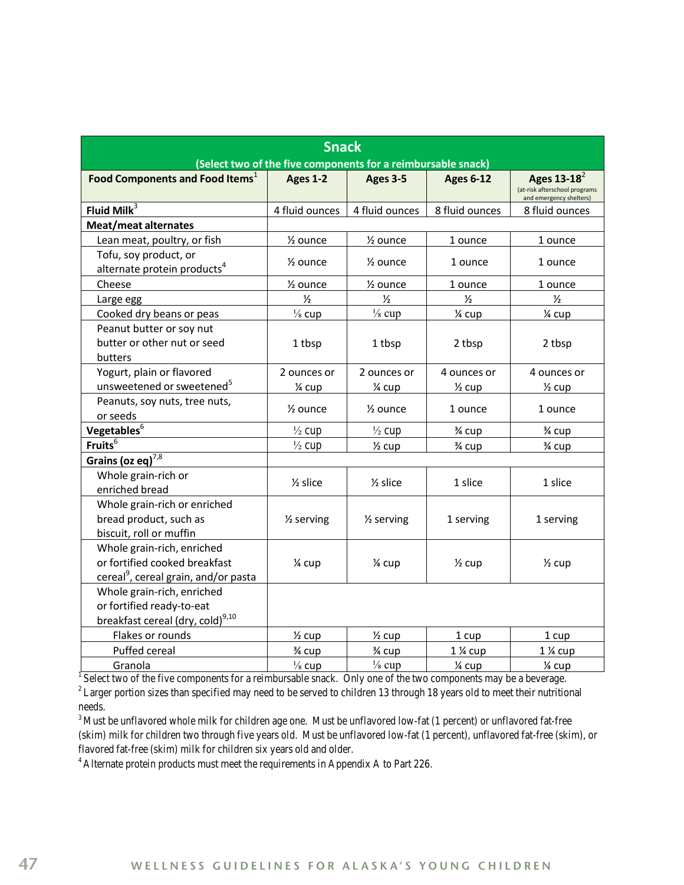| Snack (Select two of the five components for a reimbursable snack) | | | | |
|---|---|---|---|---|
| **Food Components and Food Items**[1] | **Ages 1-2** | **Ages 3-5** | **Ages 6-12** | **Ages 13-18**[2] (at-risk afterschool programs and emergency shelters) |
| **Fluid Milk**[3] | 4 fluid ounces | 4 fluid ounces | 8 fluid ounces | 8 fluid ounces |
| **Meat/meat alternates** | | | | |
| Lean meat, poultry, or fish | ½ ounce | ½ ounce | 1 ounce | 1 ounce |
| Tofu, soy product, or alternate protein products[4] | ½ ounce | ½ ounce | 1 ounce | 1 ounce |
| Cheese | ½ ounce | ½ ounce | 1 ounce | 1 ounce |
| Large egg | ½ | ½ | ½ | ½ |
| Cooked dry beans or peas | ⅛ cup | ⅛ cup | ¼ cup | ¼ cup |
| Peanut butter or soy nut butter or other nut or seed butters | 1 tbsp | 1 tbsp | 2 tbsp | 2 tbsp |
| Yogurt, plain or flavored unsweetened or sweetened[5] | 2 ounces or ¼ cup | 2 ounces or ¼ cup | 4 ounces or ½ cup | 4 ounces or ½ cup |
| Peanuts, soy nuts, tree nuts, or seeds | ½ ounce | ½ ounce | 1 ounce | 1 ounce |
| **Vegetables**[6] | ½ cup | ½ cup | ¾ cup | ¾ cup |
| **Fruits**[6] | ½ cup | ½ cup | ¾ cup | ¾ cup |
| **Grains (oz eq)**[7,8] | | | | |
| Whole grain-rich or enriched bread | ½ slice | ½ slice | 1 slice | 1 slice |
| Whole grain-rich or enriched bread product, such as biscuit, roll or muffin | ½ serving | ½ serving | 1 serving | 1 serving |
| Whole grain-rich, enriched or fortified cooked breakfast cereal[9], cereal grain, and/or pasta | ¼ cup | ¼ cup | ½ cup | ½ cup |
| Whole grain-rich, enriched or fortified ready-to-eat breakfast cereal (dry, cold)[9,10] | | | | |
| Flakes or rounds | ½ cup | ½ cup | 1 cup | 1 cup |
| Puffed cereal | ¾ cup | ¾ cup | 1 ¼ cup | 1 ¼ cup |
| Granola | ⅛ cup | ⅛ cup | ¼ cup | ¼ cup |

[1] Select two of the five components for a reimbursable snack. Only one of the two components may be a beverage.

[2] Larger portion sizes than specified may need to be served to children 13 through 18 years old to meet their nutritional needs.

[3] Must be unflavored whole milk for children age one. Must be unflavored low-fat (1 percent) or unflavored fat-free (skim) milk for children two through five years old. Must be unflavored low-fat (1 percent), unflavored fat-free (skim), or flavored fat-free (skim) milk for children six years old and older.

[4] Alternate protein products must meet the requirements in Appendix A to Part 226.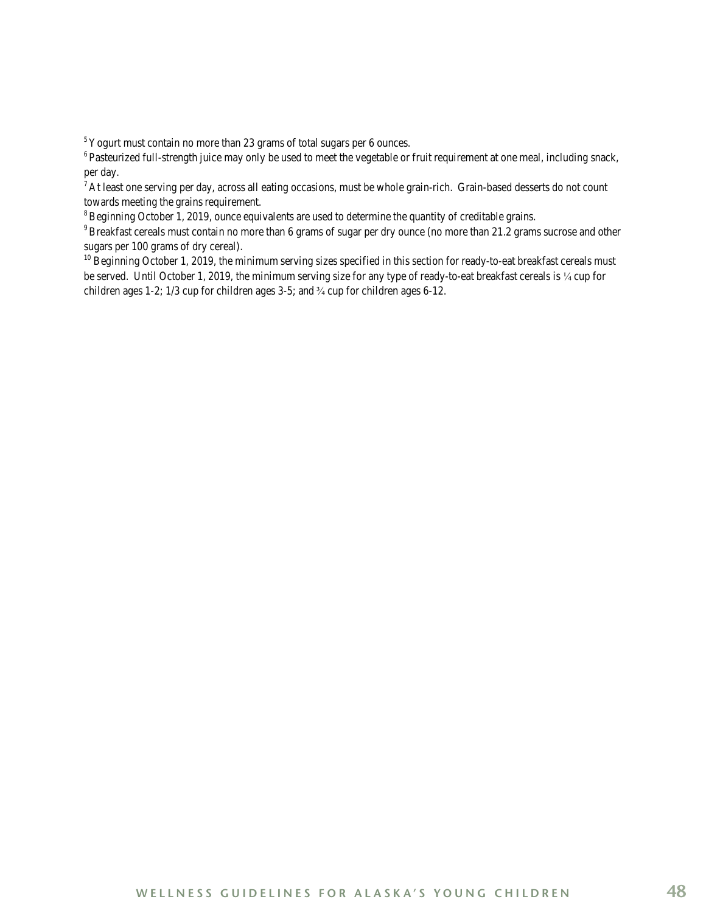[5] Yogurt must contain no more than 23 grams of total sugars per 6 ounces.

[6] Pasteurized full-strength juice may only be used to meet the vegetable or fruit requirement at one meal, including snack, per day.

[7] At least one serving per day, across all eating occasions, must be whole grain-rich. Grain-based desserts do not count towards meeting the grains requirement.

[8] Beginning October 1, 2019, ounce equivalents are used to determine the quantity of creditable grains.

[9] Breakfast cereals must contain no more than 6 grams of sugar per dry ounce (no more than 21.2 grams sucrose and other sugars per 100 grams of dry cereal).

[10] Beginning October 1, 2019, the minimum serving sizes specified in this section for ready-to-eat breakfast cereals must be served. Until October 1, 2019, the minimum serving size for any type of ready-to-eat breakfast cereals is ¼ cup for children ages 1-2; 1/3 cup for children ages 3-5; and ¾ cup for children ages 6-12.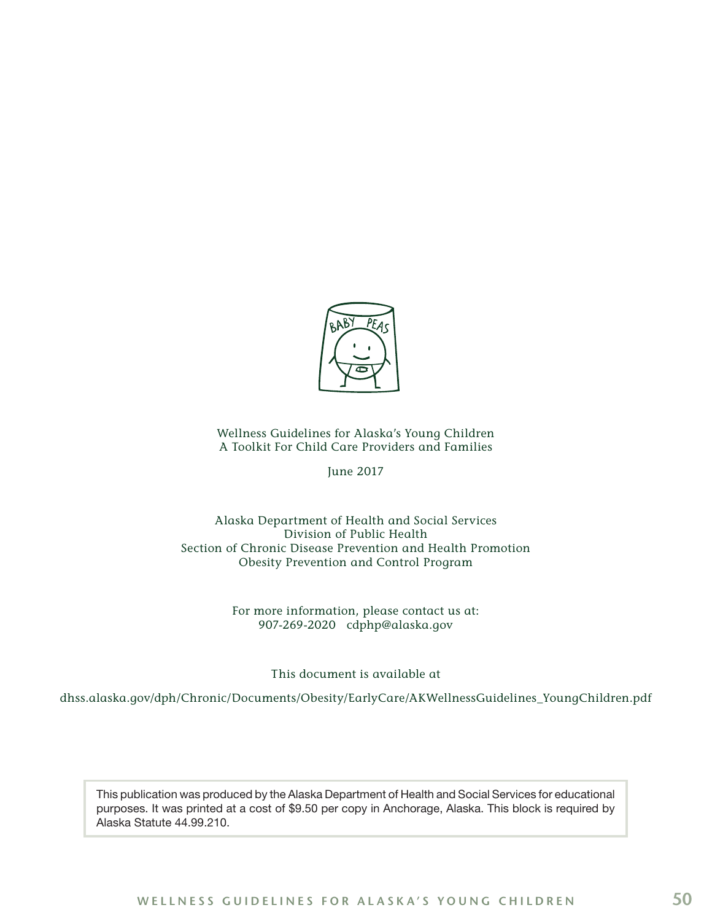Wellness Guidelines for Alaska's Young Children
A Toolkit For Child Care Providers and Families

June 2017

Alaska Department of Health and Social Services
Division of Public Health
Section of Chronic Disease Prevention and Health Promotion
Obesity Prevention and Control Program

For more information, please contact us at:
907-269-2020 cdphp@alaska.gov

This document is available at

dhss.alaska.gov/dph/Chronic/Documents/Obesity/EarlyCare/AKWellnessGuidelines_YoungChildren.pdf

This publication was produced by the Alaska Department of Health and Social Services for educational purposes. It was printed at a cost of $9.50 per copy in Anchorage, Alaska. This block is required by Alaska Statute 44.99.210.